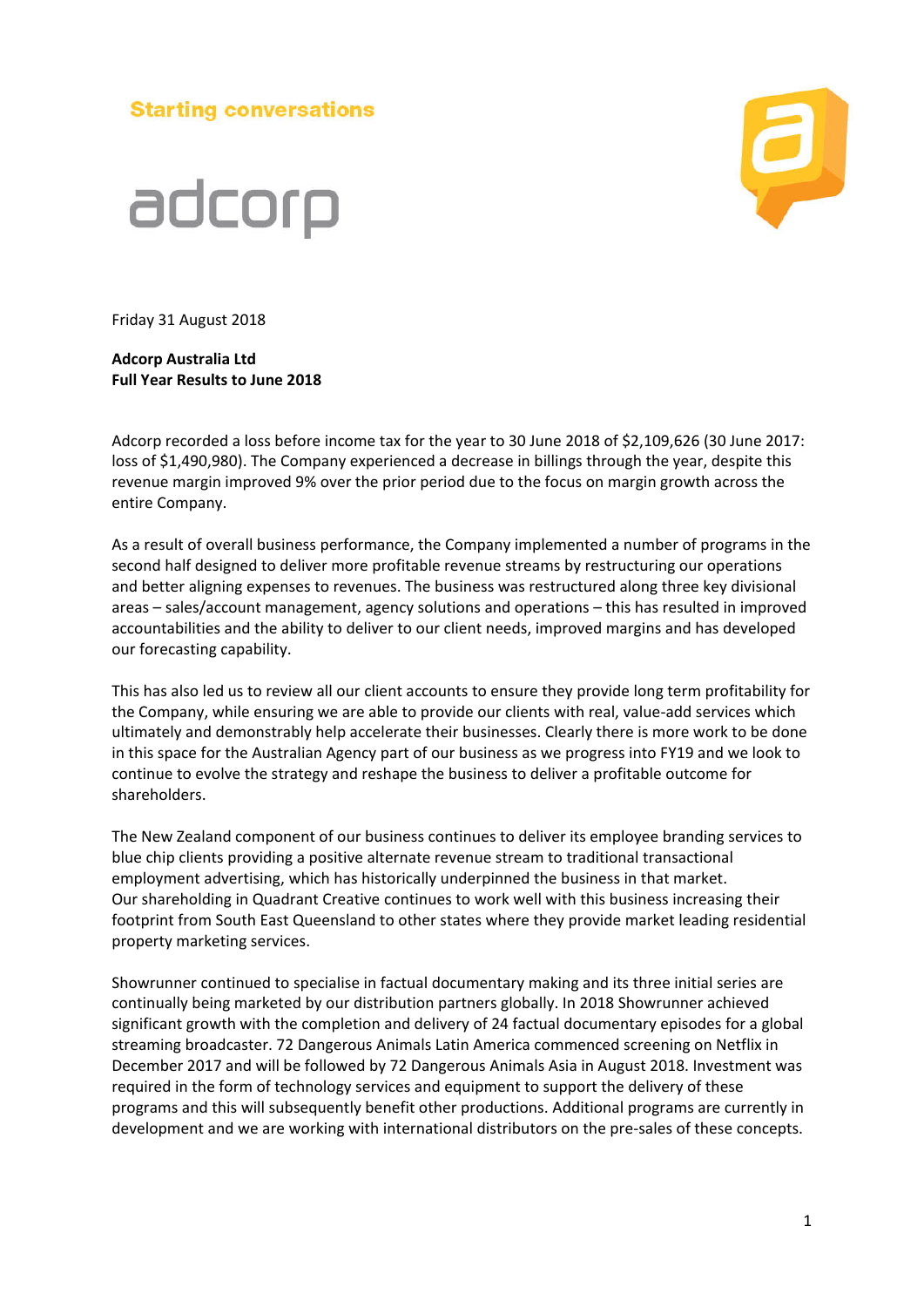Starting conversations

adcorp

Friday 31 August 2018

**Adcorp Australia Ltd**
**Full Year Results to June 2018**

Adcorp recorded a loss before income tax for the year to 30 June 2018 of $2,109,626 (30 June 2017: loss of $1,490,980). The Company experienced a decrease in billings through the year, despite this revenue margin improved 9% over the prior period due to the focus on margin growth across the entire Company.

As a result of overall business performance, the Company implemented a number of programs in the second half designed to deliver more profitable revenue streams by restructuring our operations and better aligning expenses to revenues. The business was restructured along three key divisional areas – sales/account management, agency solutions and operations – this has resulted in improved accountabilities and the ability to deliver to our client needs, improved margins and has developed our forecasting capability.

This has also led us to review all our client accounts to ensure they provide long term profitability for the Company, while ensuring we are able to provide our clients with real, value-add services which ultimately and demonstrably help accelerate their businesses. Clearly there is more work to be done in this space for the Australian Agency part of our business as we progress into FY19 and we look to continue to evolve the strategy and reshape the business to deliver a profitable outcome for shareholders.

The New Zealand component of our business continues to deliver its employee branding services to blue chip clients providing a positive alternate revenue stream to traditional transactional employment advertising, which has historically underpinned the business in that market.
Our shareholding in Quadrant Creative continues to work well with this business increasing their footprint from South East Queensland to other states where they provide market leading residential property marketing services.

Showrunner continued to specialise in factual documentary making and its three initial series are continually being marketed by our distribution partners globally. In 2018 Showrunner achieved significant growth with the completion and delivery of 24 factual documentary episodes for a global streaming broadcaster. 72 Dangerous Animals Latin America commenced screening on Netflix in December 2017 and will be followed by 72 Dangerous Animals Asia in August 2018. Investment was required in the form of technology services and equipment to support the delivery of these programs and this will subsequently benefit other productions. Additional programs are currently in development and we are working with international distributors on the pre-sales of these concepts.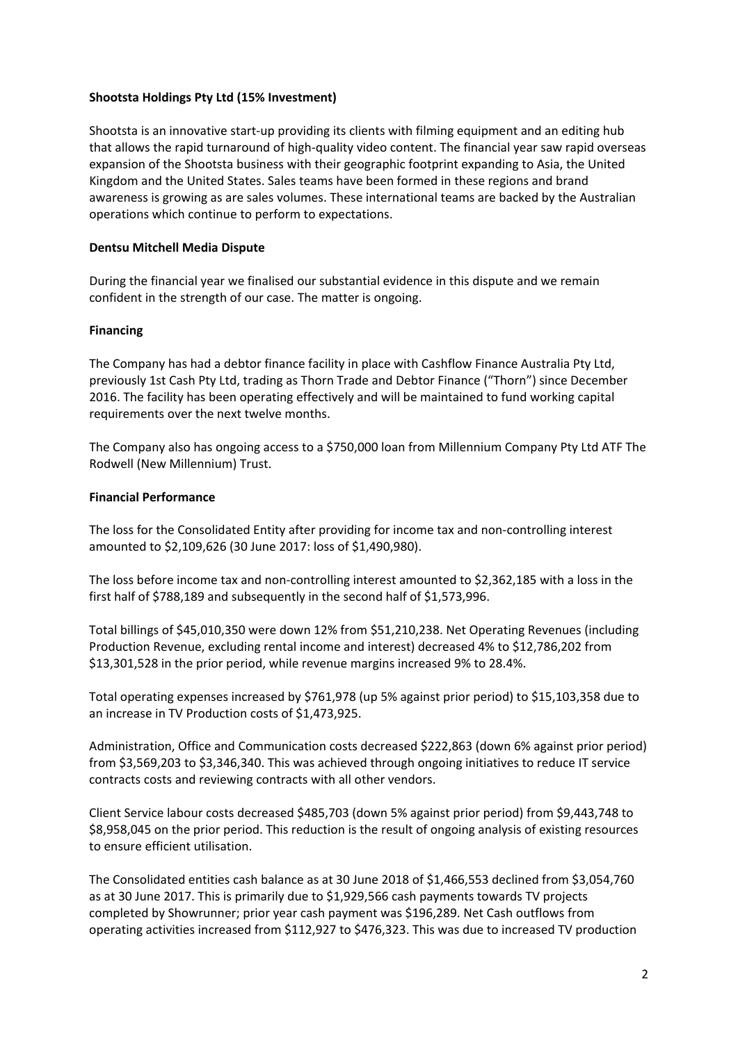**Shootsta Holdings Pty Ltd (15% Investment)**

Shootsta is an innovative start-up providing its clients with filming equipment and an editing hub that allows the rapid turnaround of high-quality video content. The financial year saw rapid overseas expansion of the Shootsta business with their geographic footprint expanding to Asia, the United Kingdom and the United States. Sales teams have been formed in these regions and brand awareness is growing as are sales volumes. These international teams are backed by the Australian operations which continue to perform to expectations.

**Dentsu Mitchell Media Dispute**

During the financial year we finalised our substantial evidence in this dispute and we remain confident in the strength of our case. The matter is ongoing.

**Financing**

The Company has had a debtor finance facility in place with Cashflow Finance Australia Pty Ltd, previously 1st Cash Pty Ltd, trading as Thorn Trade and Debtor Finance ("Thorn") since December 2016. The facility has been operating effectively and will be maintained to fund working capital requirements over the next twelve months.

The Company also has ongoing access to a $750,000 loan from Millennium Company Pty Ltd ATF The Rodwell (New Millennium) Trust.

**Financial Performance**

The loss for the Consolidated Entity after providing for income tax and non-controlling interest amounted to $2,109,626 (30 June 2017: loss of $1,490,980).

The loss before income tax and non-controlling interest amounted to $2,362,185 with a loss in the first half of $788,189 and subsequently in the second half of $1,573,996.

Total billings of $45,010,350 were down 12% from $51,210,238. Net Operating Revenues (including Production Revenue, excluding rental income and interest) decreased 4% to $12,786,202 from $13,301,528 in the prior period, while revenue margins increased 9% to 28.4%.

Total operating expenses increased by $761,978 (up 5% against prior period) to $15,103,358 due to an increase in TV Production costs of $1,473,925.

Administration, Office and Communication costs decreased $222,863 (down 6% against prior period) from $3,569,203 to $3,346,340. This was achieved through ongoing initiatives to reduce IT service contracts costs and reviewing contracts with all other vendors.

Client Service labour costs decreased $485,703 (down 5% against prior period) from $9,443,748 to $8,958,045 on the prior period. This reduction is the result of ongoing analysis of existing resources to ensure efficient utilisation.

The Consolidated entities cash balance as at 30 June 2018 of $1,466,553 declined from $3,054,760 as at 30 June 2017. This is primarily due to $1,929,566 cash payments towards TV projects completed by Showrunner; prior year cash payment was $196,289. Net Cash outflows from operating activities increased from $112,927 to $476,323. This was due to increased TV production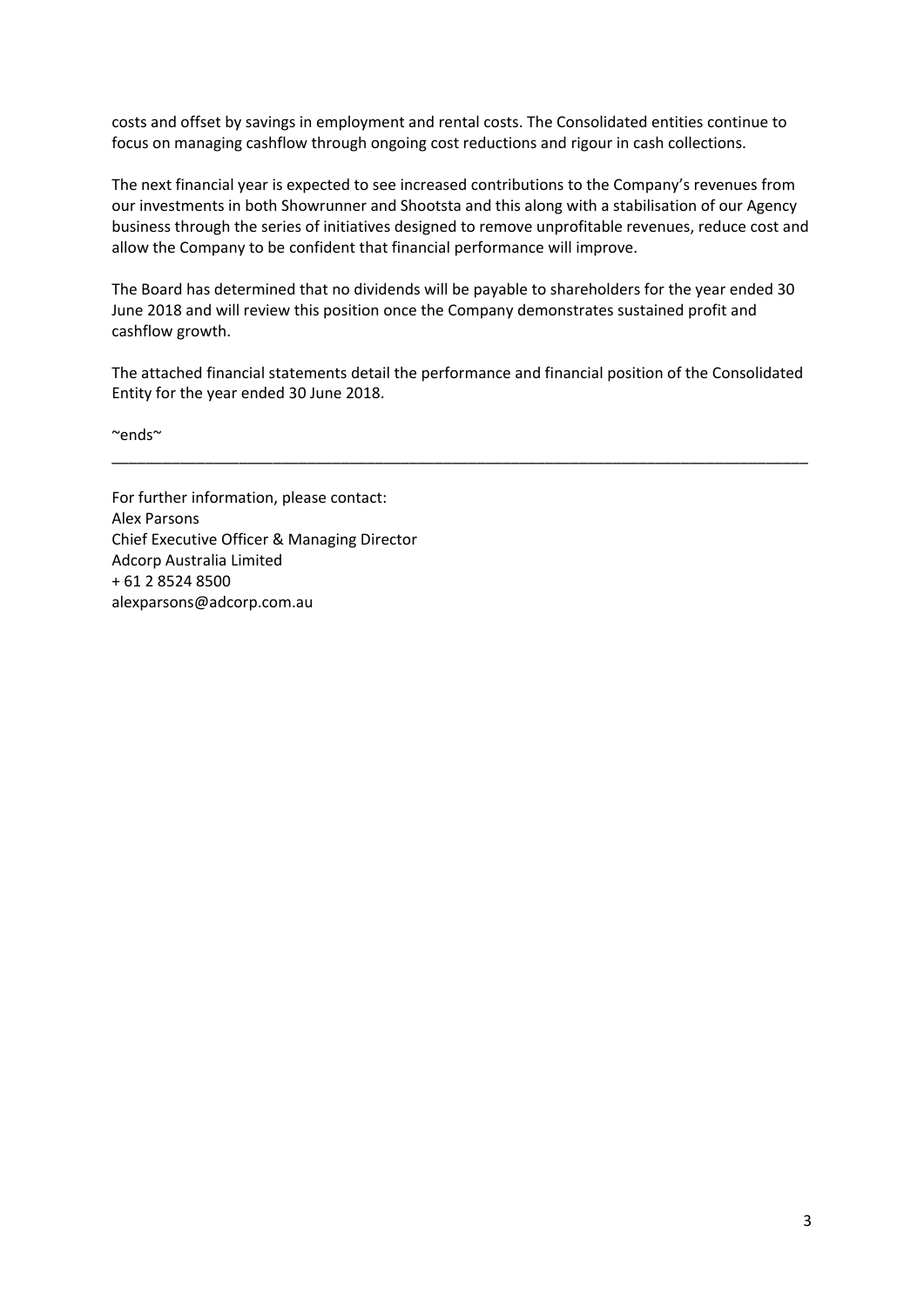costs and offset by savings in employment and rental costs. The Consolidated entities continue to focus on managing cashflow through ongoing cost reductions and rigour in cash collections.

The next financial year is expected to see increased contributions to the Company's revenues from our investments in both Showrunner and Shootsta and this along with a stabilisation of our Agency business through the series of initiatives designed to remove unprofitable revenues, reduce cost and allow the Company to be confident that financial performance will improve.

The Board has determined that no dividends will be payable to shareholders for the year ended 30 June 2018 and will review this position once the Company demonstrates sustained profit and cashflow growth.

The attached financial statements detail the performance and financial position of the Consolidated Entity for the year ended 30 June 2018.

~ends~

---

For further information, please contact:
Alex Parsons
Chief Executive Officer & Managing Director
Adcorp Australia Limited
+ 61 2 8524 8500
alexparsons@adcorp.com.au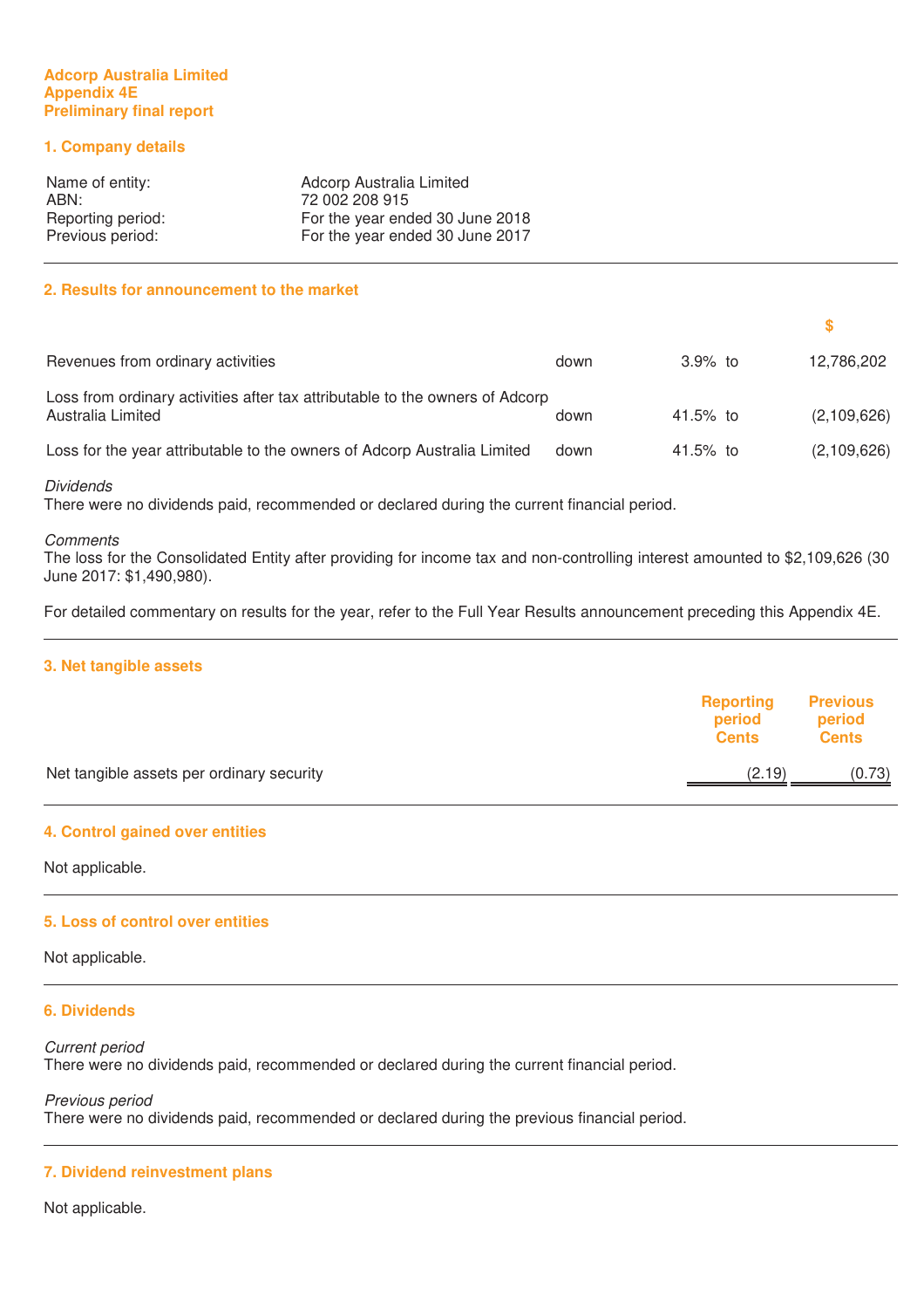**Adcorp Australia Limited**
**Appendix 4E**
**Preliminary final report**

## 1. Company details

| | |
|---|---|
| Name of entity: | Adcorp Australia Limited |
| ABN: | 72 002 208 915 |
| Reporting period: | For the year ended 30 June 2018 |
| Previous period: | For the year ended 30 June 2017 |

## 2. Results for announcement to the market

| | | | | $ |
|---|---|---|---|---|
| Revenues from ordinary activities | down | 3.9% | to | 12,786,202 |
| Loss from ordinary activities after tax attributable to the owners of Adcorp Australia Limited | down | 41.5% | to | (2,109,626) |
| Loss for the year attributable to the owners of Adcorp Australia Limited | down | 41.5% | to | (2,109,626) |

*Dividends*
There were no dividends paid, recommended or declared during the current financial period.

*Comments*
The loss for the Consolidated Entity after providing for income tax and non-controlling interest amounted to $2,109,626 (30 June 2017: $1,490,980).

For detailed commentary on results for the year, refer to the Full Year Results announcement preceding this Appendix 4E.

## 3. Net tangible assets

| | Reporting period Cents | Previous period Cents |
|---|---|---|
| Net tangible assets per ordinary security | (2.19) | (0.73) |

## 4. Control gained over entities

Not applicable.

## 5. Loss of control over entities

Not applicable.

## 6. Dividends

*Current period*
There were no dividends paid, recommended or declared during the current financial period.

*Previous period*
There were no dividends paid, recommended or declared during the previous financial period.

## 7. Dividend reinvestment plans

Not applicable.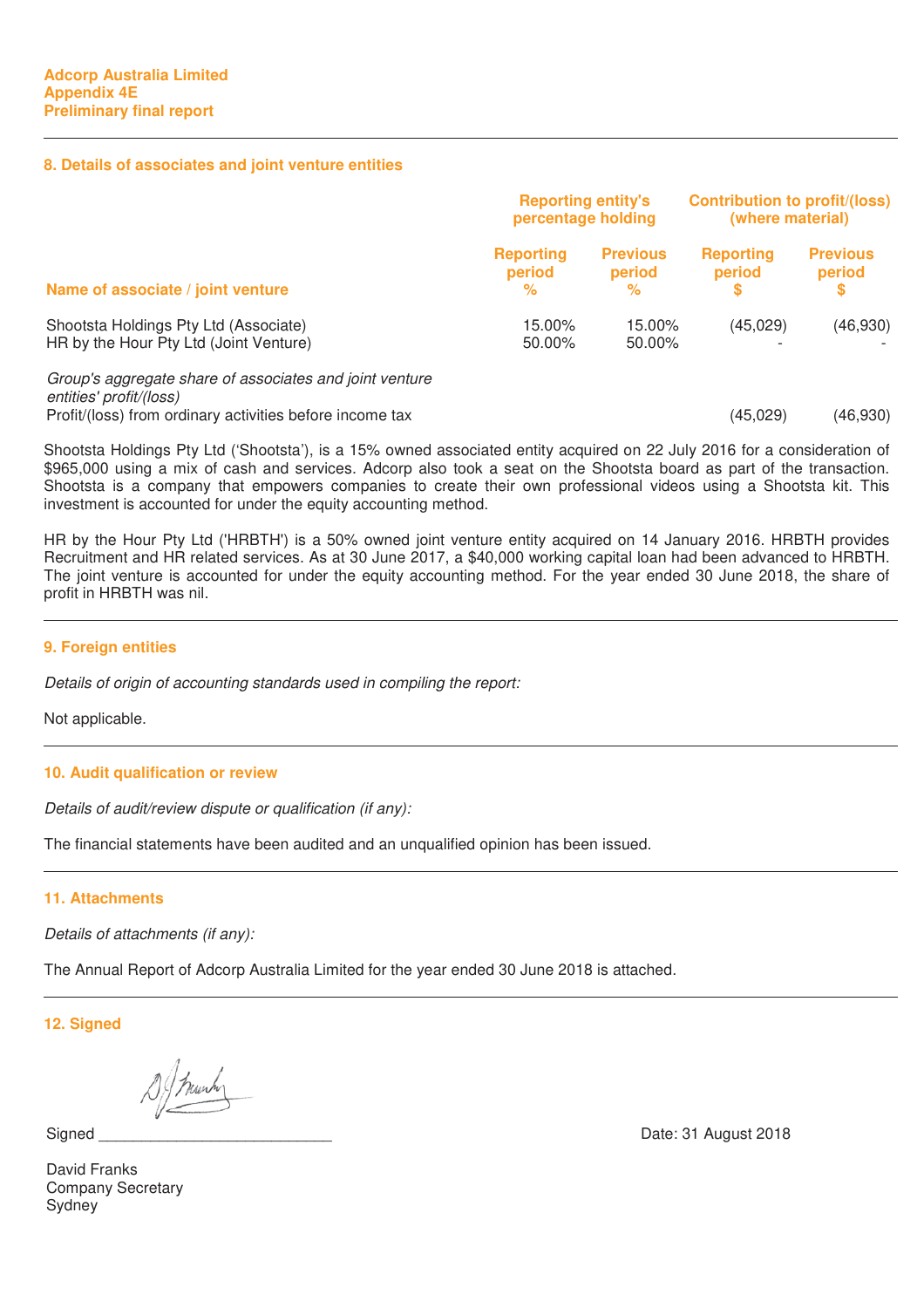Adcorp Australia Limited
Appendix 4E
Preliminary final report

## 8. Details of associates and joint venture entities

| | Reporting entity's percentage holding | | Contribution to profit/(loss) (where material) | |
|---|---|---|---|---|
| Name of associate / joint venture | Reporting period % | Previous period % | Reporting period $ | Previous period $ |
| Shootsta Holdings Pty Ltd (Associate) | 15.00% | 15.00% | (45,029) | (46,930) |
| HR by the Hour Pty Ltd (Joint Venture) | 50.00% | 50.00% | - | - |
| *Group's aggregate share of associates and joint venture entities' profit/(loss)* | | | | |
| Profit/(loss) from ordinary activities before income tax | | | (45,029) | (46,930) |

Shootsta Holdings Pty Ltd ('Shootsta'), is a 15% owned associated entity acquired on 22 July 2016 for a consideration of $965,000 using a mix of cash and services. Adcorp also took a seat on the Shootsta board as part of the transaction. Shootsta is a company that empowers companies to create their own professional videos using a Shootsta kit. This investment is accounted for under the equity accounting method.

HR by the Hour Pty Ltd ('HRBTH') is a 50% owned joint venture entity acquired on 14 January 2016. HRBTH provides Recruitment and HR related services. As at 30 June 2017, a $40,000 working capital loan had been advanced to HRBTH. The joint venture is accounted for under the equity accounting method. For the year ended 30 June 2018, the share of profit in HRBTH was nil.

## 9. Foreign entities

*Details of origin of accounting standards used in compiling the report:*

Not applicable.

## 10. Audit qualification or review

*Details of audit/review dispute or qualification (if any):*

The financial statements have been audited and an unqualified opinion has been issued.

## 11. Attachments

*Details of attachments (if any):*

The Annual Report of Adcorp Australia Limited for the year ended 30 June 2018 is attached.

## 12. Signed

Signed ___________________________ Date: 31 August 2018

David Franks
Company Secretary
Sydney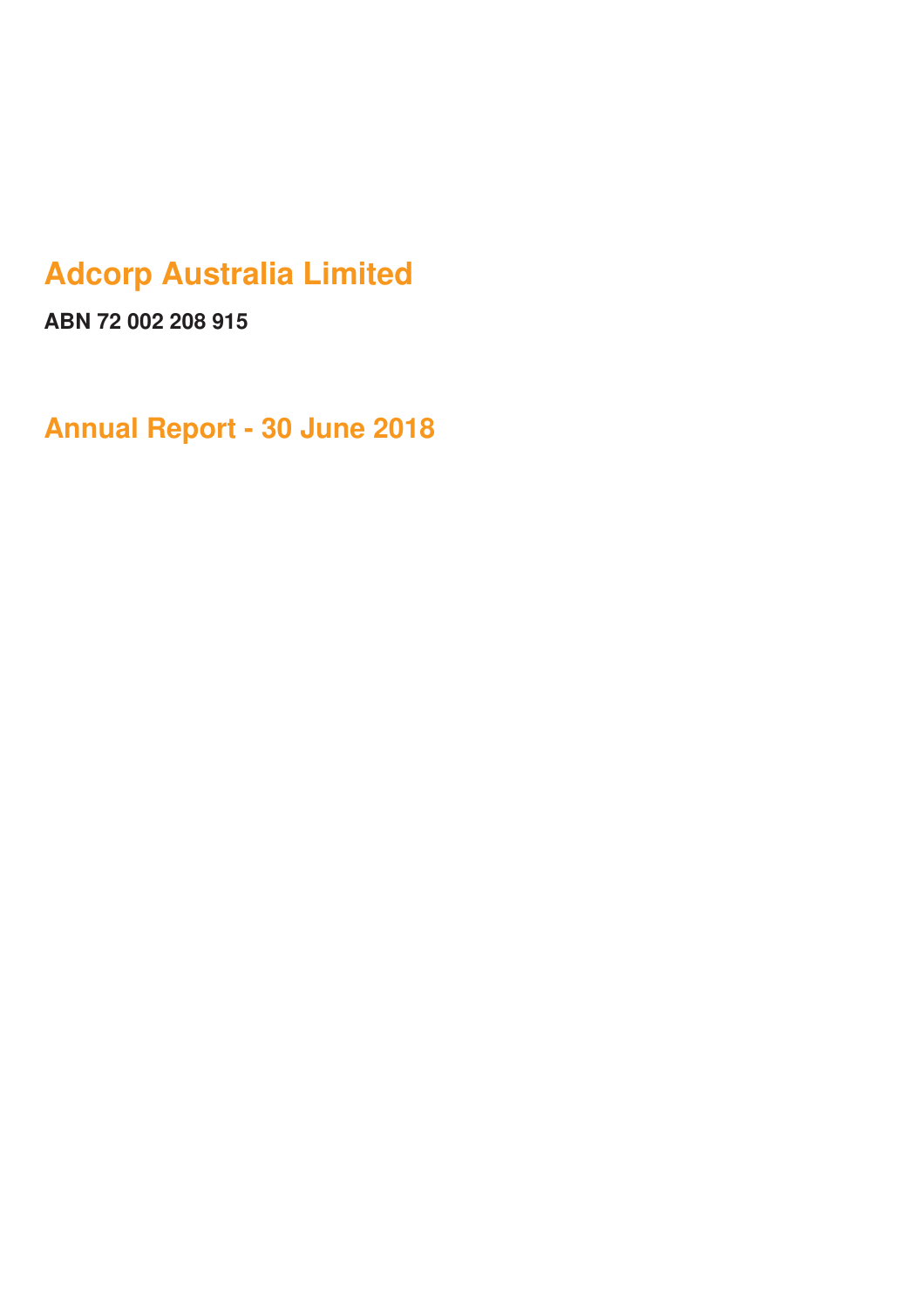# Adcorp Australia Limited

**ABN 72 002 208 915**

# Annual Report - 30 June 2018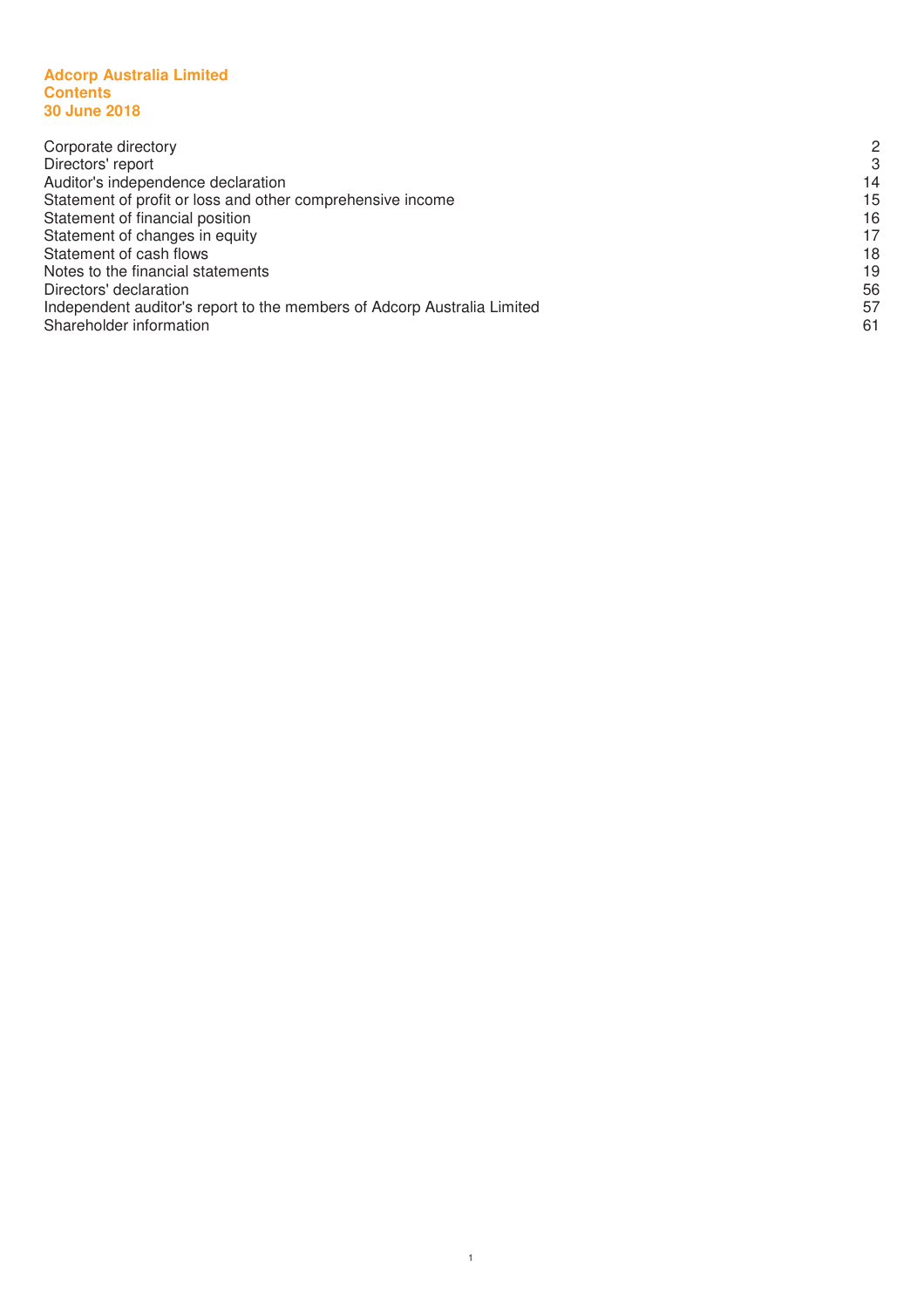**Adcorp Australia Limited**
**Contents**
**30 June 2018**

| | |
|---|---|
| Corporate directory | 2 |
| Directors' report | 3 |
| Auditor's independence declaration | 14 |
| Statement of profit or loss and other comprehensive income | 15 |
| Statement of financial position | 16 |
| Statement of changes in equity | 17 |
| Statement of cash flows | 18 |
| Notes to the financial statements | 19 |
| Directors' declaration | 56 |
| Independent auditor's report to the members of Adcorp Australia Limited | 57 |
| Shareholder information | 61 |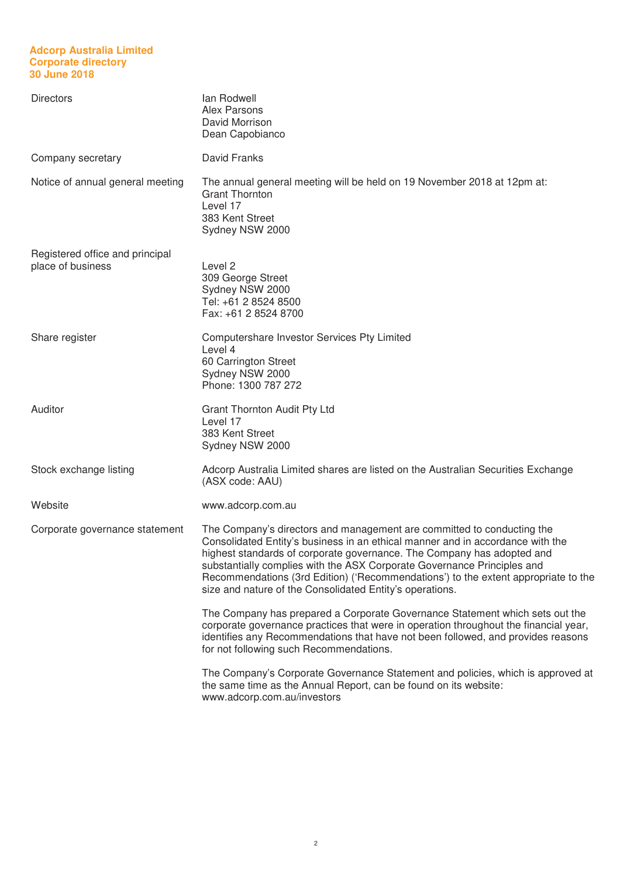# Adcorp Australia Limited
## Corporate directory
## 30 June 2018

| | |
|---|---|
| Directors | Ian Rodwell<br>Alex Parsons<br>David Morrison<br>Dean Capobianco |
| Company secretary | David Franks |
| Notice of annual general meeting | The annual general meeting will be held on 19 November 2018 at 12pm at:<br>Grant Thornton<br>Level 17<br>383 Kent Street<br>Sydney NSW 2000 |
| Registered office and principal place of business | Level 2<br>309 George Street<br>Sydney NSW 2000<br>Tel: +61 2 8524 8500<br>Fax: +61 2 8524 8700 |
| Share register | Computershare Investor Services Pty Limited<br>Level 4<br>60 Carrington Street<br>Sydney NSW 2000<br>Phone: 1300 787 272 |
| Auditor | Grant Thornton Audit Pty Ltd<br>Level 17<br>383 Kent Street<br>Sydney NSW 2000 |
| Stock exchange listing | Adcorp Australia Limited shares are listed on the Australian Securities Exchange (ASX code: AAU) |
| Website | www.adcorp.com.au |
| Corporate governance statement | The Company's directors and management are committed to conducting the Consolidated Entity's business in an ethical manner and in accordance with the highest standards of corporate governance. The Company has adopted and substantially complies with the ASX Corporate Governance Principles and Recommendations (3rd Edition) ('Recommendations') to the extent appropriate to the size and nature of the Consolidated Entity's operations.<br><br>The Company has prepared a Corporate Governance Statement which sets out the corporate governance practices that were in operation throughout the financial year, identifies any Recommendations that have not been followed, and provides reasons for not following such Recommendations.<br><br>The Company's Corporate Governance Statement and policies, which is approved at the same time as the Annual Report, can be found on its website: www.adcorp.com.au/investors |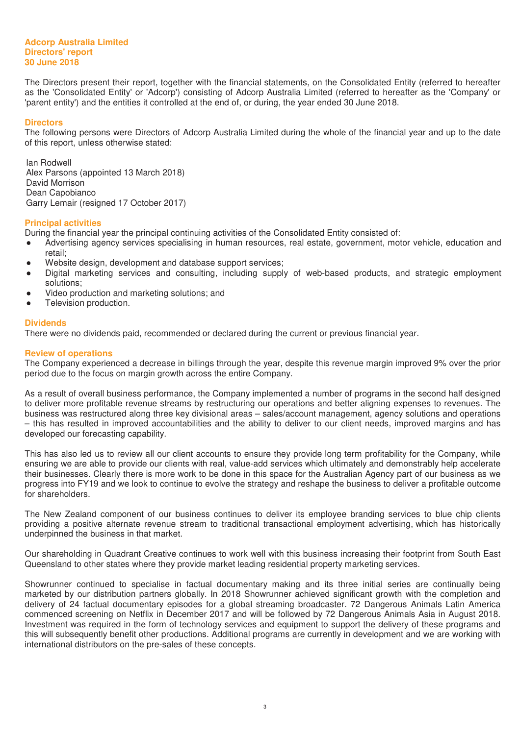**Adcorp Australia Limited**
**Directors' report**
**30 June 2018**

The Directors present their report, together with the financial statements, on the Consolidated Entity (referred to hereafter as the 'Consolidated Entity' or 'Adcorp') consisting of Adcorp Australia Limited (referred to hereafter as the 'Company' or 'parent entity') and the entities it controlled at the end of, or during, the year ended 30 June 2018.

## Directors

The following persons were Directors of Adcorp Australia Limited during the whole of the financial year and up to the date of this report, unless otherwise stated:

Ian Rodwell
Alex Parsons (appointed 13 March 2018)
David Morrison
Dean Capobianco
Garry Lemair (resigned 17 October 2017)

## Principal activities

During the financial year the principal continuing activities of the Consolidated Entity consisted of:

- Advertising agency services specialising in human resources, real estate, government, motor vehicle, education and retail;
- Website design, development and database support services;
- Digital marketing services and consulting, including supply of web-based products, and strategic employment solutions;
- Video production and marketing solutions; and
- Television production.

## Dividends

There were no dividends paid, recommended or declared during the current or previous financial year.

## Review of operations

The Company experienced a decrease in billings through the year, despite this revenue margin improved 9% over the prior period due to the focus on margin growth across the entire Company.

As a result of overall business performance, the Company implemented a number of programs in the second half designed to deliver more profitable revenue streams by restructuring our operations and better aligning expenses to revenues. The business was restructured along three key divisional areas – sales/account management, agency solutions and operations – this has resulted in improved accountabilities and the ability to deliver to our client needs, improved margins and has developed our forecasting capability.

This has also led us to review all our client accounts to ensure they provide long term profitability for the Company, while ensuring we are able to provide our clients with real, value-add services which ultimately and demonstrably help accelerate their businesses. Clearly there is more work to be done in this space for the Australian Agency part of our business as we progress into FY19 and we look to continue to evolve the strategy and reshape the business to deliver a profitable outcome for shareholders.

The New Zealand component of our business continues to deliver its employee branding services to blue chip clients providing a positive alternate revenue stream to traditional transactional employment advertising, which has historically underpinned the business in that market.

Our shareholding in Quadrant Creative continues to work well with this business increasing their footprint from South East Queensland to other states where they provide market leading residential property marketing services.

Showrunner continued to specialise in factual documentary making and its three initial series are continually being marketed by our distribution partners globally. In 2018 Showrunner achieved significant growth with the completion and delivery of 24 factual documentary episodes for a global streaming broadcaster. 72 Dangerous Animals Latin America commenced screening on Netflix in December 2017 and will be followed by 72 Dangerous Animals Asia in August 2018. Investment was required in the form of technology services and equipment to support the delivery of these programs and this will subsequently benefit other productions. Additional programs are currently in development and we are working with international distributors on the pre-sales of these concepts.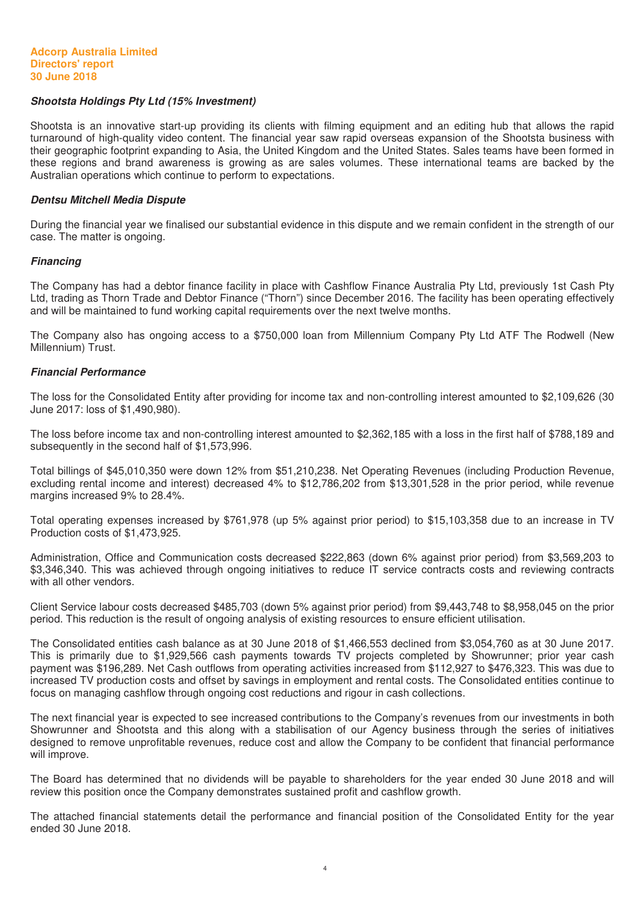### *Shootsta Holdings Pty Ltd (15% Investment)*

Shootsta is an innovative start-up providing its clients with filming equipment and an editing hub that allows the rapid turnaround of high-quality video content. The financial year saw rapid overseas expansion of the Shootsta business with their geographic footprint expanding to Asia, the United Kingdom and the United States. Sales teams have been formed in these regions and brand awareness is growing as are sales volumes. These international teams are backed by the Australian operations which continue to perform to expectations.

### *Dentsu Mitchell Media Dispute*

During the financial year we finalised our substantial evidence in this dispute and we remain confident in the strength of our case. The matter is ongoing.

### *Financing*

The Company has had a debtor finance facility in place with Cashflow Finance Australia Pty Ltd, previously 1st Cash Pty Ltd, trading as Thorn Trade and Debtor Finance ("Thorn") since December 2016. The facility has been operating effectively and will be maintained to fund working capital requirements over the next twelve months.

The Company also has ongoing access to a $750,000 loan from Millennium Company Pty Ltd ATF The Rodwell (New Millennium) Trust.

### *Financial Performance*

The loss for the Consolidated Entity after providing for income tax and non-controlling interest amounted to $2,109,626 (30 June 2017: loss of $1,490,980).

The loss before income tax and non-controlling interest amounted to $2,362,185 with a loss in the first half of $788,189 and subsequently in the second half of $1,573,996.

Total billings of $45,010,350 were down 12% from $51,210,238. Net Operating Revenues (including Production Revenue, excluding rental income and interest) decreased 4% to $12,786,202 from $13,301,528 in the prior period, while revenue margins increased 9% to 28.4%.

Total operating expenses increased by $761,978 (up 5% against prior period) to $15,103,358 due to an increase in TV Production costs of $1,473,925.

Administration, Office and Communication costs decreased $222,863 (down 6% against prior period) from $3,569,203 to $3,346,340. This was achieved through ongoing initiatives to reduce IT service contracts costs and reviewing contracts with all other vendors.

Client Service labour costs decreased $485,703 (down 5% against prior period) from $9,443,748 to $8,958,045 on the prior period. This reduction is the result of ongoing analysis of existing resources to ensure efficient utilisation.

The Consolidated entities cash balance as at 30 June 2018 of $1,466,553 declined from $3,054,760 as at 30 June 2017. This is primarily due to $1,929,566 cash payments towards TV projects completed by Showrunner; prior year cash payment was $196,289. Net Cash outflows from operating activities increased from $112,927 to $476,323. This was due to increased TV production costs and offset by savings in employment and rental costs. The Consolidated entities continue to focus on managing cashflow through ongoing cost reductions and rigour in cash collections.

The next financial year is expected to see increased contributions to the Company's revenues from our investments in both Showrunner and Shootsta and this along with a stabilisation of our Agency business through the series of initiatives designed to remove unprofitable revenues, reduce cost and allow the Company to be confident that financial performance will improve.

The Board has determined that no dividends will be payable to shareholders for the year ended 30 June 2018 and will review this position once the Company demonstrates sustained profit and cashflow growth.

The attached financial statements detail the performance and financial position of the Consolidated Entity for the year ended 30 June 2018.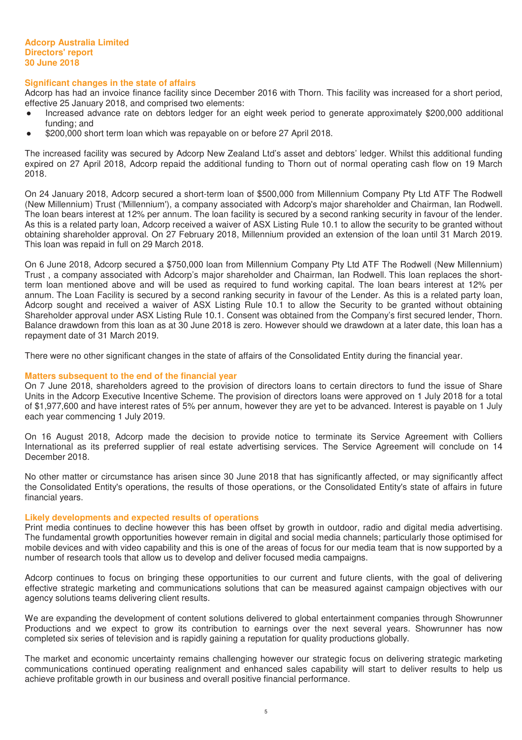## Significant changes in the state of affairs

Adcorp has had an invoice finance facility since December 2016 with Thorn. This facility was increased for a short period, effective 25 January 2018, and comprised two elements:

- Increased advance rate on debtors ledger for an eight week period to generate approximately $200,000 additional funding; and
- $200,000 short term loan which was repayable on or before 27 April 2018.

The increased facility was secured by Adcorp New Zealand Ltd's asset and debtors' ledger. Whilst this additional funding expired on 27 April 2018, Adcorp repaid the additional funding to Thorn out of normal operating cash flow on 19 March 2018.

On 24 January 2018, Adcorp secured a short-term loan of $500,000 from Millennium Company Pty Ltd ATF The Rodwell (New Millennium) Trust ('Millennium'), a company associated with Adcorp's major shareholder and Chairman, Ian Rodwell. The loan bears interest at 12% per annum. The loan facility is secured by a second ranking security in favour of the lender. As this is a related party loan, Adcorp received a waiver of ASX Listing Rule 10.1 to allow the security to be granted without obtaining shareholder approval. On 27 February 2018, Millennium provided an extension of the loan until 31 March 2019. This loan was repaid in full on 29 March 2018.

On 6 June 2018, Adcorp secured a $750,000 loan from Millennium Company Pty Ltd ATF The Rodwell (New Millennium) Trust , a company associated with Adcorp's major shareholder and Chairman, Ian Rodwell. This loan replaces the short-term loan mentioned above and will be used as required to fund working capital. The loan bears interest at 12% per annum. The Loan Facility is secured by a second ranking security in favour of the Lender. As this is a related party loan, Adcorp sought and received a waiver of ASX Listing Rule 10.1 to allow the Security to be granted without obtaining Shareholder approval under ASX Listing Rule 10.1. Consent was obtained from the Company's first secured lender, Thorn. Balance drawdown from this loan as at 30 June 2018 is zero. However should we drawdown at a later date, this loan has a repayment date of 31 March 2019.

There were no other significant changes in the state of affairs of the Consolidated Entity during the financial year.

## Matters subsequent to the end of the financial year

On 7 June 2018, shareholders agreed to the provision of directors loans to certain directors to fund the issue of Share Units in the Adcorp Executive Incentive Scheme. The provision of directors loans were approved on 1 July 2018 for a total of $1,977,600 and have interest rates of 5% per annum, however they are yet to be advanced. Interest is payable on 1 July each year commencing 1 July 2019.

On 16 August 2018, Adcorp made the decision to provide notice to terminate its Service Agreement with Colliers International as its preferred supplier of real estate advertising services. The Service Agreement will conclude on 14 December 2018.

No other matter or circumstance has arisen since 30 June 2018 that has significantly affected, or may significantly affect the Consolidated Entity's operations, the results of those operations, or the Consolidated Entity's state of affairs in future financial years.

## Likely developments and expected results of operations

Print media continues to decline however this has been offset by growth in outdoor, radio and digital media advertising. The fundamental growth opportunities however remain in digital and social media channels; particularly those optimised for mobile devices and with video capability and this is one of the areas of focus for our media team that is now supported by a number of research tools that allow us to develop and deliver focused media campaigns.

Adcorp continues to focus on bringing these opportunities to our current and future clients, with the goal of delivering effective strategic marketing and communications solutions that can be measured against campaign objectives with our agency solutions teams delivering client results.

We are expanding the development of content solutions delivered to global entertainment companies through Showrunner Productions and we expect to grow its contribution to earnings over the next several years. Showrunner has now completed six series of television and is rapidly gaining a reputation for quality productions globally.

The market and economic uncertainty remains challenging however our strategic focus on delivering strategic marketing communications continued operating realignment and enhanced sales capability will start to deliver results to help us achieve profitable growth in our business and overall positive financial performance.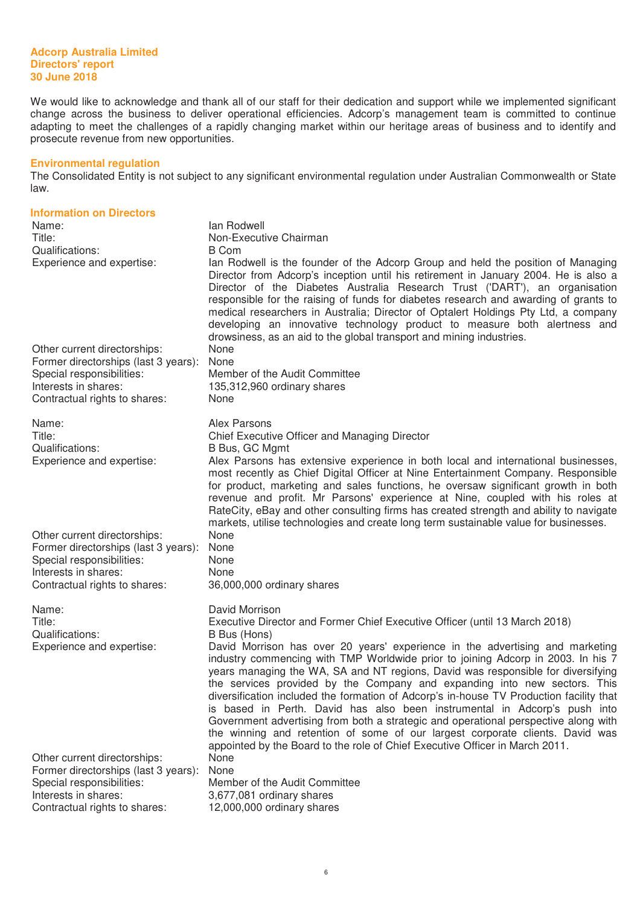**Adcorp Australia Limited**
**Directors' report**
**30 June 2018**

We would like to acknowledge and thank all of our staff for their dedication and support while we implemented significant change across the business to deliver operational efficiencies. Adcorp's management team is committed to continue adapting to meet the challenges of a rapidly changing market within our heritage areas of business and to identify and prosecute revenue from new opportunities.

## Environmental regulation

The Consolidated Entity is not subject to any significant environmental regulation under Australian Commonwealth or State law.

## Information on Directors

| | |
|---|---|
| Name: | Ian Rodwell |
| Title: | Non-Executive Chairman |
| Qualifications: | B Com |
| Experience and expertise: | Ian Rodwell is the founder of the Adcorp Group and held the position of Managing Director from Adcorp's inception until his retirement in January 2004. He is also a Director of the Diabetes Australia Research Trust ('DART'), an organisation responsible for the raising of funds for diabetes research and awarding of grants to medical researchers in Australia; Director of Optalert Holdings Pty Ltd, a company developing an innovative technology product to measure both alertness and drowsiness, as an aid to the global transport and mining industries. |
| Other current directorships: | None |
| Former directorships (last 3 years): | None |
| Special responsibilities: | Member of the Audit Committee |
| Interests in shares: | 135,312,960 ordinary shares |
| Contractual rights to shares: | None |

| | |
|---|---|
| Name: | Alex Parsons |
| Title: | Chief Executive Officer and Managing Director |
| Qualifications: | B Bus, GC Mgmt |
| Experience and expertise: | Alex Parsons has extensive experience in both local and international businesses, most recently as Chief Digital Officer at Nine Entertainment Company. Responsible for product, marketing and sales functions, he oversaw significant growth in both revenue and profit. Mr Parsons' experience at Nine, coupled with his roles at RateCity, eBay and other consulting firms has created strength and ability to navigate markets, utilise technologies and create long term sustainable value for businesses. |
| Other current directorships: | None |
| Former directorships (last 3 years): | None |
| Special responsibilities: | None |
| Interests in shares: | None |
| Contractual rights to shares: | 36,000,000 ordinary shares |

| | |
|---|---|
| Name: | David Morrison |
| Title: | Executive Director and Former Chief Executive Officer (until 13 March 2018) |
| Qualifications: | B Bus (Hons) |
| Experience and expertise: | David Morrison has over 20 years' experience in the advertising and marketing industry commencing with TMP Worldwide prior to joining Adcorp in 2003. In his 7 years managing the WA, SA and NT regions, David was responsible for diversifying the services provided by the Company and expanding into new sectors. This diversification included the formation of Adcorp's in-house TV Production facility that is based in Perth. David has also been instrumental in Adcorp's push into Government advertising from both a strategic and operational perspective along with the winning and retention of some of our largest corporate clients. David was appointed by the Board to the role of Chief Executive Officer in March 2011. |
| Other current directorships: | None |
| Former directorships (last 3 years): | None |
| Special responsibilities: | Member of the Audit Committee |
| Interests in shares: | 3,677,081 ordinary shares |
| Contractual rights to shares: | 12,000,000 ordinary shares |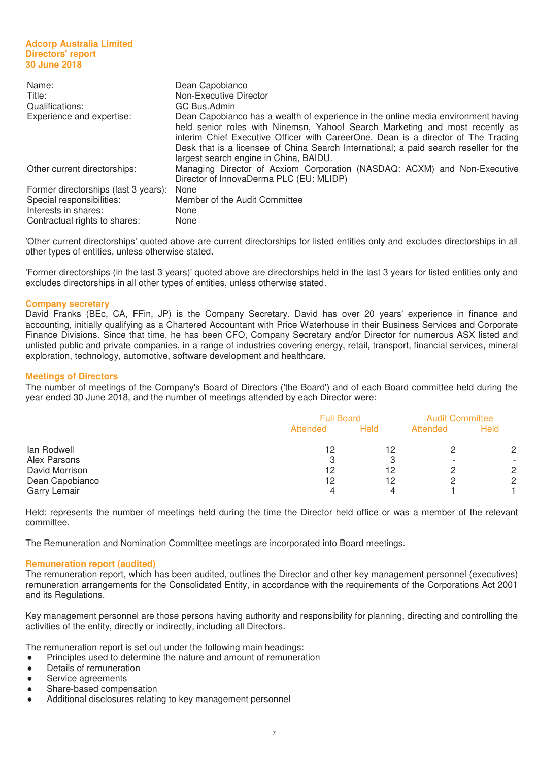**Adcorp Australia Limited**
**Directors' report**
**30 June 2018**

| | |
|---|---|
| Name: | Dean Capobianco |
| Title: | Non-Executive Director |
| Qualifications: | GC Bus.Admin |
| Experience and expertise: | Dean Capobianco has a wealth of experience in the online media environment having held senior roles with Ninemsn, Yahoo! Search Marketing and most recently as interim Chief Executive Officer with CareerOne. Dean is a director of The Trading Desk that is a licensee of China Search International; a paid search reseller for the largest search engine in China, BAIDU. |
| Other current directorships: | Managing Director of Acxiom Corporation (NASDAQ: ACXM) and Non-Executive Director of InnovaDerma PLC (EU: MLIDP) |
| Former directorships (last 3 years): | None |
| Special responsibilities: | Member of the Audit Committee |
| Interests in shares: | None |
| Contractual rights to shares: | None |

'Other current directorships' quoted above are current directorships for listed entities only and excludes directorships in all other types of entities, unless otherwise stated.

'Former directorships (in the last 3 years)' quoted above are directorships held in the last 3 years for listed entities only and excludes directorships in all other types of entities, unless otherwise stated.

## Company secretary

David Franks (BEc, CA, FFin, JP) is the Company Secretary. David has over 20 years' experience in finance and accounting, initially qualifying as a Chartered Accountant with Price Waterhouse in their Business Services and Corporate Finance Divisions. Since that time, he has been CFO, Company Secretary and/or Director for numerous ASX listed and unlisted public and private companies, in a range of industries covering energy, retail, transport, financial services, mineral exploration, technology, automotive, software development and healthcare.

## Meetings of Directors

The number of meetings of the Company's Board of Directors ('the Board') and of each Board committee held during the year ended 30 June 2018, and the number of meetings attended by each Director were:

| | Full Board | | Audit Committee | |
|---|---|---|---|---|
| | Attended | Held | Attended | Held |
| Ian Rodwell | 12 | 12 | 2 | 2 |
| Alex Parsons | 3 | 3 | - | - |
| David Morrison | 12 | 12 | 2 | 2 |
| Dean Capobianco | 12 | 12 | 2 | 2 |
| Garry Lemair | 4 | 4 | 1 | 1 |

Held: represents the number of meetings held during the time the Director held office or was a member of the relevant committee.

The Remuneration and Nomination Committee meetings are incorporated into Board meetings.

## Remuneration report (audited)

The remuneration report, which has been audited, outlines the Director and other key management personnel (executives) remuneration arrangements for the Consolidated Entity, in accordance with the requirements of the Corporations Act 2001 and its Regulations.

Key management personnel are those persons having authority and responsibility for planning, directing and controlling the activities of the entity, directly or indirectly, including all Directors.

The remuneration report is set out under the following main headings:

- Principles used to determine the nature and amount of remuneration
- Details of remuneration
- Service agreements
- Share-based compensation
- Additional disclosures relating to key management personnel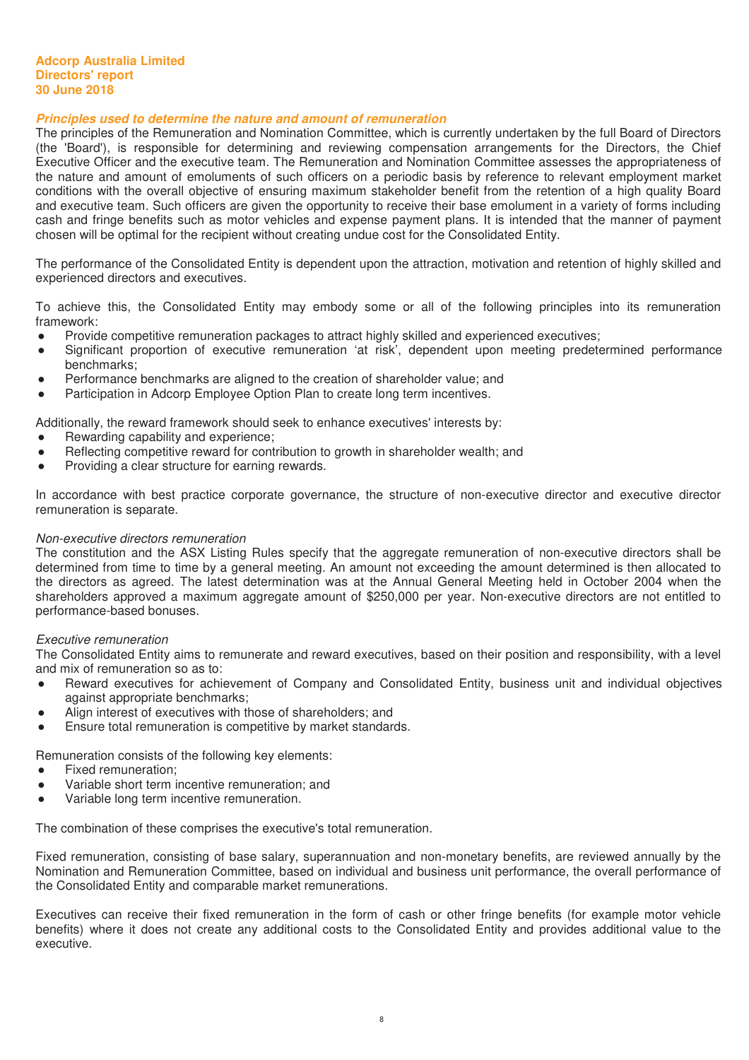### *Principles used to determine the nature and amount of remuneration*

The principles of the Remuneration and Nomination Committee, which is currently undertaken by the full Board of Directors (the 'Board'), is responsible for determining and reviewing compensation arrangements for the Directors, the Chief Executive Officer and the executive team. The Remuneration and Nomination Committee assesses the appropriateness of the nature and amount of emoluments of such officers on a periodic basis by reference to relevant employment market conditions with the overall objective of ensuring maximum stakeholder benefit from the retention of a high quality Board and executive team. Such officers are given the opportunity to receive their base emolument in a variety of forms including cash and fringe benefits such as motor vehicles and expense payment plans. It is intended that the manner of payment chosen will be optimal for the recipient without creating undue cost for the Consolidated Entity.

The performance of the Consolidated Entity is dependent upon the attraction, motivation and retention of highly skilled and experienced directors and executives.

To achieve this, the Consolidated Entity may embody some or all of the following principles into its remuneration framework:

- Provide competitive remuneration packages to attract highly skilled and experienced executives;
- Significant proportion of executive remuneration 'at risk', dependent upon meeting predetermined performance benchmarks;
- Performance benchmarks are aligned to the creation of shareholder value; and
- Participation in Adcorp Employee Option Plan to create long term incentives.

Additionally, the reward framework should seek to enhance executives' interests by:

- Rewarding capability and experience;
- Reflecting competitive reward for contribution to growth in shareholder wealth; and
- Providing a clear structure for earning rewards.

In accordance with best practice corporate governance, the structure of non-executive director and executive director remuneration is separate.

*Non-executive directors remuneration*

The constitution and the ASX Listing Rules specify that the aggregate remuneration of non-executive directors shall be determined from time to time by a general meeting. An amount not exceeding the amount determined is then allocated to the directors as agreed. The latest determination was at the Annual General Meeting held in October 2004 when the shareholders approved a maximum aggregate amount of $250,000 per year. Non-executive directors are not entitled to performance-based bonuses.

*Executive remuneration*

The Consolidated Entity aims to remunerate and reward executives, based on their position and responsibility, with a level and mix of remuneration so as to:

- Reward executives for achievement of Company and Consolidated Entity, business unit and individual objectives against appropriate benchmarks;
- Align interest of executives with those of shareholders; and
- Ensure total remuneration is competitive by market standards.

Remuneration consists of the following key elements:

- Fixed remuneration;
- Variable short term incentive remuneration; and
- Variable long term incentive remuneration.

The combination of these comprises the executive's total remuneration.

Fixed remuneration, consisting of base salary, superannuation and non-monetary benefits, are reviewed annually by the Nomination and Remuneration Committee, based on individual and business unit performance, the overall performance of the Consolidated Entity and comparable market remunerations.

Executives can receive their fixed remuneration in the form of cash or other fringe benefits (for example motor vehicle benefits) where it does not create any additional costs to the Consolidated Entity and provides additional value to the executive.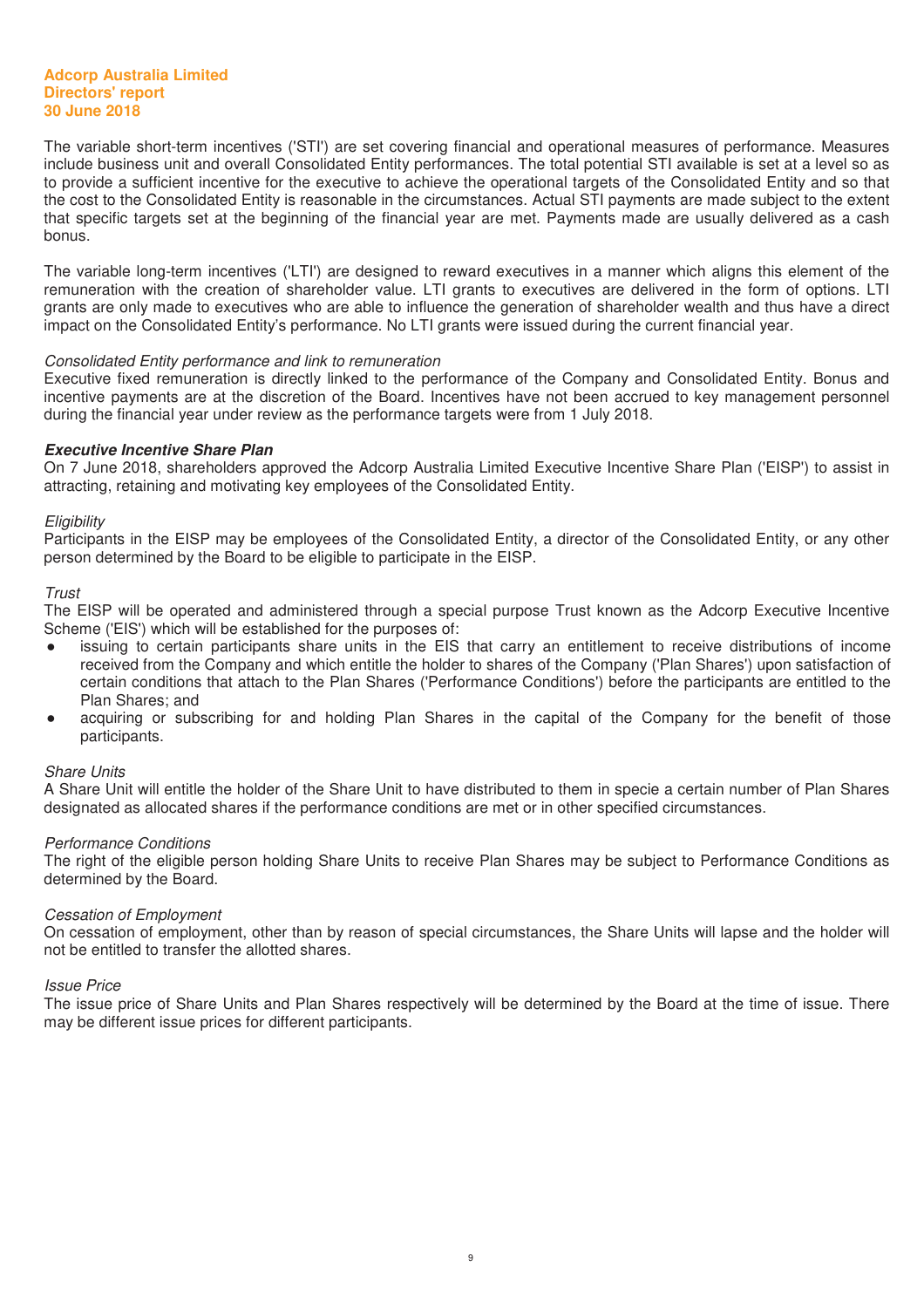The variable short-term incentives ('STI') are set covering financial and operational measures of performance. Measures include business unit and overall Consolidated Entity performances. The total potential STI available is set at a level so as to provide a sufficient incentive for the executive to achieve the operational targets of the Consolidated Entity and so that the cost to the Consolidated Entity is reasonable in the circumstances. Actual STI payments are made subject to the extent that specific targets set at the beginning of the financial year are met. Payments made are usually delivered as a cash bonus.

The variable long-term incentives ('LTI') are designed to reward executives in a manner which aligns this element of the remuneration with the creation of shareholder value. LTI grants to executives are delivered in the form of options. LTI grants are only made to executives who are able to influence the generation of shareholder wealth and thus have a direct impact on the Consolidated Entity's performance. No LTI grants were issued during the current financial year.

*Consolidated Entity performance and link to remuneration*
Executive fixed remuneration is directly linked to the performance of the Company and Consolidated Entity. Bonus and incentive payments are at the discretion of the Board. Incentives have not been accrued to key management personnel during the financial year under review as the performance targets were from 1 July 2018.

***Executive Incentive Share Plan***
On 7 June 2018, shareholders approved the Adcorp Australia Limited Executive Incentive Share Plan ('EISP') to assist in attracting, retaining and motivating key employees of the Consolidated Entity.

*Eligibility*
Participants in the EISP may be employees of the Consolidated Entity, a director of the Consolidated Entity, or any other person determined by the Board to be eligible to participate in the EISP.

*Trust*
The EISP will be operated and administered through a special purpose Trust known as the Adcorp Executive Incentive Scheme ('EIS') which will be established for the purposes of:

- issuing to certain participants share units in the EIS that carry an entitlement to receive distributions of income received from the Company and which entitle the holder to shares of the Company ('Plan Shares') upon satisfaction of certain conditions that attach to the Plan Shares ('Performance Conditions') before the participants are entitled to the Plan Shares; and
- acquiring or subscribing for and holding Plan Shares in the capital of the Company for the benefit of those participants.

*Share Units*
A Share Unit will entitle the holder of the Share Unit to have distributed to them in specie a certain number of Plan Shares designated as allocated shares if the performance conditions are met or in other specified circumstances.

*Performance Conditions*
The right of the eligible person holding Share Units to receive Plan Shares may be subject to Performance Conditions as determined by the Board.

*Cessation of Employment*
On cessation of employment, other than by reason of special circumstances, the Share Units will lapse and the holder will not be entitled to transfer the allotted shares.

*Issue Price*
The issue price of Share Units and Plan Shares respectively will be determined by the Board at the time of issue. There may be different issue prices for different participants.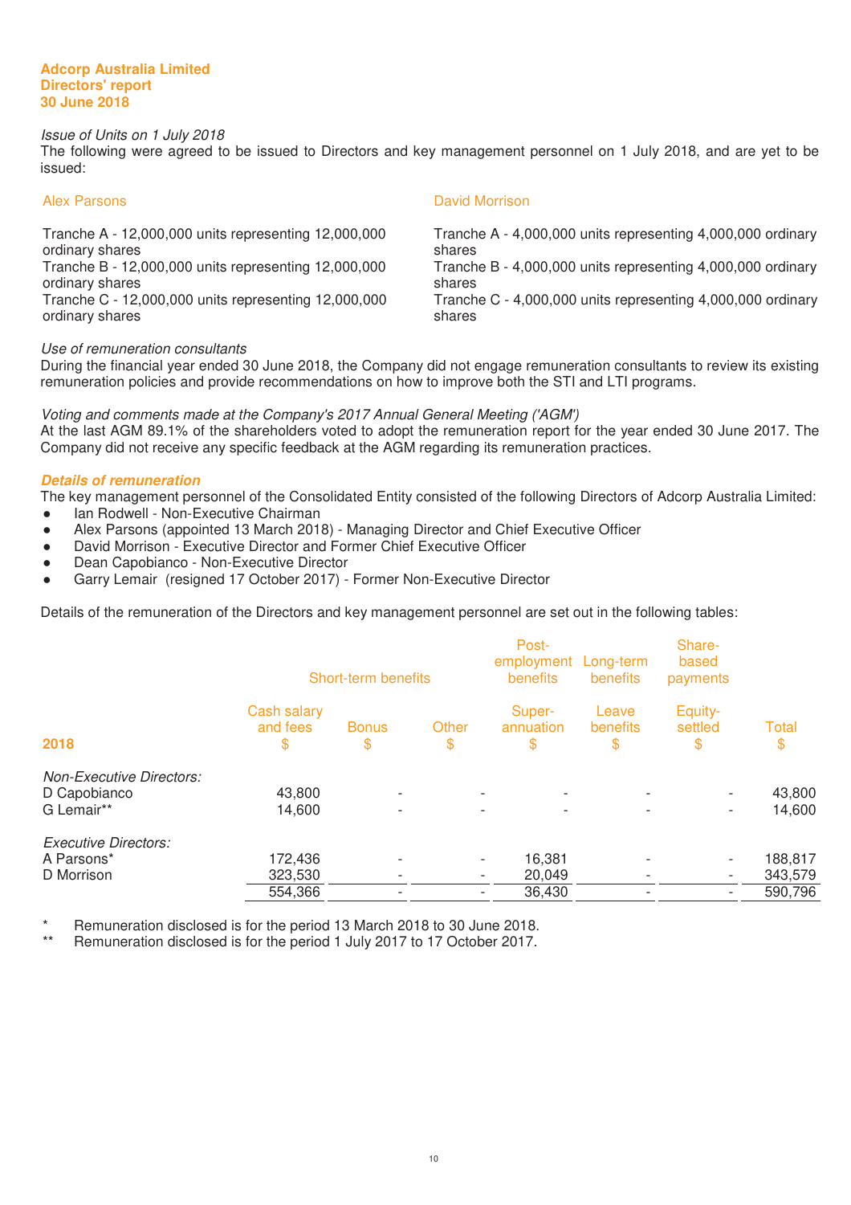Adcorp Australia Limited
Directors' report
30 June 2018

*Issue of Units on 1 July 2018*
The following were agreed to be issued to Directors and key management personnel on 1 July 2018, and are yet to be issued:

Alex Parsons

Tranche A - 12,000,000 units representing 12,000,000 ordinary shares
Tranche B - 12,000,000 units representing 12,000,000 ordinary shares
Tranche C - 12,000,000 units representing 12,000,000 ordinary shares

David Morrison

Tranche A - 4,000,000 units representing 4,000,000 ordinary shares
Tranche B - 4,000,000 units representing 4,000,000 ordinary shares
Tranche C - 4,000,000 units representing 4,000,000 ordinary shares

*Use of remuneration consultants*
During the financial year ended 30 June 2018, the Company did not engage remuneration consultants to review its existing remuneration policies and provide recommendations on how to improve both the STI and LTI programs.

*Voting and comments made at the Company's 2017 Annual General Meeting ('AGM')*
At the last AGM 89.1% of the shareholders voted to adopt the remuneration report for the year ended 30 June 2017. The Company did not receive any specific feedback at the AGM regarding its remuneration practices.

***Details of remuneration***
The key management personnel of the Consolidated Entity consisted of the following Directors of Adcorp Australia Limited:
- Ian Rodwell - Non-Executive Chairman
- Alex Parsons (appointed 13 March 2018) - Managing Director and Chief Executive Officer
- David Morrison - Executive Director and Former Chief Executive Officer
- Dean Capobianco - Non-Executive Director
- Garry Lemair (resigned 17 October 2017) - Former Non-Executive Director

Details of the remuneration of the Directors and key management personnel are set out in the following tables:

| | Short-term benefits | | | Post-employment benefits | Long-term benefits | Share-based payments | |
|---|---|---|---|---|---|---|---|
| **2018** | Cash salary and fees $ | Bonus $ | Other $ | Super-annuation $ | Leave benefits $ | Equity-settled $ | Total $ |
| *Non-Executive Directors:* | | | | | | | |
| D Capobianco | 43,800 | - | - | - | - | - | 43,800 |
| G Lemair** | 14,600 | - | - | - | - | - | 14,600 |
| *Executive Directors:* | | | | | | | |
| A Parsons* | 172,436 | - | - | 16,381 | - | - | 188,817 |
| D Morrison | 323,530 | - | - | 20,049 | - | - | 343,579 |
| | 554,366 | - | - | 36,430 | - | - | 590,796 |

\* Remuneration disclosed is for the period 13 March 2018 to 30 June 2018.
\*\* Remuneration disclosed is for the period 1 July 2017 to 17 October 2017.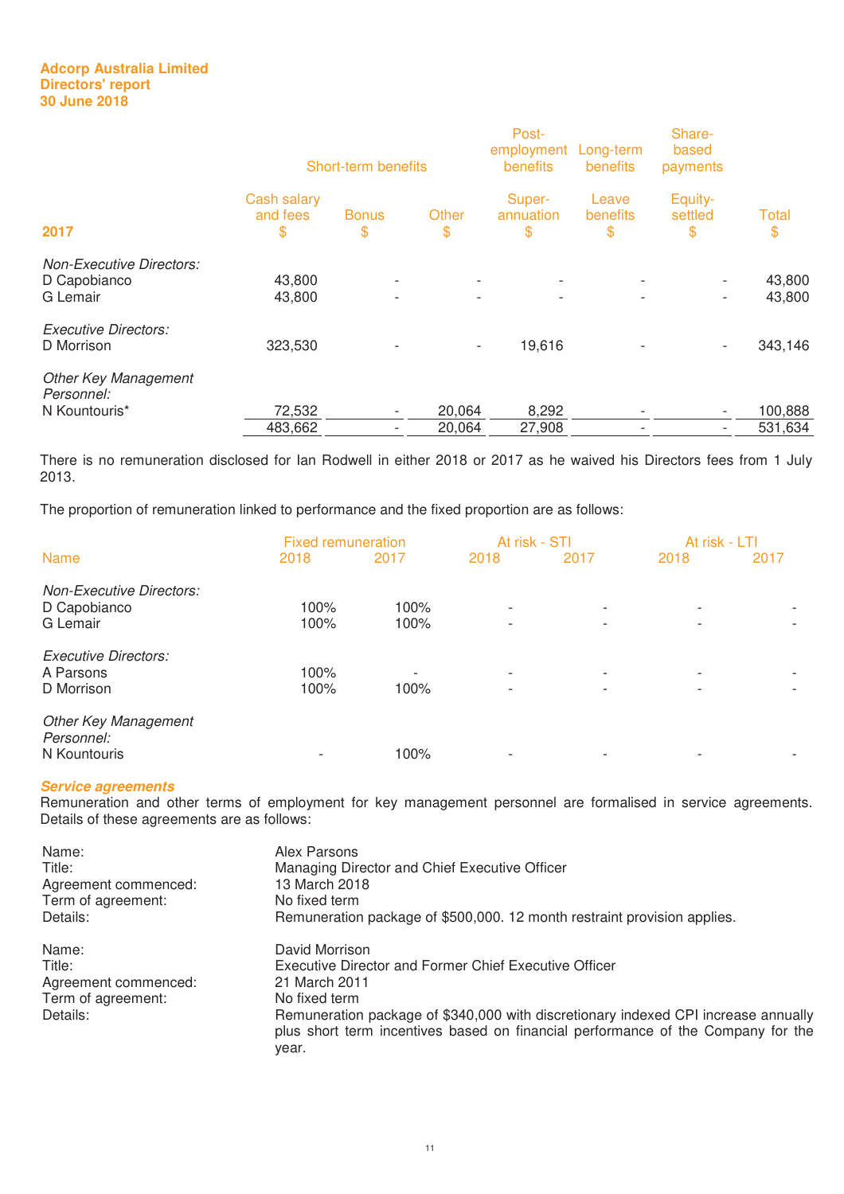**Adcorp Australia Limited**
**Directors' report**
**30 June 2018**

| 2017 | Short-term benefits Cash salary and fees $ | Bonus $ | Other $ | Post-employment benefits Super-annuation $ | Long-term benefits Leave benefits $ | Share-based payments Equity-settled $ | Total $ |
|---|---|---|---|---|---|---|---|
| *Non-Executive Directors:* | | | | | | | |
| D Capobianco | 43,800 | - | - | - | - | - | 43,800 |
| G Lemair | 43,800 | - | - | - | - | - | 43,800 |
| *Executive Directors:* | | | | | | | |
| D Morrison | 323,530 | - | - | 19,616 | - | - | 343,146 |
| *Other Key Management Personnel:* | | | | | | | |
| N Kountouris* | 72,532 | - | 20,064 | 8,292 | - | - | 100,888 |
| | 483,662 | - | 20,064 | 27,908 | - | - | 531,634 |

There is no remuneration disclosed for Ian Rodwell in either 2018 or 2017 as he waived his Directors fees from 1 July 2013.

The proportion of remuneration linked to performance and the fixed proportion are as follows:

| Name | Fixed remuneration 2018 | Fixed remuneration 2017 | At risk - STI 2018 | At risk - STI 2017 | At risk - LTI 2018 | At risk - LTI 2017 |
|---|---|---|---|---|---|---|
| *Non-Executive Directors:* | | | | | | |
| D Capobianco | 100% | 100% | - | - | - | - |
| G Lemair | 100% | 100% | - | - | - | - |
| *Executive Directors:* | | | | | | |
| A Parsons | 100% | - | - | - | - | - |
| D Morrison | 100% | 100% | - | - | - | - |
| *Other Key Management Personnel:* | | | | | | |
| N Kountouris | - | 100% | - | - | - | - |

***Service agreements***

Remuneration and other terms of employment for key management personnel are formalised in service agreements. Details of these agreements are as follows:

| | |
|---|---|
| Name: | Alex Parsons |
| Title: | Managing Director and Chief Executive Officer |
| Agreement commenced: | 13 March 2018 |
| Term of agreement: | No fixed term |
| Details: | Remuneration package of $500,000. 12 month restraint provision applies. |

| | |
|---|---|
| Name: | David Morrison |
| Title: | Executive Director and Former Chief Executive Officer |
| Agreement commenced: | 21 March 2011 |
| Term of agreement: | No fixed term |
| Details: | Remuneration package of $340,000 with discretionary indexed CPI increase annually plus short term incentives based on financial performance of the Company for the year. |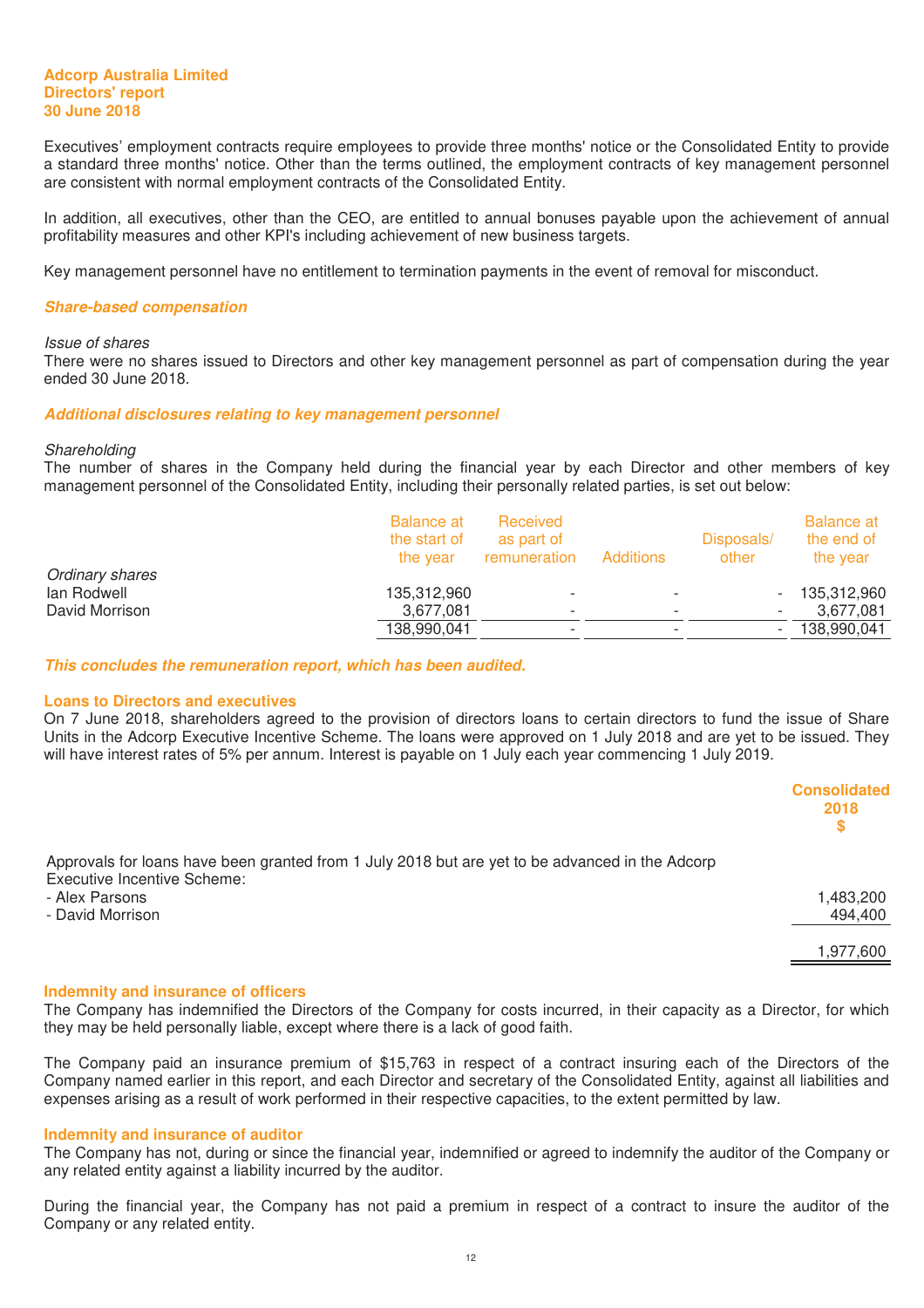Executives' employment contracts require employees to provide three months' notice or the Consolidated Entity to provide a standard three months' notice. Other than the terms outlined, the employment contracts of key management personnel are consistent with normal employment contracts of the Consolidated Entity.

In addition, all executives, other than the CEO, are entitled to annual bonuses payable upon the achievement of annual profitability measures and other KPI's including achievement of new business targets.

Key management personnel have no entitlement to termination payments in the event of removal for misconduct.

***Share-based compensation***

*Issue of shares*

There were no shares issued to Directors and other key management personnel as part of compensation during the year ended 30 June 2018.

***Additional disclosures relating to key management personnel***

*Shareholding*

The number of shares in the Company held during the financial year by each Director and other members of key management personnel of the Consolidated Entity, including their personally related parties, is set out below:

| | Balance at the start of the year | Received as part of remuneration | Additions | Disposals/ other | Balance at the end of the year |
|---|---|---|---|---|---|
| *Ordinary shares* | | | | | |
| Ian Rodwell | 135,312,960 | - | - | - | 135,312,960 |
| David Morrison | 3,677,081 | - | - | - | 3,677,081 |
| | 138,990,041 | - | - | - | 138,990,041 |

***This concludes the remuneration report, which has been audited.***

**Loans to Directors and executives**

On 7 June 2018, shareholders agreed to the provision of directors loans to certain directors to fund the issue of Share Units in the Adcorp Executive Incentive Scheme. The loans were approved on 1 July 2018 and are yet to be issued. They will have interest rates of 5% per annum. Interest is payable on 1 July each year commencing 1 July 2019.

| | Consolidated 2018 $ |
|---|---|
| Approvals for loans have been granted from 1 July 2018 but are yet to be advanced in the Adcorp Executive Incentive Scheme: | |
| - Alex Parsons | 1,483,200 |
| - David Morrison | 494,400 |
| | 1,977,600 |

**Indemnity and insurance of officers**

The Company has indemnified the Directors of the Company for costs incurred, in their capacity as a Director, for which they may be held personally liable, except where there is a lack of good faith.

The Company paid an insurance premium of $15,763 in respect of a contract insuring each of the Directors of the Company named earlier in this report, and each Director and secretary of the Consolidated Entity, against all liabilities and expenses arising as a result of work performed in their respective capacities, to the extent permitted by law.

**Indemnity and insurance of auditor**

The Company has not, during or since the financial year, indemnified or agreed to indemnify the auditor of the Company or any related entity against a liability incurred by the auditor.

During the financial year, the Company has not paid a premium in respect of a contract to insure the auditor of the Company or any related entity.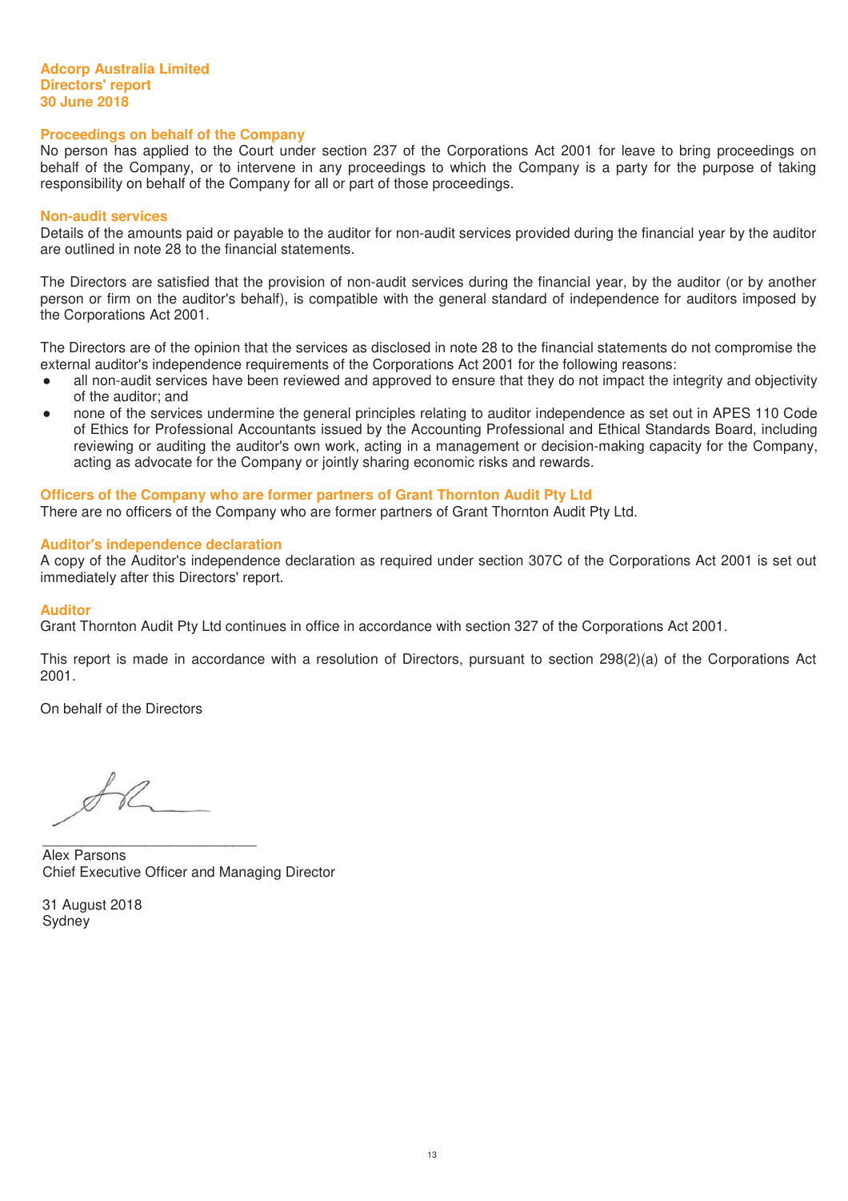**Adcorp Australia Limited**
**Directors' report**
**30 June 2018**

### Proceedings on behalf of the Company

No person has applied to the Court under section 237 of the Corporations Act 2001 for leave to bring proceedings on behalf of the Company, or to intervene in any proceedings to which the Company is a party for the purpose of taking responsibility on behalf of the Company for all or part of those proceedings.

### Non-audit services

Details of the amounts paid or payable to the auditor for non-audit services provided during the financial year by the auditor are outlined in note 28 to the financial statements.

The Directors are satisfied that the provision of non-audit services during the financial year, by the auditor (or by another person or firm on the auditor's behalf), is compatible with the general standard of independence for auditors imposed by the Corporations Act 2001.

The Directors are of the opinion that the services as disclosed in note 28 to the financial statements do not compromise the external auditor's independence requirements of the Corporations Act 2001 for the following reasons:

- all non-audit services have been reviewed and approved to ensure that they do not impact the integrity and objectivity of the auditor; and
- none of the services undermine the general principles relating to auditor independence as set out in APES 110 Code of Ethics for Professional Accountants issued by the Accounting Professional and Ethical Standards Board, including reviewing or auditing the auditor's own work, acting in a management or decision-making capacity for the Company, acting as advocate for the Company or jointly sharing economic risks and rewards.

### Officers of the Company who are former partners of Grant Thornton Audit Pty Ltd

There are no officers of the Company who are former partners of Grant Thornton Audit Pty Ltd.

### Auditor's independence declaration

A copy of the Auditor's independence declaration as required under section 307C of the Corporations Act 2001 is set out immediately after this Directors' report.

### Auditor

Grant Thornton Audit Pty Ltd continues in office in accordance with section 327 of the Corporations Act 2001.

This report is made in accordance with a resolution of Directors, pursuant to section 298(2)(a) of the Corporations Act 2001.

On behalf of the Directors

___________________________
Alex Parsons
Chief Executive Officer and Managing Director

31 August 2018
Sydney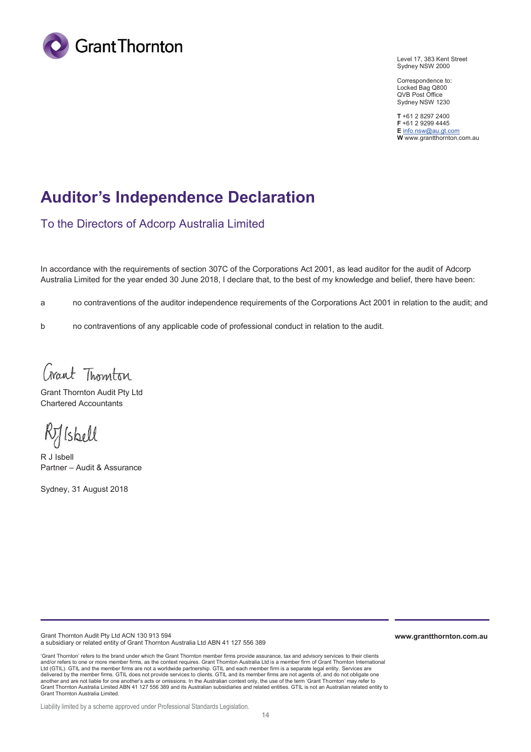Grant Thornton

Level 17, 383 Kent Street
Sydney NSW 2000

Correspondence to:
Locked Bag Q800
QVB Post Office
Sydney NSW 1230

**T** +61 2 8297 2400
**F** +61 2 9299 4445
**E** info.nsw@au.gt.com
**W** www.grantthornton.com.au

# Auditor's Independence Declaration

## To the Directors of Adcorp Australia Limited

In accordance with the requirements of section 307C of the Corporations Act 2001, as lead auditor for the audit of Adcorp Australia Limited for the year ended 30 June 2018, I declare that, to the best of my knowledge and belief, there have been:

a no contraventions of the auditor independence requirements of the Corporations Act 2001 in relation to the audit; and

b no contraventions of any applicable code of professional conduct in relation to the audit.

Grant Thornton

Grant Thornton Audit Pty Ltd
Chartered Accountants

R J Isbell

R J Isbell
Partner – Audit & Assurance

Sydney, 31 August 2018

Grant Thornton Audit Pty Ltd ACN 130 913 594
a subsidiary or related entity of Grant Thornton Australia Ltd ABN 41 127 556 389

**www.grantthornton.com.au**

'Grant Thornton' refers to the brand under which the Grant Thornton member firms provide assurance, tax and advisory services to their clients and/or refers to one or more member firms, as the context requires. Grant Thornton Australia Ltd is a member firm of Grant Thornton International Ltd (GTIL). GTIL and the member firms are not a worldwide partnership. GTIL and each member firm is a separate legal entity. Services are delivered by the member firms. GTIL does not provide services to clients. GTIL and its member firms are not agents of, and do not obligate one another and are not liable for one another's acts or omissions. In the Australian context only, the use of the term 'Grant Thornton' may refer to Grant Thornton Australia Limited ABN 41 127 556 389 and its Australian subsidiaries and related entities. GTIL is not an Australian related entity to Grant Thornton Australia Limited.

Liability limited by a scheme approved under Professional Standards Legislation.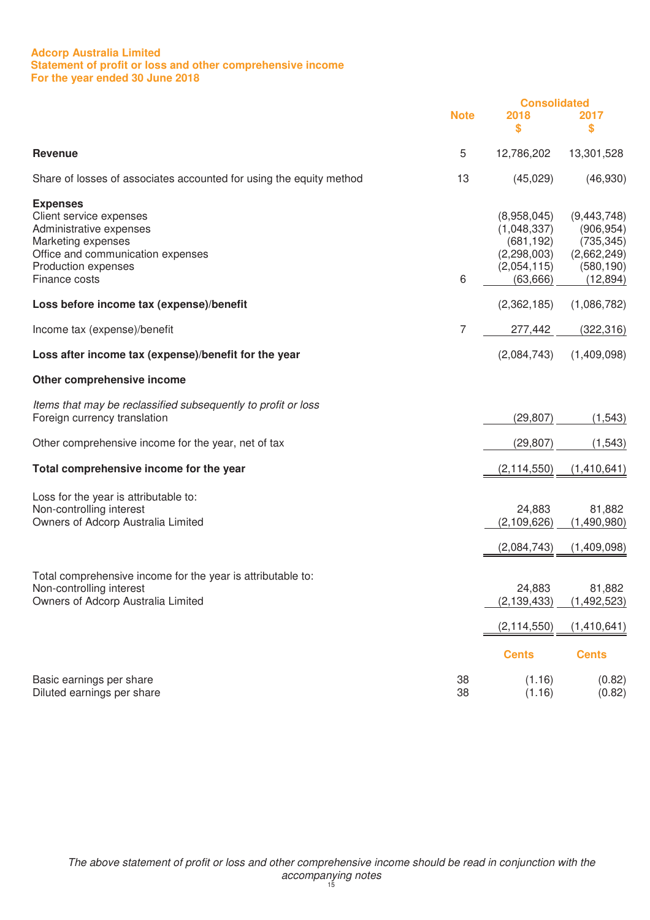# Adcorp Australia Limited
## Statement of profit or loss and other comprehensive income
### For the year ended 30 June 2018

| | Note | Consolidated 2018 $ | Consolidated 2017 $ |
|---|---|---|---|
| **Revenue** | 5 | 12,786,202 | 13,301,528 |
| Share of losses of associates accounted for using the equity method | 13 | (45,029) | (46,930) |
| **Expenses** | | | |
| Client service expenses | | (8,958,045) | (9,443,748) |
| Administrative expenses | | (1,048,337) | (906,954) |
| Marketing expenses | | (681,192) | (735,345) |
| Office and communication expenses | | (2,298,003) | (2,662,249) |
| Production expenses | | (2,054,115) | (580,190) |
| Finance costs | 6 | (63,666) | (12,894) |
| **Loss before income tax (expense)/benefit** | | (2,362,185) | (1,086,782) |
| Income tax (expense)/benefit | 7 | 277,442 | (322,316) |
| **Loss after income tax (expense)/benefit for the year** | | (2,084,743) | (1,409,098) |
| **Other comprehensive income** | | | |
| *Items that may be reclassified subsequently to profit or loss* | | | |
| Foreign currency translation | | (29,807) | (1,543) |
| Other comprehensive income for the year, net of tax | | (29,807) | (1,543) |
| **Total comprehensive income for the year** | | (2,114,550) | (1,410,641) |
| Loss for the year is attributable to: | | | |
| Non-controlling interest | | 24,883 | 81,882 |
| Owners of Adcorp Australia Limited | | (2,109,626) | (1,490,980) |
| | | (2,084,743) | (1,409,098) |
| Total comprehensive income for the year is attributable to: | | | |
| Non-controlling interest | | 24,883 | 81,882 |
| Owners of Adcorp Australia Limited | | (2,139,433) | (1,492,523) |
| | | (2,114,550) | (1,410,641) |
| | | Cents | Cents |
| Basic earnings per share | 38 | (1.16) | (0.82) |
| Diluted earnings per share | 38 | (1.16) | (0.82) |

*The above statement of profit or loss and other comprehensive income should be read in conjunction with the accompanying notes*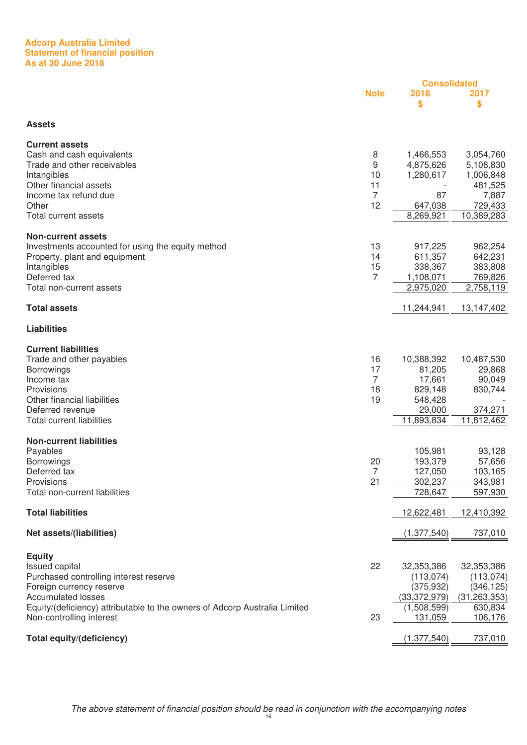**Adcorp Australia Limited**
**Statement of financial position**
**As at 30 June 2018**

| | Note | Consolidated 2018 $ | Consolidated 2017 $ |
|---|---|---|---|
| **Assets** | | | |
| **Current assets** | | | |
| Cash and cash equivalents | 8 | 1,466,553 | 3,054,760 |
| Trade and other receivables | 9 | 4,875,626 | 5,108,830 |
| Intangibles | 10 | 1,280,617 | 1,006,848 |
| Other financial assets | 11 | - | 481,525 |
| Income tax refund due | 7 | 87 | 7,887 |
| Other | 12 | 647,038 | 729,433 |
| Total current assets | | 8,269,921 | 10,389,283 |
| **Non-current assets** | | | |
| Investments accounted for using the equity method | 13 | 917,225 | 962,254 |
| Property, plant and equipment | 14 | 611,357 | 642,231 |
| Intangibles | 15 | 338,367 | 383,808 |
| Deferred tax | 7 | 1,108,071 | 769,826 |
| Total non-current assets | | 2,975,020 | 2,758,119 |
| **Total assets** | | 11,244,941 | 13,147,402 |
| **Liabilities** | | | |
| **Current liabilities** | | | |
| Trade and other payables | 16 | 10,388,392 | 10,487,530 |
| Borrowings | 17 | 81,205 | 29,868 |
| Income tax | 7 | 17,661 | 90,049 |
| Provisions | 18 | 829,148 | 830,744 |
| Other financial liabilities | 19 | 548,428 | - |
| Deferred revenue | | 29,000 | 374,271 |
| Total current liabilities | | 11,893,834 | 11,812,462 |
| **Non-current liabilities** | | | |
| Payables | | 105,981 | 93,128 |
| Borrowings | 20 | 193,379 | 57,656 |
| Deferred tax | 7 | 127,050 | 103,165 |
| Provisions | 21 | 302,237 | 343,981 |
| Total non-current liabilities | | 728,647 | 597,930 |
| **Total liabilities** | | 12,622,481 | 12,410,392 |
| **Net assets/(liabilities)** | | (1,377,540) | 737,010 |
| **Equity** | | | |
| Issued capital | 22 | 32,353,386 | 32,353,386 |
| Purchased controlling interest reserve | | (113,074) | (113,074) |
| Foreign currency reserve | | (375,932) | (346,125) |
| Accumulated losses | | (33,372,979) | (31,263,353) |
| Equity/(deficiency) attributable to the owners of Adcorp Australia Limited | | (1,508,599) | 630,834 |
| Non-controlling interest | 23 | 131,059 | 106,176 |
| **Total equity/(deficiency)** | | (1,377,540) | 737,010 |

*The above statement of financial position should be read in conjunction with the accompanying notes*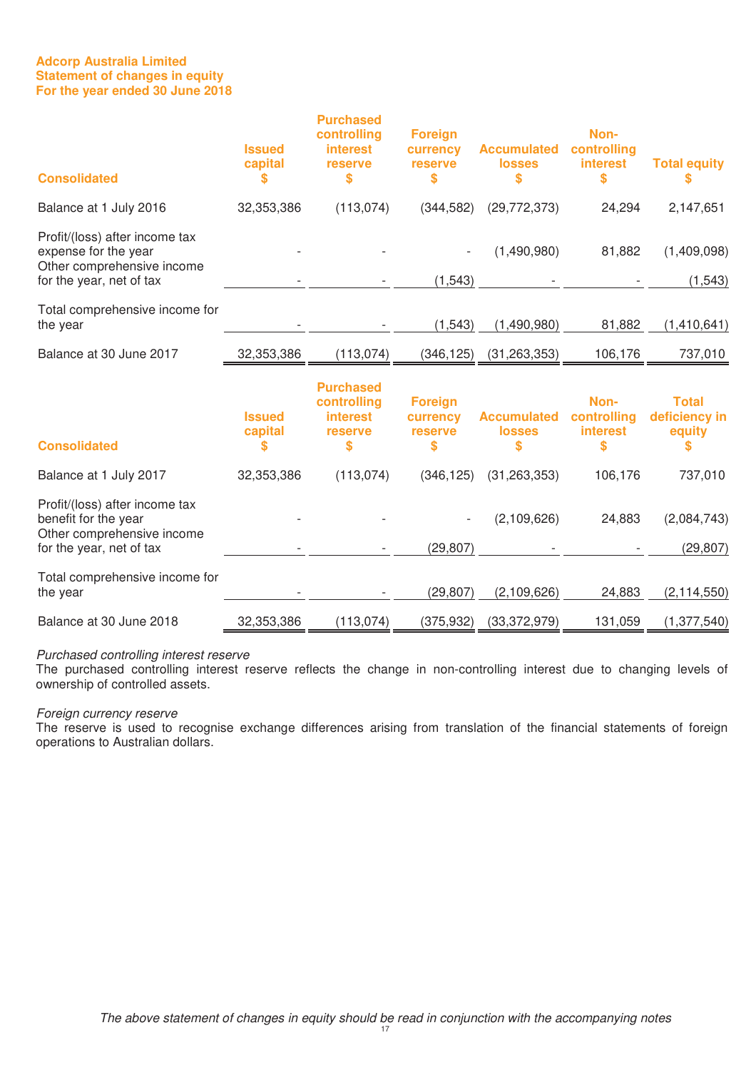**Adcorp Australia Limited**
**Statement of changes in equity**
**For the year ended 30 June 2018**

| Consolidated | Issued capital $ | Purchased controlling interest reserve $ | Foreign currency reserve $ | Accumulated losses $ | Non-controlling interest $ | Total equity $ |
|---|---|---|---|---|---|---|
| Balance at 1 July 2016 | 32,353,386 | (113,074) | (344,582) | (29,772,373) | 24,294 | 2,147,651 |
| Profit/(loss) after income tax expense for the year | - | - | - | (1,490,980) | 81,882 | (1,409,098) |
| Other comprehensive income for the year, net of tax | - | - | (1,543) | - | - | (1,543) |
| Total comprehensive income for the year | - | - | (1,543) | (1,490,980) | 81,882 | (1,410,641) |
| Balance at 30 June 2017 | 32,353,386 | (113,074) | (346,125) | (31,263,353) | 106,176 | 737,010 |

| Consolidated | Issued capital $ | Purchased controlling interest reserve $ | Foreign currency reserve $ | Accumulated losses $ | Non-controlling interest $ | Total deficiency in equity $ |
|---|---|---|---|---|---|---|
| Balance at 1 July 2017 | 32,353,386 | (113,074) | (346,125) | (31,263,353) | 106,176 | 737,010 |
| Profit/(loss) after income tax benefit for the year | - | - | - | (2,109,626) | 24,883 | (2,084,743) |
| Other comprehensive income for the year, net of tax | - | - | (29,807) | - | - | (29,807) |
| Total comprehensive income for the year | - | - | (29,807) | (2,109,626) | 24,883 | (2,114,550) |
| Balance at 30 June 2018 | 32,353,386 | (113,074) | (375,932) | (33,372,979) | 131,059 | (1,377,540) |

*Purchased controlling interest reserve*
The purchased controlling interest reserve reflects the change in non-controlling interest due to changing levels of ownership of controlled assets.

*Foreign currency reserve*
The reserve is used to recognise exchange differences arising from translation of the financial statements of foreign operations to Australian dollars.

*The above statement of changes in equity should be read in conjunction with the accompanying notes*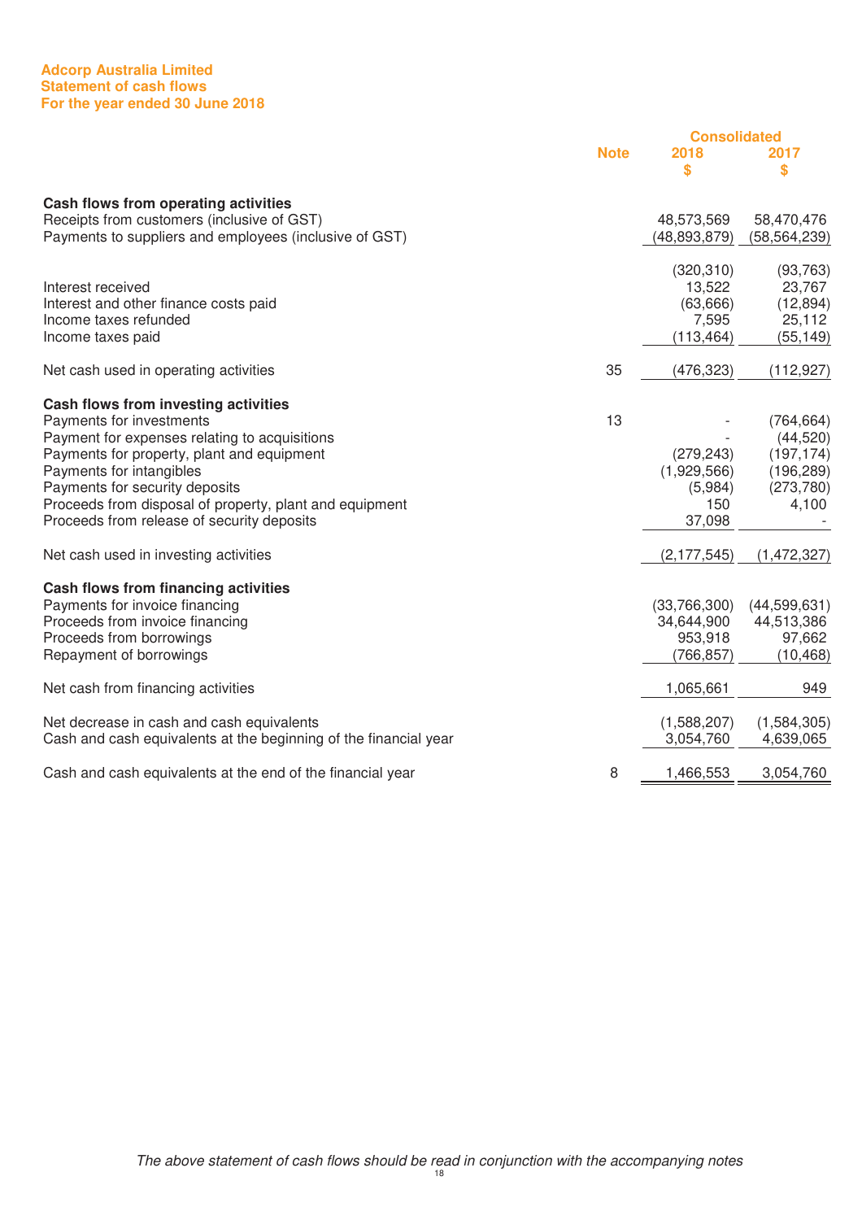**Adcorp Australia Limited**
**Statement of cash flows**
**For the year ended 30 June 2018**

| | Note | Consolidated 2018 $ | Consolidated 2017 $ |
|---|---|---|---|
| **Cash flows from operating activities** | | | |
| Receipts from customers (inclusive of GST) | | 48,573,569 | 58,470,476 |
| Payments to suppliers and employees (inclusive of GST) | | (48,893,879) | (58,564,239) |
| | | (320,310) | (93,763) |
| Interest received | | 13,522 | 23,767 |
| Interest and other finance costs paid | | (63,666) | (12,894) |
| Income taxes refunded | | 7,595 | 25,112 |
| Income taxes paid | | (113,464) | (55,149) |
| Net cash used in operating activities | 35 | (476,323) | (112,927) |
| **Cash flows from investing activities** | | | |
| Payments for investments | 13 | - | (764,664) |
| Payment for expenses relating to acquisitions | | - | (44,520) |
| Payments for property, plant and equipment | | (279,243) | (197,174) |
| Payments for intangibles | | (1,929,566) | (196,289) |
| Payments for security deposits | | (5,984) | (273,780) |
| Proceeds from disposal of property, plant and equipment | | 150 | 4,100 |
| Proceeds from release of security deposits | | 37,098 | - |
| Net cash used in investing activities | | (2,177,545) | (1,472,327) |
| **Cash flows from financing activities** | | | |
| Payments for invoice financing | | (33,766,300) | (44,599,631) |
| Proceeds from invoice financing | | 34,644,900 | 44,513,386 |
| Proceeds from borrowings | | 953,918 | 97,662 |
| Repayment of borrowings | | (766,857) | (10,468) |
| Net cash from financing activities | | 1,065,661 | 949 |
| Net decrease in cash and cash equivalents | | (1,588,207) | (1,584,305) |
| Cash and cash equivalents at the beginning of the financial year | | 3,054,760 | 4,639,065 |
| Cash and cash equivalents at the end of the financial year | 8 | 1,466,553 | 3,054,760 |

*The above statement of cash flows should be read in conjunction with the accompanying notes*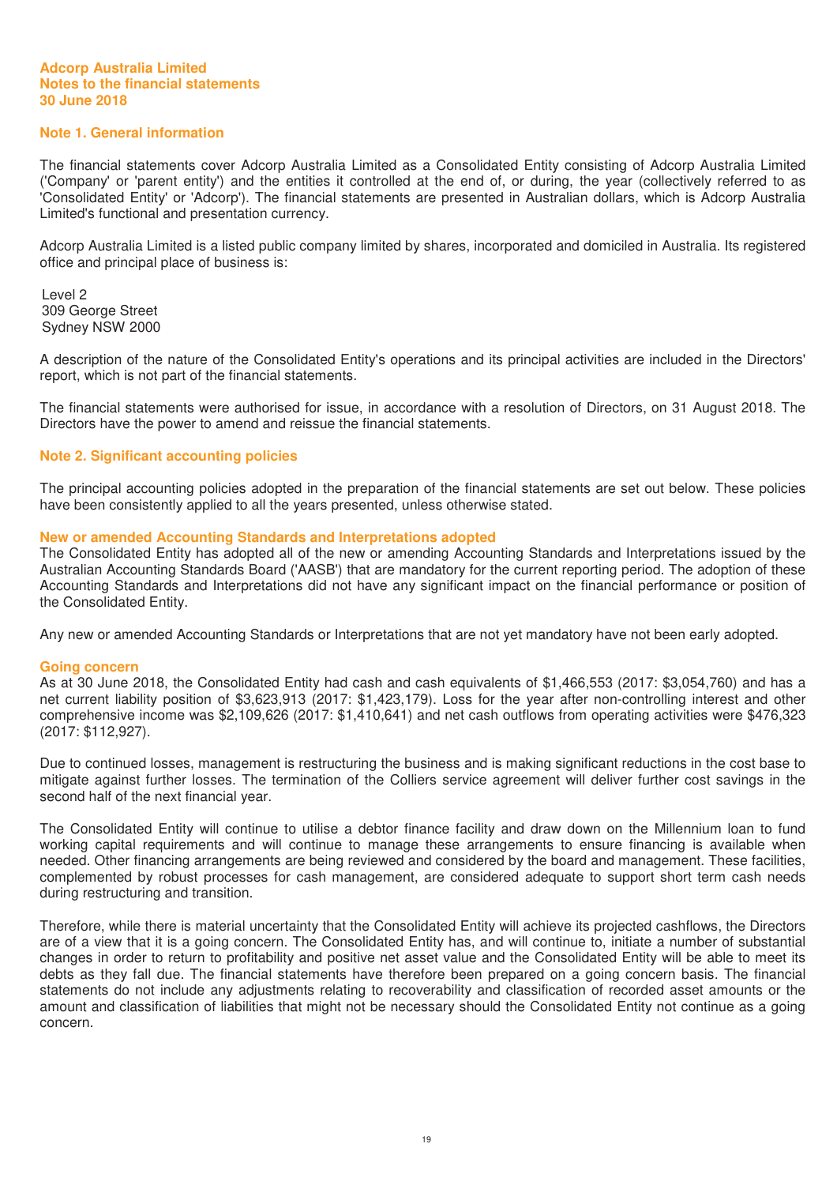**Adcorp Australia Limited**
**Notes to the financial statements**
**30 June 2018**

## Note 1. General information

The financial statements cover Adcorp Australia Limited as a Consolidated Entity consisting of Adcorp Australia Limited ('Company' or 'parent entity') and the entities it controlled at the end of, or during, the year (collectively referred to as 'Consolidated Entity' or 'Adcorp'). The financial statements are presented in Australian dollars, which is Adcorp Australia Limited's functional and presentation currency.

Adcorp Australia Limited is a listed public company limited by shares, incorporated and domiciled in Australia. Its registered office and principal place of business is:

Level 2
309 George Street
Sydney NSW 2000

A description of the nature of the Consolidated Entity's operations and its principal activities are included in the Directors' report, which is not part of the financial statements.

The financial statements were authorised for issue, in accordance with a resolution of Directors, on 31 August 2018. The Directors have the power to amend and reissue the financial statements.

## Note 2. Significant accounting policies

The principal accounting policies adopted in the preparation of the financial statements are set out below. These policies have been consistently applied to all the years presented, unless otherwise stated.

### New or amended Accounting Standards and Interpretations adopted

The Consolidated Entity has adopted all of the new or amending Accounting Standards and Interpretations issued by the Australian Accounting Standards Board ('AASB') that are mandatory for the current reporting period. The adoption of these Accounting Standards and Interpretations did not have any significant impact on the financial performance or position of the Consolidated Entity.

Any new or amended Accounting Standards or Interpretations that are not yet mandatory have not been early adopted.

### Going concern

As at 30 June 2018, the Consolidated Entity had cash and cash equivalents of $1,466,553 (2017: $3,054,760) and has a net current liability position of $3,623,913 (2017: $1,423,179). Loss for the year after non-controlling interest and other comprehensive income was $2,109,626 (2017: $1,410,641) and net cash outflows from operating activities were $476,323 (2017: $112,927).

Due to continued losses, management is restructuring the business and is making significant reductions in the cost base to mitigate against further losses. The termination of the Colliers service agreement will deliver further cost savings in the second half of the next financial year.

The Consolidated Entity will continue to utilise a debtor finance facility and draw down on the Millennium loan to fund working capital requirements and will continue to manage these arrangements to ensure financing is available when needed. Other financing arrangements are being reviewed and considered by the board and management. These facilities, complemented by robust processes for cash management, are considered adequate to support short term cash needs during restructuring and transition.

Therefore, while there is material uncertainty that the Consolidated Entity will achieve its projected cashflows, the Directors are of a view that it is a going concern. The Consolidated Entity has, and will continue to, initiate a number of substantial changes in order to return to profitability and positive net asset value and the Consolidated Entity will be able to meet its debts as they fall due. The financial statements have therefore been prepared on a going concern basis. The financial statements do not include any adjustments relating to recoverability and classification of recorded asset amounts or the amount and classification of liabilities that might not be necessary should the Consolidated Entity not continue as a going concern.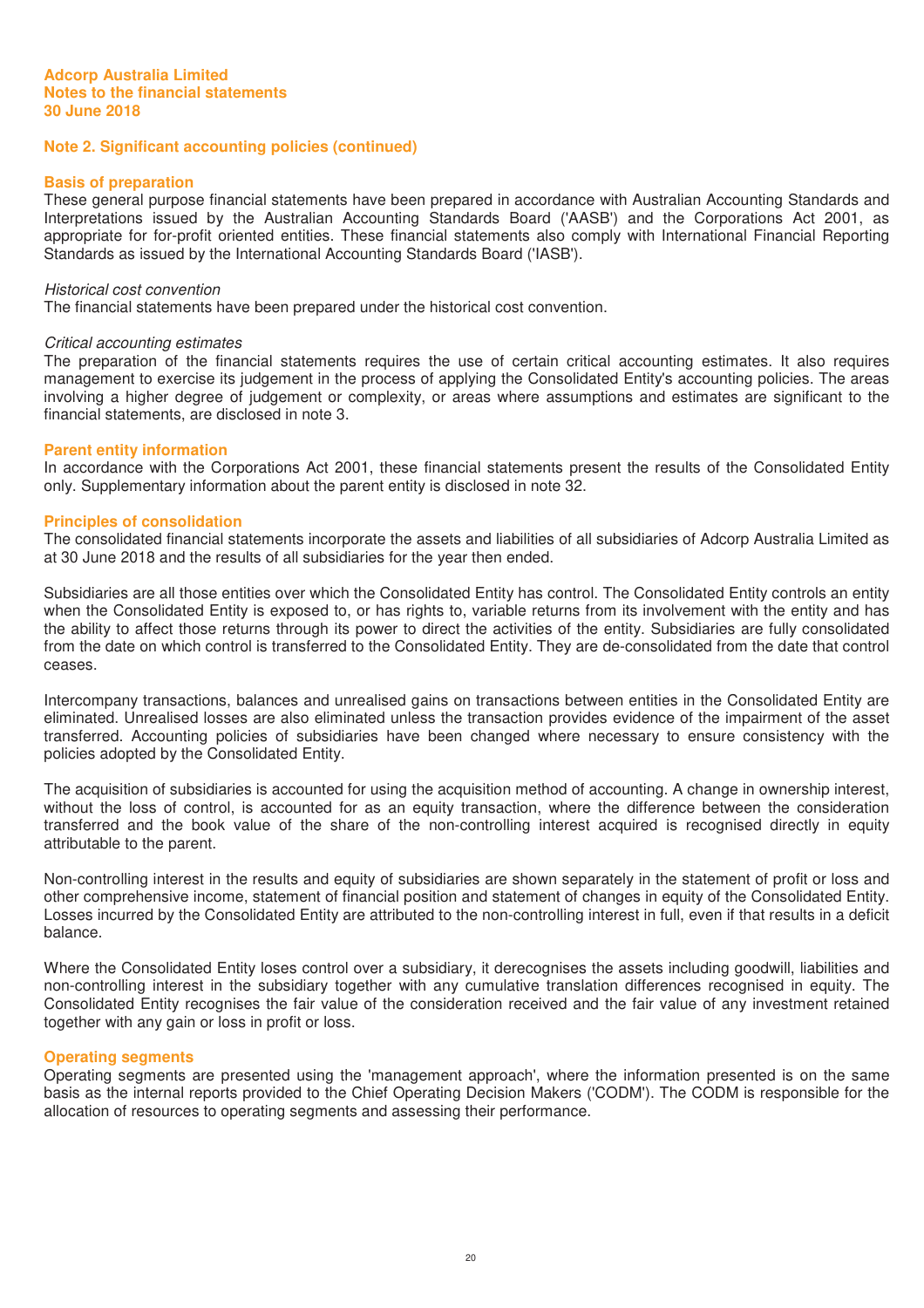## Note 2. Significant accounting policies (continued)

### Basis of preparation

These general purpose financial statements have been prepared in accordance with Australian Accounting Standards and Interpretations issued by the Australian Accounting Standards Board ('AASB') and the Corporations Act 2001, as appropriate for for-profit oriented entities. These financial statements also comply with International Financial Reporting Standards as issued by the International Accounting Standards Board ('IASB').

*Historical cost convention*

The financial statements have been prepared under the historical cost convention.

*Critical accounting estimates*

The preparation of the financial statements requires the use of certain critical accounting estimates. It also requires management to exercise its judgement in the process of applying the Consolidated Entity's accounting policies. The areas involving a higher degree of judgement or complexity, or areas where assumptions and estimates are significant to the financial statements, are disclosed in note 3.

### Parent entity information

In accordance with the Corporations Act 2001, these financial statements present the results of the Consolidated Entity only. Supplementary information about the parent entity is disclosed in note 32.

### Principles of consolidation

The consolidated financial statements incorporate the assets and liabilities of all subsidiaries of Adcorp Australia Limited as at 30 June 2018 and the results of all subsidiaries for the year then ended.

Subsidiaries are all those entities over which the Consolidated Entity has control. The Consolidated Entity controls an entity when the Consolidated Entity is exposed to, or has rights to, variable returns from its involvement with the entity and has the ability to affect those returns through its power to direct the activities of the entity. Subsidiaries are fully consolidated from the date on which control is transferred to the Consolidated Entity. They are de-consolidated from the date that control ceases.

Intercompany transactions, balances and unrealised gains on transactions between entities in the Consolidated Entity are eliminated. Unrealised losses are also eliminated unless the transaction provides evidence of the impairment of the asset transferred. Accounting policies of subsidiaries have been changed where necessary to ensure consistency with the policies adopted by the Consolidated Entity.

The acquisition of subsidiaries is accounted for using the acquisition method of accounting. A change in ownership interest, without the loss of control, is accounted for as an equity transaction, where the difference between the consideration transferred and the book value of the share of the non-controlling interest acquired is recognised directly in equity attributable to the parent.

Non-controlling interest in the results and equity of subsidiaries are shown separately in the statement of profit or loss and other comprehensive income, statement of financial position and statement of changes in equity of the Consolidated Entity. Losses incurred by the Consolidated Entity are attributed to the non-controlling interest in full, even if that results in a deficit balance.

Where the Consolidated Entity loses control over a subsidiary, it derecognises the assets including goodwill, liabilities and non-controlling interest in the subsidiary together with any cumulative translation differences recognised in equity. The Consolidated Entity recognises the fair value of the consideration received and the fair value of any investment retained together with any gain or loss in profit or loss.

### Operating segments

Operating segments are presented using the 'management approach', where the information presented is on the same basis as the internal reports provided to the Chief Operating Decision Makers ('CODM'). The CODM is responsible for the allocation of resources to operating segments and assessing their performance.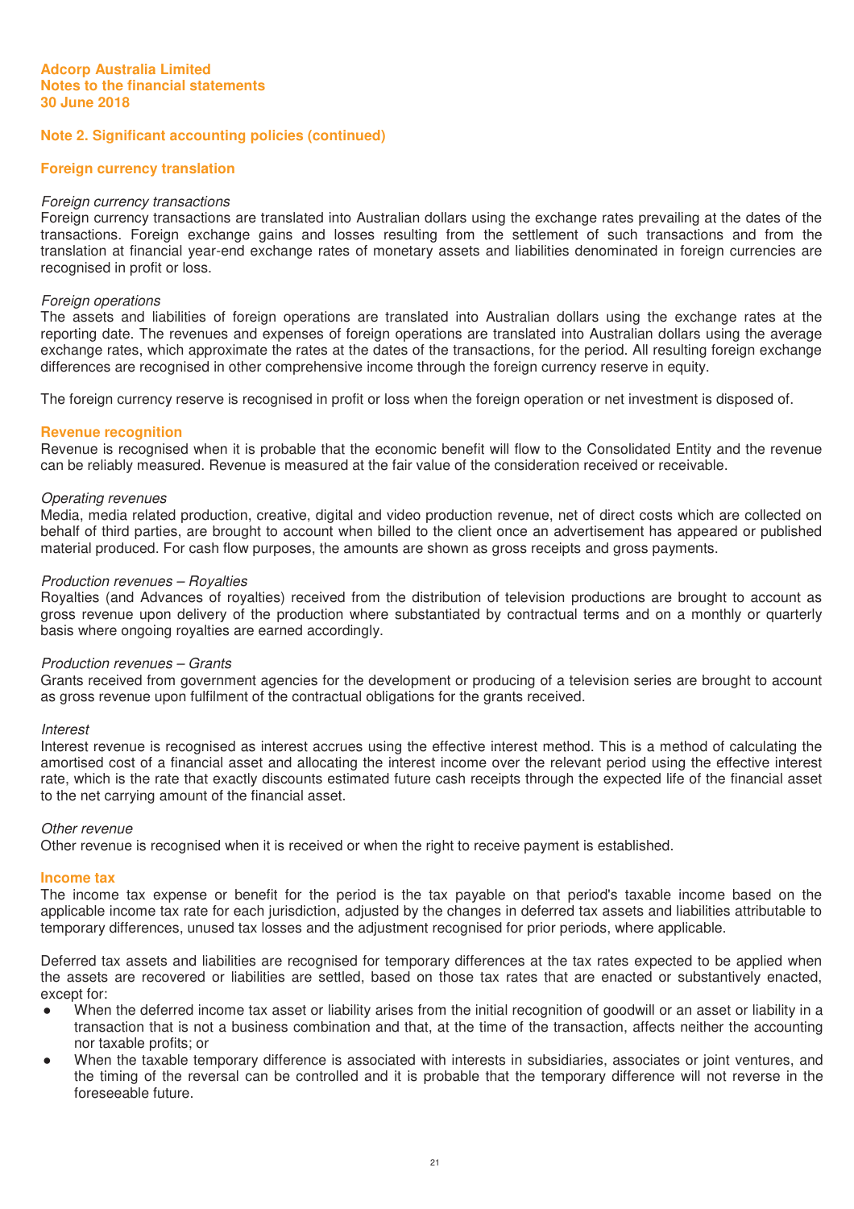## Note 2. Significant accounting policies (continued)

### Foreign currency translation

*Foreign currency transactions*
Foreign currency transactions are translated into Australian dollars using the exchange rates prevailing at the dates of the transactions. Foreign exchange gains and losses resulting from the settlement of such transactions and from the translation at financial year-end exchange rates of monetary assets and liabilities denominated in foreign currencies are recognised in profit or loss.

*Foreign operations*
The assets and liabilities of foreign operations are translated into Australian dollars using the exchange rates at the reporting date. The revenues and expenses of foreign operations are translated into Australian dollars using the average exchange rates, which approximate the rates at the dates of the transactions, for the period. All resulting foreign exchange differences are recognised in other comprehensive income through the foreign currency reserve in equity.

The foreign currency reserve is recognised in profit or loss when the foreign operation or net investment is disposed of.

### Revenue recognition

Revenue is recognised when it is probable that the economic benefit will flow to the Consolidated Entity and the revenue can be reliably measured. Revenue is measured at the fair value of the consideration received or receivable.

*Operating revenues*
Media, media related production, creative, digital and video production revenue, net of direct costs which are collected on behalf of third parties, are brought to account when billed to the client once an advertisement has appeared or published material produced. For cash flow purposes, the amounts are shown as gross receipts and gross payments.

*Production revenues – Royalties*
Royalties (and Advances of royalties) received from the distribution of television productions are brought to account as gross revenue upon delivery of the production where substantiated by contractual terms and on a monthly or quarterly basis where ongoing royalties are earned accordingly.

*Production revenues – Grants*
Grants received from government agencies for the development or producing of a television series are brought to account as gross revenue upon fulfilment of the contractual obligations for the grants received.

*Interest*
Interest revenue is recognised as interest accrues using the effective interest method. This is a method of calculating the amortised cost of a financial asset and allocating the interest income over the relevant period using the effective interest rate, which is the rate that exactly discounts estimated future cash receipts through the expected life of the financial asset to the net carrying amount of the financial asset.

*Other revenue*
Other revenue is recognised when it is received or when the right to receive payment is established.

### Income tax

The income tax expense or benefit for the period is the tax payable on that period's taxable income based on the applicable income tax rate for each jurisdiction, adjusted by the changes in deferred tax assets and liabilities attributable to temporary differences, unused tax losses and the adjustment recognised for prior periods, where applicable.

Deferred tax assets and liabilities are recognised for temporary differences at the tax rates expected to be applied when the assets are recovered or liabilities are settled, based on those tax rates that are enacted or substantively enacted, except for:

- When the deferred income tax asset or liability arises from the initial recognition of goodwill or an asset or liability in a transaction that is not a business combination and that, at the time of the transaction, affects neither the accounting nor taxable profits; or
- When the taxable temporary difference is associated with interests in subsidiaries, associates or joint ventures, and the timing of the reversal can be controlled and it is probable that the temporary difference will not reverse in the foreseeable future.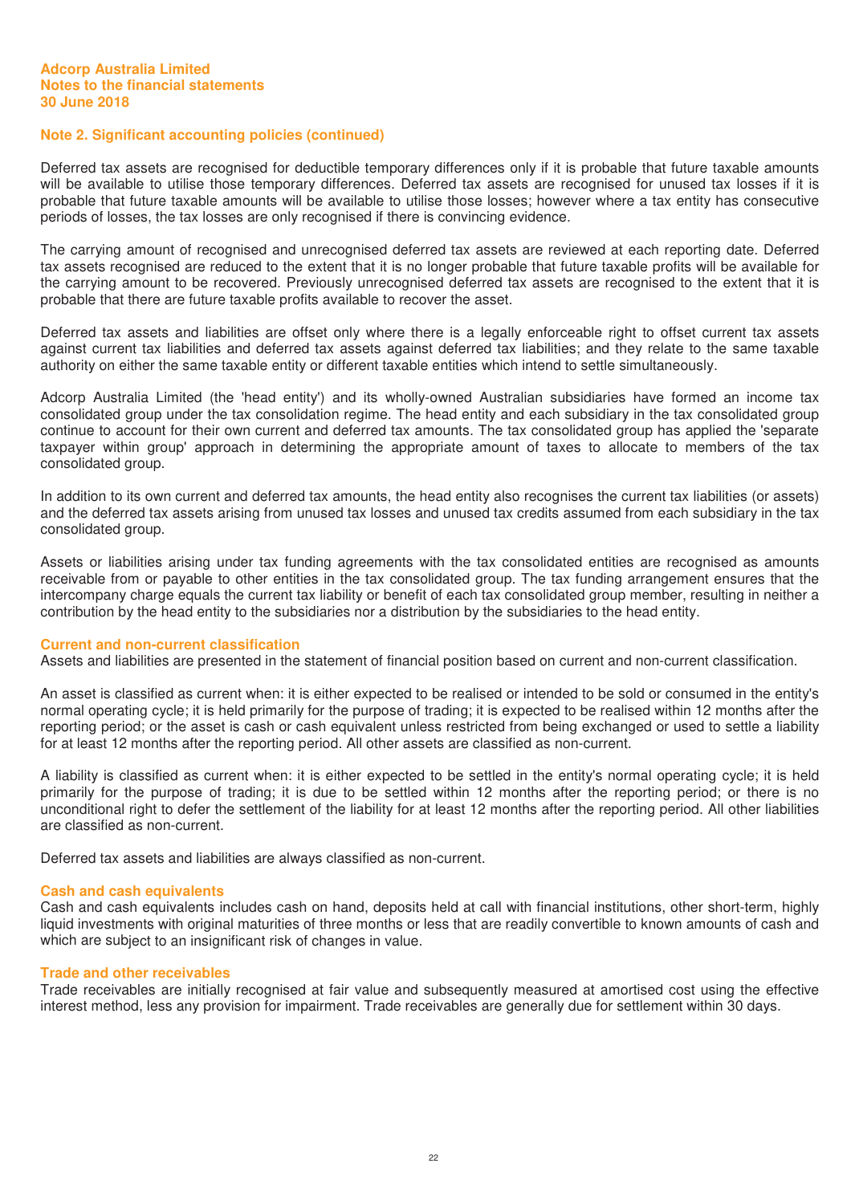## Note 2. Significant accounting policies (continued)

Deferred tax assets are recognised for deductible temporary differences only if it is probable that future taxable amounts will be available to utilise those temporary differences. Deferred tax assets are recognised for unused tax losses if it is probable that future taxable amounts will be available to utilise those losses; however where a tax entity has consecutive periods of losses, the tax losses are only recognised if there is convincing evidence.

The carrying amount of recognised and unrecognised deferred tax assets are reviewed at each reporting date. Deferred tax assets recognised are reduced to the extent that it is no longer probable that future taxable profits will be available for the carrying amount to be recovered. Previously unrecognised deferred tax assets are recognised to the extent that it is probable that there are future taxable profits available to recover the asset.

Deferred tax assets and liabilities are offset only where there is a legally enforceable right to offset current tax assets against current tax liabilities and deferred tax assets against deferred tax liabilities; and they relate to the same taxable authority on either the same taxable entity or different taxable entities which intend to settle simultaneously.

Adcorp Australia Limited (the 'head entity') and its wholly-owned Australian subsidiaries have formed an income tax consolidated group under the tax consolidation regime. The head entity and each subsidiary in the tax consolidated group continue to account for their own current and deferred tax amounts. The tax consolidated group has applied the 'separate taxpayer within group' approach in determining the appropriate amount of taxes to allocate to members of the tax consolidated group.

In addition to its own current and deferred tax amounts, the head entity also recognises the current tax liabilities (or assets) and the deferred tax assets arising from unused tax losses and unused tax credits assumed from each subsidiary in the tax consolidated group.

Assets or liabilities arising under tax funding agreements with the tax consolidated entities are recognised as amounts receivable from or payable to other entities in the tax consolidated group. The tax funding arrangement ensures that the intercompany charge equals the current tax liability or benefit of each tax consolidated group member, resulting in neither a contribution by the head entity to the subsidiaries nor a distribution by the subsidiaries to the head entity.

### Current and non-current classification

Assets and liabilities are presented in the statement of financial position based on current and non-current classification.

An asset is classified as current when: it is either expected to be realised or intended to be sold or consumed in the entity's normal operating cycle; it is held primarily for the purpose of trading; it is expected to be realised within 12 months after the reporting period; or the asset is cash or cash equivalent unless restricted from being exchanged or used to settle a liability for at least 12 months after the reporting period. All other assets are classified as non-current.

A liability is classified as current when: it is either expected to be settled in the entity's normal operating cycle; it is held primarily for the purpose of trading; it is due to be settled within 12 months after the reporting period; or there is no unconditional right to defer the settlement of the liability for at least 12 months after the reporting period. All other liabilities are classified as non-current.

Deferred tax assets and liabilities are always classified as non-current.

### Cash and cash equivalents

Cash and cash equivalents includes cash on hand, deposits held at call with financial institutions, other short-term, highly liquid investments with original maturities of three months or less that are readily convertible to known amounts of cash and which are subject to an insignificant risk of changes in value.

### Trade and other receivables

Trade receivables are initially recognised at fair value and subsequently measured at amortised cost using the effective interest method, less any provision for impairment. Trade receivables are generally due for settlement within 30 days.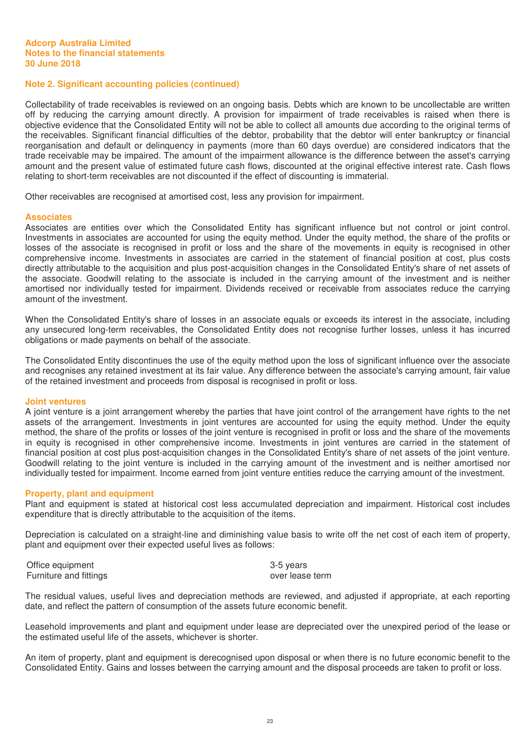## Note 2. Significant accounting policies (continued)

Collectability of trade receivables is reviewed on an ongoing basis. Debts which are known to be uncollectable are written off by reducing the carrying amount directly. A provision for impairment of trade receivables is raised when there is objective evidence that the Consolidated Entity will not be able to collect all amounts due according to the original terms of the receivables. Significant financial difficulties of the debtor, probability that the debtor will enter bankruptcy or financial reorganisation and default or delinquency in payments (more than 60 days overdue) are considered indicators that the trade receivable may be impaired. The amount of the impairment allowance is the difference between the asset's carrying amount and the present value of estimated future cash flows, discounted at the original effective interest rate. Cash flows relating to short-term receivables are not discounted if the effect of discounting is immaterial.

Other receivables are recognised at amortised cost, less any provision for impairment.

### Associates

Associates are entities over which the Consolidated Entity has significant influence but not control or joint control. Investments in associates are accounted for using the equity method. Under the equity method, the share of the profits or losses of the associate is recognised in profit or loss and the share of the movements in equity is recognised in other comprehensive income. Investments in associates are carried in the statement of financial position at cost, plus costs directly attributable to the acquisition and plus post-acquisition changes in the Consolidated Entity's share of net assets of the associate. Goodwill relating to the associate is included in the carrying amount of the investment and is neither amortised nor individually tested for impairment. Dividends received or receivable from associates reduce the carrying amount of the investment.

When the Consolidated Entity's share of losses in an associate equals or exceeds its interest in the associate, including any unsecured long-term receivables, the Consolidated Entity does not recognise further losses, unless it has incurred obligations or made payments on behalf of the associate.

The Consolidated Entity discontinues the use of the equity method upon the loss of significant influence over the associate and recognises any retained investment at its fair value. Any difference between the associate's carrying amount, fair value of the retained investment and proceeds from disposal is recognised in profit or loss.

### Joint ventures

A joint venture is a joint arrangement whereby the parties that have joint control of the arrangement have rights to the net assets of the arrangement. Investments in joint ventures are accounted for using the equity method. Under the equity method, the share of the profits or losses of the joint venture is recognised in profit or loss and the share of the movements in equity is recognised in other comprehensive income. Investments in joint ventures are carried in the statement of financial position at cost plus post-acquisition changes in the Consolidated Entity's share of net assets of the joint venture. Goodwill relating to the joint venture is included in the carrying amount of the investment and is neither amortised nor individually tested for impairment. Income earned from joint venture entities reduce the carrying amount of the investment.

### Property, plant and equipment

Plant and equipment is stated at historical cost less accumulated depreciation and impairment. Historical cost includes expenditure that is directly attributable to the acquisition of the items.

Depreciation is calculated on a straight-line and diminishing value basis to write off the net cost of each item of property, plant and equipment over their expected useful lives as follows:

| | |
|---|---|
| Office equipment | 3-5 years |
| Furniture and fittings | over lease term |

The residual values, useful lives and depreciation methods are reviewed, and adjusted if appropriate, at each reporting date, and reflect the pattern of consumption of the assets future economic benefit.

Leasehold improvements and plant and equipment under lease are depreciated over the unexpired period of the lease or the estimated useful life of the assets, whichever is shorter.

An item of property, plant and equipment is derecognised upon disposal or when there is no future economic benefit to the Consolidated Entity. Gains and losses between the carrying amount and the disposal proceeds are taken to profit or loss.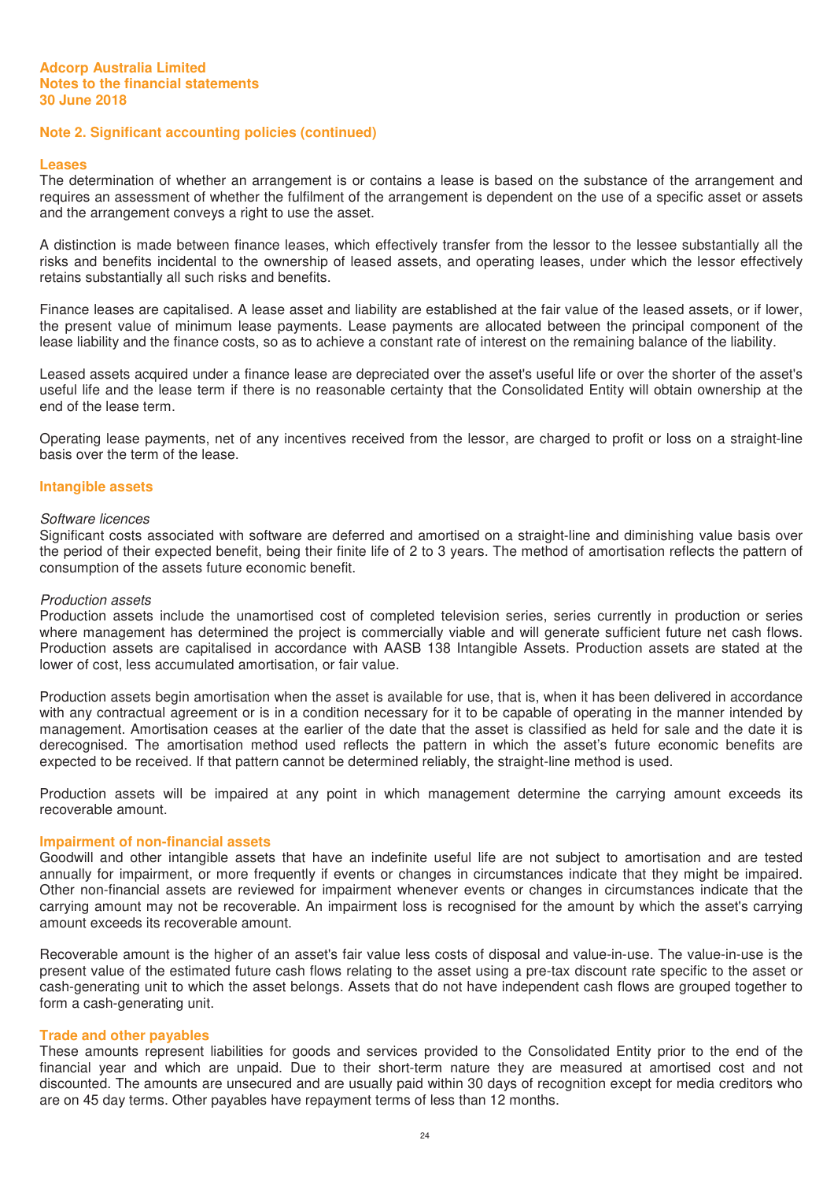## Note 2. Significant accounting policies (continued)

### Leases

The determination of whether an arrangement is or contains a lease is based on the substance of the arrangement and requires an assessment of whether the fulfilment of the arrangement is dependent on the use of a specific asset or assets and the arrangement conveys a right to use the asset.

A distinction is made between finance leases, which effectively transfer from the lessor to the lessee substantially all the risks and benefits incidental to the ownership of leased assets, and operating leases, under which the lessor effectively retains substantially all such risks and benefits.

Finance leases are capitalised. A lease asset and liability are established at the fair value of the leased assets, or if lower, the present value of minimum lease payments. Lease payments are allocated between the principal component of the lease liability and the finance costs, so as to achieve a constant rate of interest on the remaining balance of the liability.

Leased assets acquired under a finance lease are depreciated over the asset's useful life or over the shorter of the asset's useful life and the lease term if there is no reasonable certainty that the Consolidated Entity will obtain ownership at the end of the lease term.

Operating lease payments, net of any incentives received from the lessor, are charged to profit or loss on a straight-line basis over the term of the lease.

### Intangible assets

*Software licences*

Significant costs associated with software are deferred and amortised on a straight-line and diminishing value basis over the period of their expected benefit, being their finite life of 2 to 3 years. The method of amortisation reflects the pattern of consumption of the assets future economic benefit.

*Production assets*

Production assets include the unamortised cost of completed television series, series currently in production or series where management has determined the project is commercially viable and will generate sufficient future net cash flows. Production assets are capitalised in accordance with AASB 138 Intangible Assets. Production assets are stated at the lower of cost, less accumulated amortisation, or fair value.

Production assets begin amortisation when the asset is available for use, that is, when it has been delivered in accordance with any contractual agreement or is in a condition necessary for it to be capable of operating in the manner intended by management. Amortisation ceases at the earlier of the date that the asset is classified as held for sale and the date it is derecognised. The amortisation method used reflects the pattern in which the asset's future economic benefits are expected to be received. If that pattern cannot be determined reliably, the straight-line method is used.

Production assets will be impaired at any point in which management determine the carrying amount exceeds its recoverable amount.

### Impairment of non-financial assets

Goodwill and other intangible assets that have an indefinite useful life are not subject to amortisation and are tested annually for impairment, or more frequently if events or changes in circumstances indicate that they might be impaired. Other non-financial assets are reviewed for impairment whenever events or changes in circumstances indicate that the carrying amount may not be recoverable. An impairment loss is recognised for the amount by which the asset's carrying amount exceeds its recoverable amount.

Recoverable amount is the higher of an asset's fair value less costs of disposal and value-in-use. The value-in-use is the present value of the estimated future cash flows relating to the asset using a pre-tax discount rate specific to the asset or cash-generating unit to which the asset belongs. Assets that do not have independent cash flows are grouped together to form a cash-generating unit.

### Trade and other payables

These amounts represent liabilities for goods and services provided to the Consolidated Entity prior to the end of the financial year and which are unpaid. Due to their short-term nature they are measured at amortised cost and not discounted. The amounts are unsecured and are usually paid within 30 days of recognition except for media creditors who are on 45 day terms. Other payables have repayment terms of less than 12 months.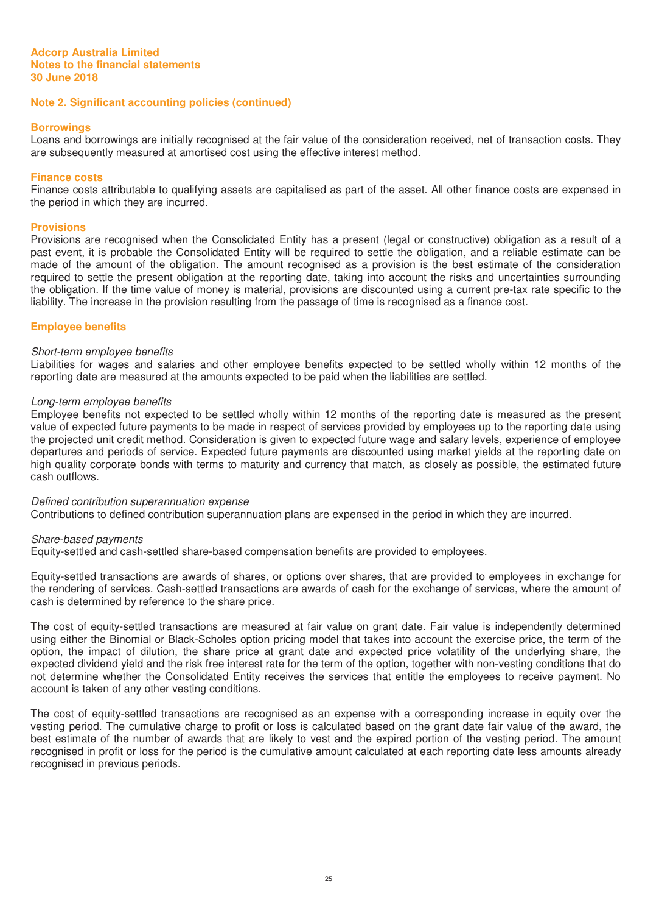## Note 2. Significant accounting policies (continued)

### Borrowings

Loans and borrowings are initially recognised at the fair value of the consideration received, net of transaction costs. They are subsequently measured at amortised cost using the effective interest method.

### Finance costs

Finance costs attributable to qualifying assets are capitalised as part of the asset. All other finance costs are expensed in the period in which they are incurred.

### Provisions

Provisions are recognised when the Consolidated Entity has a present (legal or constructive) obligation as a result of a past event, it is probable the Consolidated Entity will be required to settle the obligation, and a reliable estimate can be made of the amount of the obligation. The amount recognised as a provision is the best estimate of the consideration required to settle the present obligation at the reporting date, taking into account the risks and uncertainties surrounding the obligation. If the time value of money is material, provisions are discounted using a current pre-tax rate specific to the liability. The increase in the provision resulting from the passage of time is recognised as a finance cost.

### Employee benefits

*Short-term employee benefits*

Liabilities for wages and salaries and other employee benefits expected to be settled wholly within 12 months of the reporting date are measured at the amounts expected to be paid when the liabilities are settled.

*Long-term employee benefits*

Employee benefits not expected to be settled wholly within 12 months of the reporting date is measured as the present value of expected future payments to be made in respect of services provided by employees up to the reporting date using the projected unit credit method. Consideration is given to expected future wage and salary levels, experience of employee departures and periods of service. Expected future payments are discounted using market yields at the reporting date on high quality corporate bonds with terms to maturity and currency that match, as closely as possible, the estimated future cash outflows.

*Defined contribution superannuation expense*

Contributions to defined contribution superannuation plans are expensed in the period in which they are incurred.

*Share-based payments*

Equity-settled and cash-settled share-based compensation benefits are provided to employees.

Equity-settled transactions are awards of shares, or options over shares, that are provided to employees in exchange for the rendering of services. Cash-settled transactions are awards of cash for the exchange of services, where the amount of cash is determined by reference to the share price.

The cost of equity-settled transactions are measured at fair value on grant date. Fair value is independently determined using either the Binomial or Black-Scholes option pricing model that takes into account the exercise price, the term of the option, the impact of dilution, the share price at grant date and expected price volatility of the underlying share, the expected dividend yield and the risk free interest rate for the term of the option, together with non-vesting conditions that do not determine whether the Consolidated Entity receives the services that entitle the employees to receive payment. No account is taken of any other vesting conditions.

The cost of equity-settled transactions are recognised as an expense with a corresponding increase in equity over the vesting period. The cumulative charge to profit or loss is calculated based on the grant date fair value of the award, the best estimate of the number of awards that are likely to vest and the expired portion of the vesting period. The amount recognised in profit or loss for the period is the cumulative amount calculated at each reporting date less amounts already recognised in previous periods.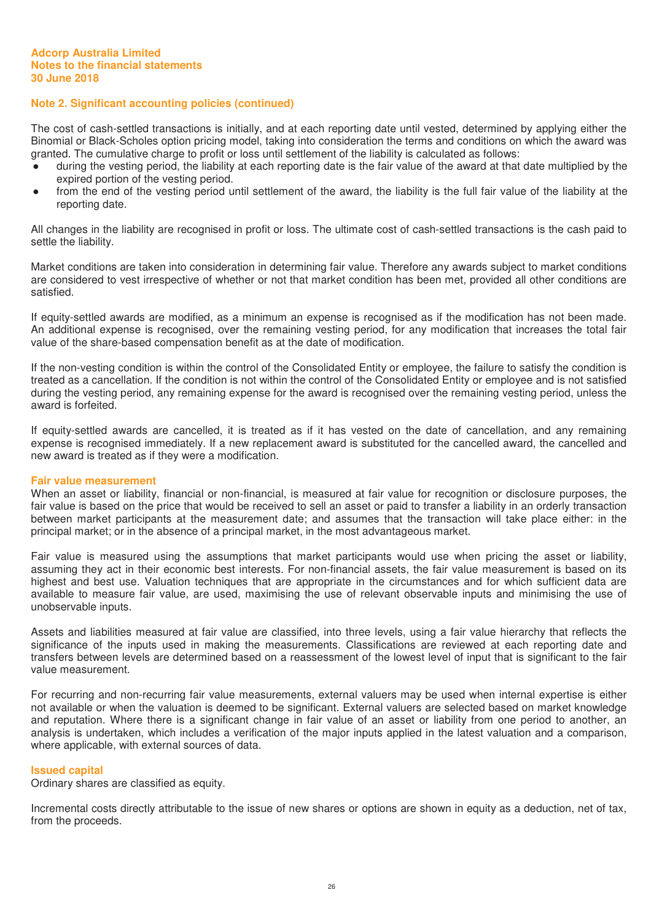## Note 2. Significant accounting policies (continued)

The cost of cash-settled transactions is initially, and at each reporting date until vested, determined by applying either the Binomial or Black-Scholes option pricing model, taking into consideration the terms and conditions on which the award was granted. The cumulative charge to profit or loss until settlement of the liability is calculated as follows:

- during the vesting period, the liability at each reporting date is the fair value of the award at that date multiplied by the expired portion of the vesting period.
- from the end of the vesting period until settlement of the award, the liability is the full fair value of the liability at the reporting date.

All changes in the liability are recognised in profit or loss. The ultimate cost of cash-settled transactions is the cash paid to settle the liability.

Market conditions are taken into consideration in determining fair value. Therefore any awards subject to market conditions are considered to vest irrespective of whether or not that market condition has been met, provided all other conditions are satisfied.

If equity-settled awards are modified, as a minimum an expense is recognised as if the modification has not been made. An additional expense is recognised, over the remaining vesting period, for any modification that increases the total fair value of the share-based compensation benefit as at the date of modification.

If the non-vesting condition is within the control of the Consolidated Entity or employee, the failure to satisfy the condition is treated as a cancellation. If the condition is not within the control of the Consolidated Entity or employee and is not satisfied during the vesting period, any remaining expense for the award is recognised over the remaining vesting period, unless the award is forfeited.

If equity-settled awards are cancelled, it is treated as if it has vested on the date of cancellation, and any remaining expense is recognised immediately. If a new replacement award is substituted for the cancelled award, the cancelled and new award is treated as if they were a modification.

### Fair value measurement

When an asset or liability, financial or non-financial, is measured at fair value for recognition or disclosure purposes, the fair value is based on the price that would be received to sell an asset or paid to transfer a liability in an orderly transaction between market participants at the measurement date; and assumes that the transaction will take place either: in the principal market; or in the absence of a principal market, in the most advantageous market.

Fair value is measured using the assumptions that market participants would use when pricing the asset or liability, assuming they act in their economic best interests. For non-financial assets, the fair value measurement is based on its highest and best use. Valuation techniques that are appropriate in the circumstances and for which sufficient data are available to measure fair value, are used, maximising the use of relevant observable inputs and minimising the use of unobservable inputs.

Assets and liabilities measured at fair value are classified, into three levels, using a fair value hierarchy that reflects the significance of the inputs used in making the measurements. Classifications are reviewed at each reporting date and transfers between levels are determined based on a reassessment of the lowest level of input that is significant to the fair value measurement.

For recurring and non-recurring fair value measurements, external valuers may be used when internal expertise is either not available or when the valuation is deemed to be significant. External valuers are selected based on market knowledge and reputation. Where there is a significant change in fair value of an asset or liability from one period to another, an analysis is undertaken, which includes a verification of the major inputs applied in the latest valuation and a comparison, where applicable, with external sources of data.

### Issued capital

Ordinary shares are classified as equity.

Incremental costs directly attributable to the issue of new shares or options are shown in equity as a deduction, net of tax, from the proceeds.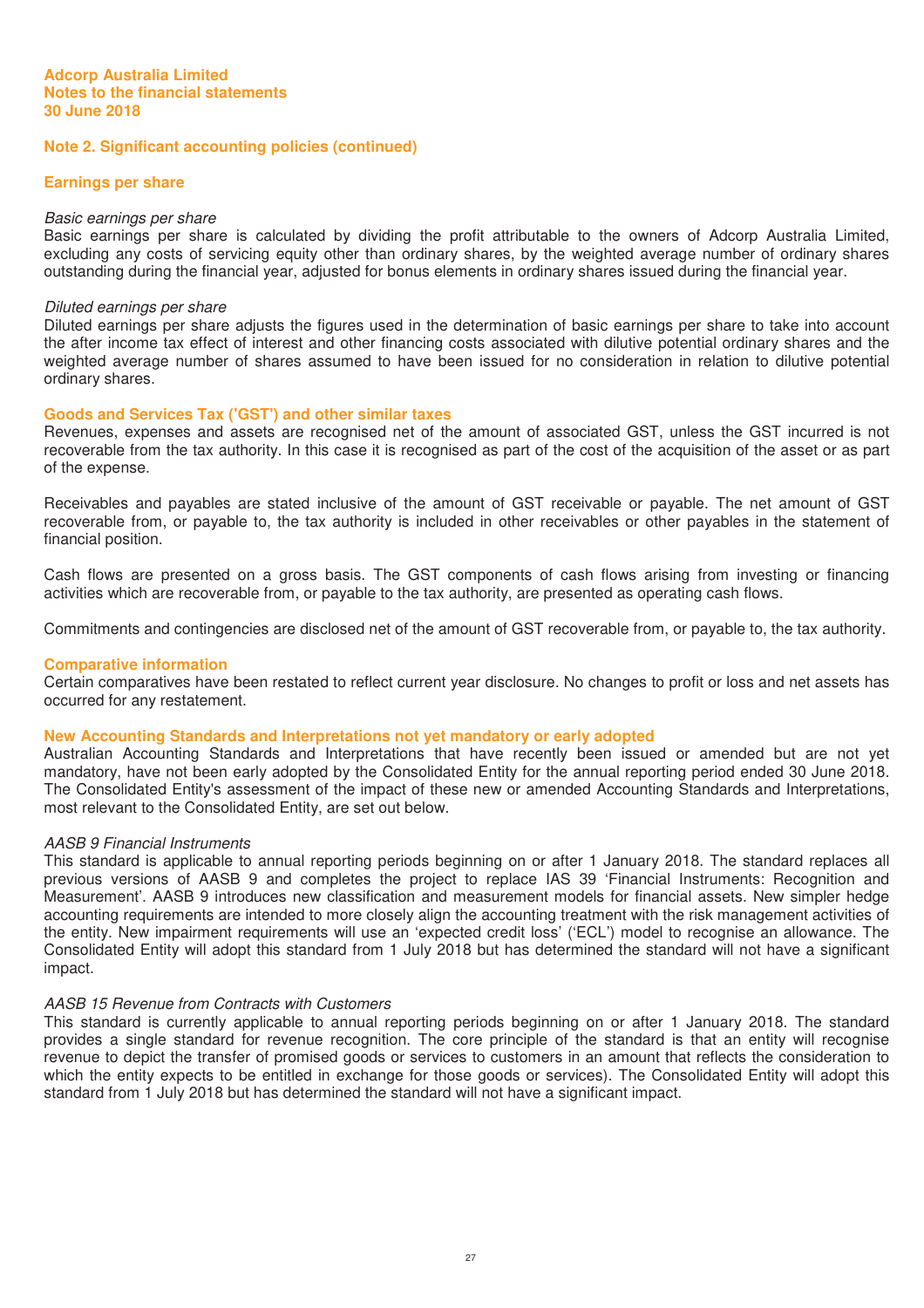## Note 2. Significant accounting policies (continued)

### Earnings per share

*Basic earnings per share*
Basic earnings per share is calculated by dividing the profit attributable to the owners of Adcorp Australia Limited, excluding any costs of servicing equity other than ordinary shares, by the weighted average number of ordinary shares outstanding during the financial year, adjusted for bonus elements in ordinary shares issued during the financial year.

*Diluted earnings per share*
Diluted earnings per share adjusts the figures used in the determination of basic earnings per share to take into account the after income tax effect of interest and other financing costs associated with dilutive potential ordinary shares and the weighted average number of shares assumed to have been issued for no consideration in relation to dilutive potential ordinary shares.

### Goods and Services Tax ('GST') and other similar taxes

Revenues, expenses and assets are recognised net of the amount of associated GST, unless the GST incurred is not recoverable from the tax authority. In this case it is recognised as part of the cost of the acquisition of the asset or as part of the expense.

Receivables and payables are stated inclusive of the amount of GST receivable or payable. The net amount of GST recoverable from, or payable to, the tax authority is included in other receivables or other payables in the statement of financial position.

Cash flows are presented on a gross basis. The GST components of cash flows arising from investing or financing activities which are recoverable from, or payable to the tax authority, are presented as operating cash flows.

Commitments and contingencies are disclosed net of the amount of GST recoverable from, or payable to, the tax authority.

### Comparative information

Certain comparatives have been restated to reflect current year disclosure. No changes to profit or loss and net assets has occurred for any restatement.

### New Accounting Standards and Interpretations not yet mandatory or early adopted

Australian Accounting Standards and Interpretations that have recently been issued or amended but are not yet mandatory, have not been early adopted by the Consolidated Entity for the annual reporting period ended 30 June 2018. The Consolidated Entity's assessment of the impact of these new or amended Accounting Standards and Interpretations, most relevant to the Consolidated Entity, are set out below.

*AASB 9 Financial Instruments*
This standard is applicable to annual reporting periods beginning on or after 1 January 2018. The standard replaces all previous versions of AASB 9 and completes the project to replace IAS 39 'Financial Instruments: Recognition and Measurement'. AASB 9 introduces new classification and measurement models for financial assets. New simpler hedge accounting requirements are intended to more closely align the accounting treatment with the risk management activities of the entity. New impairment requirements will use an 'expected credit loss' ('ECL') model to recognise an allowance. The Consolidated Entity will adopt this standard from 1 July 2018 but has determined the standard will not have a significant impact.

*AASB 15 Revenue from Contracts with Customers*
This standard is currently applicable to annual reporting periods beginning on or after 1 January 2018. The standard provides a single standard for revenue recognition. The core principle of the standard is that an entity will recognise revenue to depict the transfer of promised goods or services to customers in an amount that reflects the consideration to which the entity expects to be entitled in exchange for those goods or services). The Consolidated Entity will adopt this standard from 1 July 2018 but has determined the standard will not have a significant impact.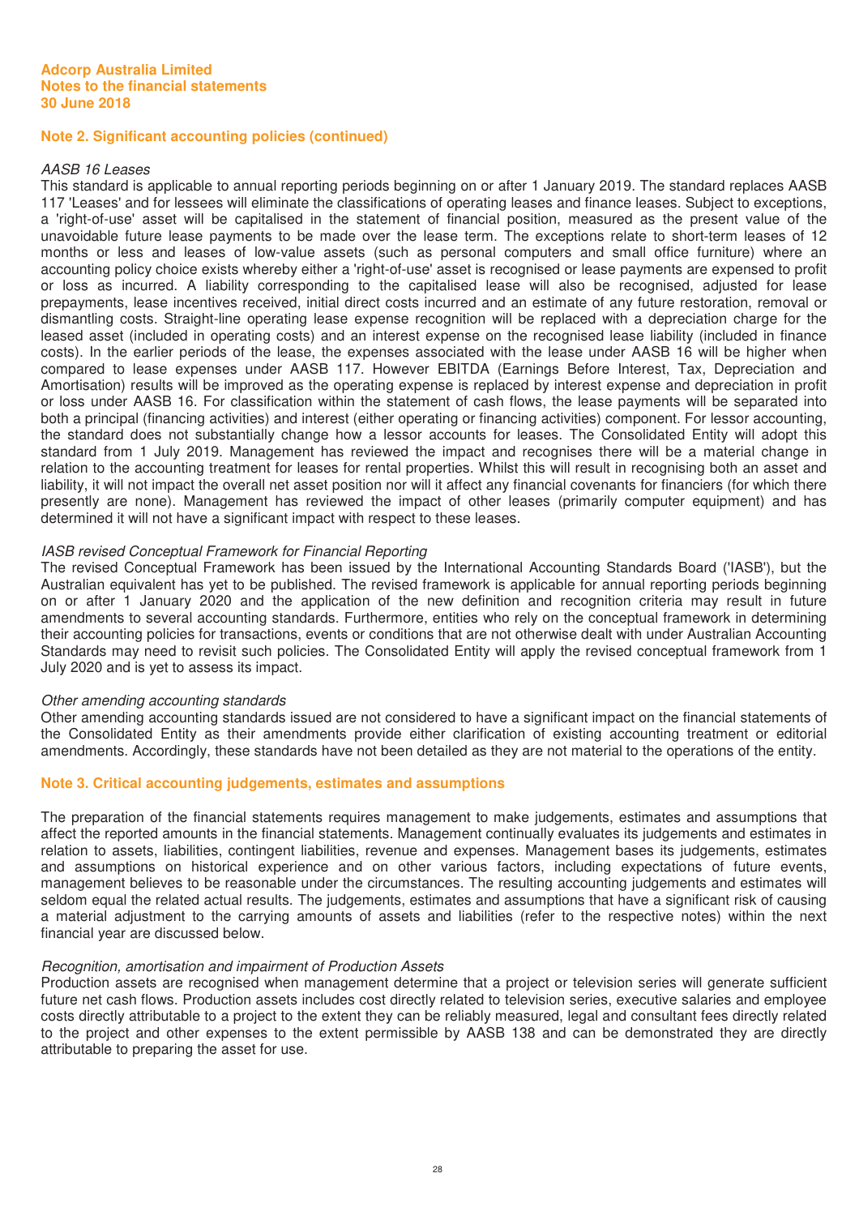## Note 2. Significant accounting policies (continued)

*AASB 16 Leases*

This standard is applicable to annual reporting periods beginning on or after 1 January 2019. The standard replaces AASB 117 'Leases' and for lessees will eliminate the classifications of operating leases and finance leases. Subject to exceptions, a 'right-of-use' asset will be capitalised in the statement of financial position, measured as the present value of the unavoidable future lease payments to be made over the lease term. The exceptions relate to short-term leases of 12 months or less and leases of low-value assets (such as personal computers and small office furniture) where an accounting policy choice exists whereby either a 'right-of-use' asset is recognised or lease payments are expensed to profit or loss as incurred. A liability corresponding to the capitalised lease will also be recognised, adjusted for lease prepayments, lease incentives received, initial direct costs incurred and an estimate of any future restoration, removal or dismantling costs. Straight-line operating lease expense recognition will be replaced with a depreciation charge for the leased asset (included in operating costs) and an interest expense on the recognised lease liability (included in finance costs). In the earlier periods of the lease, the expenses associated with the lease under AASB 16 will be higher when compared to lease expenses under AASB 117. However EBITDA (Earnings Before Interest, Tax, Depreciation and Amortisation) results will be improved as the operating expense is replaced by interest expense and depreciation in profit or loss under AASB 16. For classification within the statement of cash flows, the lease payments will be separated into both a principal (financing activities) and interest (either operating or financing activities) component. For lessor accounting, the standard does not substantially change how a lessor accounts for leases. The Consolidated Entity will adopt this standard from 1 July 2019. Management has reviewed the impact and recognises there will be a material change in relation to the accounting treatment for leases for rental properties. Whilst this will result in recognising both an asset and liability, it will not impact the overall net asset position nor will it affect any financial covenants for financiers (for which there presently are none). Management has reviewed the impact of other leases (primarily computer equipment) and has determined it will not have a significant impact with respect to these leases.

*IASB revised Conceptual Framework for Financial Reporting*

The revised Conceptual Framework has been issued by the International Accounting Standards Board ('IASB'), but the Australian equivalent has yet to be published. The revised framework is applicable for annual reporting periods beginning on or after 1 January 2020 and the application of the new definition and recognition criteria may result in future amendments to several accounting standards. Furthermore, entities who rely on the conceptual framework in determining their accounting policies for transactions, events or conditions that are not otherwise dealt with under Australian Accounting Standards may need to revisit such policies. The Consolidated Entity will apply the revised conceptual framework from 1 July 2020 and is yet to assess its impact.

*Other amending accounting standards*

Other amending accounting standards issued are not considered to have a significant impact on the financial statements of the Consolidated Entity as their amendments provide either clarification of existing accounting treatment or editorial amendments. Accordingly, these standards have not been detailed as they are not material to the operations of the entity.

## Note 3. Critical accounting judgements, estimates and assumptions

The preparation of the financial statements requires management to make judgements, estimates and assumptions that affect the reported amounts in the financial statements. Management continually evaluates its judgements and estimates in relation to assets, liabilities, contingent liabilities, revenue and expenses. Management bases its judgements, estimates and assumptions on historical experience and on other various factors, including expectations of future events, management believes to be reasonable under the circumstances. The resulting accounting judgements and estimates will seldom equal the related actual results. The judgements, estimates and assumptions that have a significant risk of causing a material adjustment to the carrying amounts of assets and liabilities (refer to the respective notes) within the next financial year are discussed below.

*Recognition, amortisation and impairment of Production Assets*

Production assets are recognised when management determine that a project or television series will generate sufficient future net cash flows. Production assets includes cost directly related to television series, executive salaries and employee costs directly attributable to a project to the extent they can be reliably measured, legal and consultant fees directly related to the project and other expenses to the extent permissible by AASB 138 and can be demonstrated they are directly attributable to preparing the asset for use.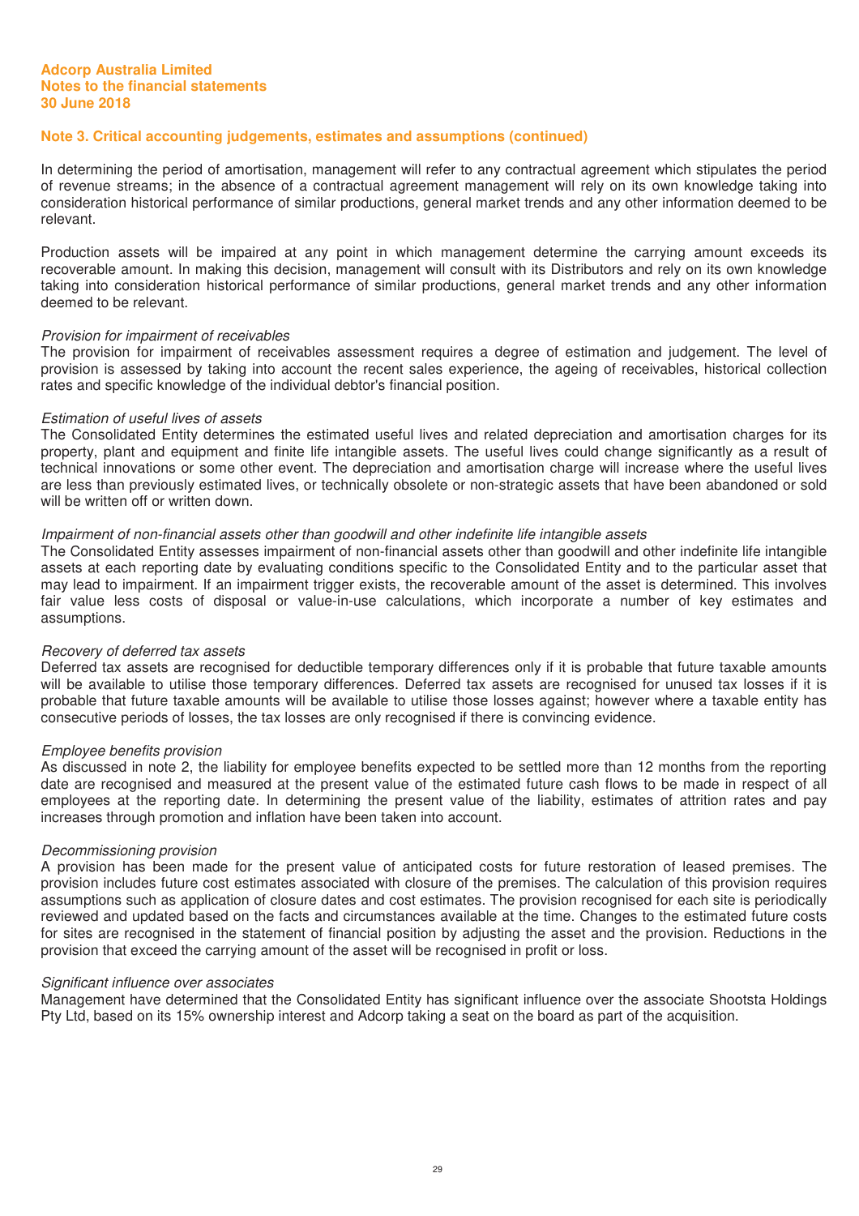## Note 3. Critical accounting judgements, estimates and assumptions (continued)

In determining the period of amortisation, management will refer to any contractual agreement which stipulates the period of revenue streams; in the absence of a contractual agreement management will rely on its own knowledge taking into consideration historical performance of similar productions, general market trends and any other information deemed to be relevant.

Production assets will be impaired at any point in which management determine the carrying amount exceeds its recoverable amount. In making this decision, management will consult with its Distributors and rely on its own knowledge taking into consideration historical performance of similar productions, general market trends and any other information deemed to be relevant.

*Provision for impairment of receivables*
The provision for impairment of receivables assessment requires a degree of estimation and judgement. The level of provision is assessed by taking into account the recent sales experience, the ageing of receivables, historical collection rates and specific knowledge of the individual debtor's financial position.

*Estimation of useful lives of assets*
The Consolidated Entity determines the estimated useful lives and related depreciation and amortisation charges for its property, plant and equipment and finite life intangible assets. The useful lives could change significantly as a result of technical innovations or some other event. The depreciation and amortisation charge will increase where the useful lives are less than previously estimated lives, or technically obsolete or non-strategic assets that have been abandoned or sold will be written off or written down.

*Impairment of non-financial assets other than goodwill and other indefinite life intangible assets*
The Consolidated Entity assesses impairment of non-financial assets other than goodwill and other indefinite life intangible assets at each reporting date by evaluating conditions specific to the Consolidated Entity and to the particular asset that may lead to impairment. If an impairment trigger exists, the recoverable amount of the asset is determined. This involves fair value less costs of disposal or value-in-use calculations, which incorporate a number of key estimates and assumptions.

*Recovery of deferred tax assets*
Deferred tax assets are recognised for deductible temporary differences only if it is probable that future taxable amounts will be available to utilise those temporary differences. Deferred tax assets are recognised for unused tax losses if it is probable that future taxable amounts will be available to utilise those losses against; however where a taxable entity has consecutive periods of losses, the tax losses are only recognised if there is convincing evidence.

*Employee benefits provision*
As discussed in note 2, the liability for employee benefits expected to be settled more than 12 months from the reporting date are recognised and measured at the present value of the estimated future cash flows to be made in respect of all employees at the reporting date. In determining the present value of the liability, estimates of attrition rates and pay increases through promotion and inflation have been taken into account.

*Decommissioning provision*
A provision has been made for the present value of anticipated costs for future restoration of leased premises. The provision includes future cost estimates associated with closure of the premises. The calculation of this provision requires assumptions such as application of closure dates and cost estimates. The provision recognised for each site is periodically reviewed and updated based on the facts and circumstances available at the time. Changes to the estimated future costs for sites are recognised in the statement of financial position by adjusting the asset and the provision. Reductions in the provision that exceed the carrying amount of the asset will be recognised in profit or loss.

*Significant influence over associates*
Management have determined that the Consolidated Entity has significant influence over the associate Shootsta Holdings Pty Ltd, based on its 15% ownership interest and Adcorp taking a seat on the board as part of the acquisition.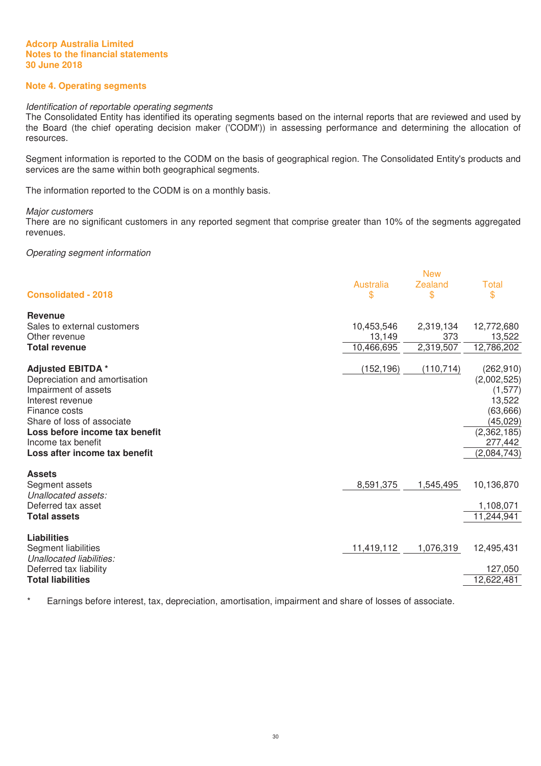Adcorp Australia Limited
Notes to the financial statements
30 June 2018

## Note 4. Operating segments

*Identification of reportable operating segments*
The Consolidated Entity has identified its operating segments based on the internal reports that are reviewed and used by the Board (the chief operating decision maker ('CODM')) in assessing performance and determining the allocation of resources.

Segment information is reported to the CODM on the basis of geographical region. The Consolidated Entity's products and services are the same within both geographical segments.

The information reported to the CODM is on a monthly basis.

*Major customers*
There are no significant customers in any reported segment that comprise greater than 10% of the segments aggregated revenues.

*Operating segment information*

| Consolidated - 2018 | Australia $ | New Zealand $ | Total $ |
|---|---|---|---|
| **Revenue** | | | |
| Sales to external customers | 10,453,546 | 2,319,134 | 12,772,680 |
| Other revenue | 13,149 | 373 | 13,522 |
| **Total revenue** | 10,466,695 | 2,319,507 | 12,786,202 |
| | | | |
| **Adjusted EBITDA** * | (152,196) | (110,714) | (262,910) |
| Depreciation and amortisation | | | (2,002,525) |
| Impairment of assets | | | (1,577) |
| Interest revenue | | | 13,522 |
| Finance costs | | | (63,666) |
| Share of loss of associate | | | (45,029) |
| **Loss before income tax benefit** | | | (2,362,185) |
| Income tax benefit | | | 277,442 |
| **Loss after income tax benefit** | | | (2,084,743) |
| | | | |
| **Assets** | | | |
| Segment assets | 8,591,375 | 1,545,495 | 10,136,870 |
| *Unallocated assets:* | | | |
| Deferred tax asset | | | 1,108,071 |
| **Total assets** | | | 11,244,941 |
| | | | |
| **Liabilities** | | | |
| Segment liabilities | 11,419,112 | 1,076,319 | 12,495,431 |
| *Unallocated liabilities:* | | | |
| Deferred tax liability | | | 127,050 |
| **Total liabilities** | | | 12,622,481 |

\* Earnings before interest, tax, depreciation, amortisation, impairment and share of losses of associate.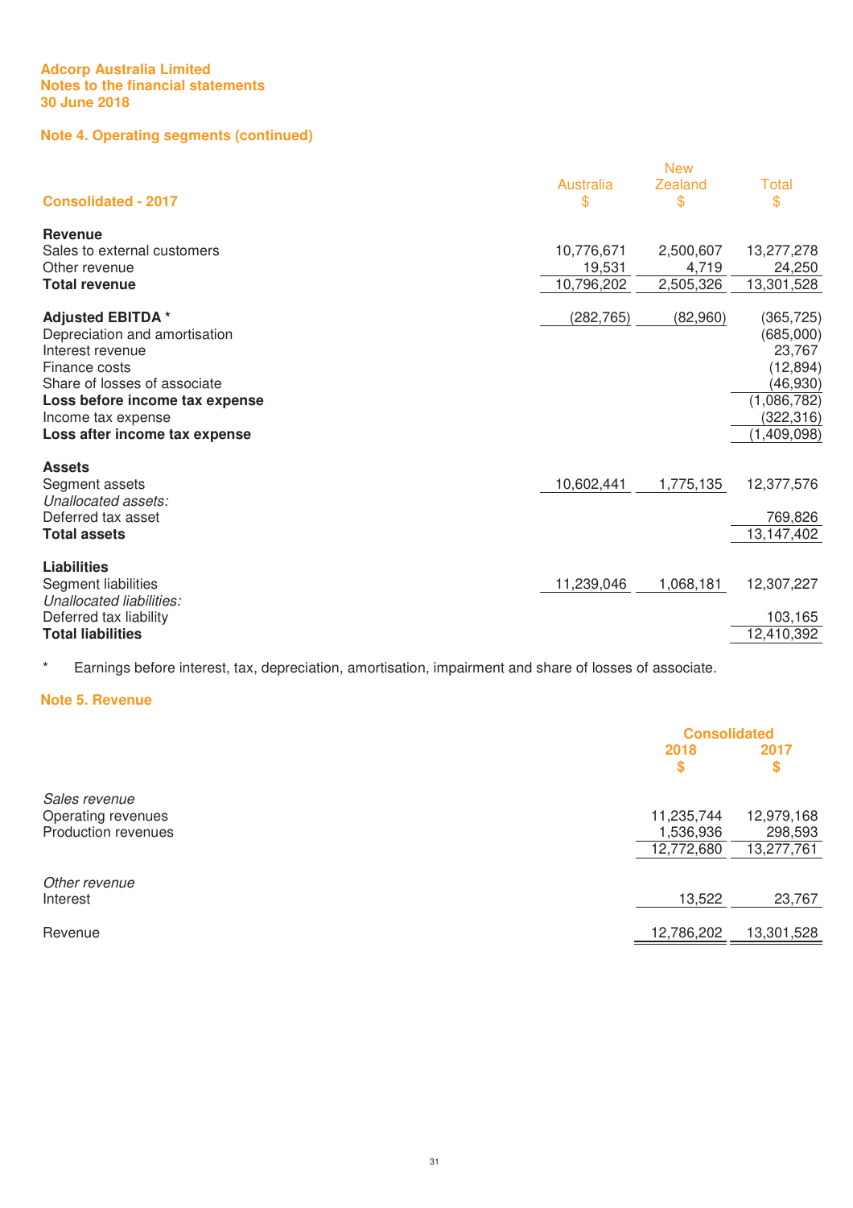Adcorp Australia Limited
Notes to the financial statements
30 June 2018

## Note 4. Operating segments (continued)

| Consolidated - 2017 | Australia $ | New Zealand $ | Total $ |
|---|---|---|---|
| **Revenue** | | | |
| Sales to external customers | 10,776,671 | 2,500,607 | 13,277,278 |
| Other revenue | 19,531 | 4,719 | 24,250 |
| **Total revenue** | 10,796,202 | 2,505,326 | 13,301,528 |
| | | | |
| **Adjusted EBITDA *** | (282,765) | (82,960) | (365,725) |
| Depreciation and amortisation | | | (685,000) |
| Interest revenue | | | 23,767 |
| Finance costs | | | (12,894) |
| Share of losses of associate | | | (46,930) |
| **Loss before income tax expense** | | | (1,086,782) |
| Income tax expense | | | (322,316) |
| **Loss after income tax expense** | | | (1,409,098) |
| | | | |
| **Assets** | | | |
| Segment assets | 10,602,441 | 1,775,135 | 12,377,576 |
| *Unallocated assets:* | | | |
| Deferred tax asset | | | 769,826 |
| **Total assets** | | | 13,147,402 |
| | | | |
| **Liabilities** | | | |
| Segment liabilities | 11,239,046 | 1,068,181 | 12,307,227 |
| *Unallocated liabilities:* | | | |
| Deferred tax liability | | | 103,165 |
| **Total liabilities** | | | 12,410,392 |

\* Earnings before interest, tax, depreciation, amortisation, impairment and share of losses of associate.

## Note 5. Revenue

| | Consolidated 2018 $ | Consolidated 2017 $ |
|---|---|---|
| *Sales revenue* | | |
| Operating revenues | 11,235,744 | 12,979,168 |
| Production revenues | 1,536,936 | 298,593 |
| | 12,772,680 | 13,277,761 |
| | | |
| *Other revenue* | | |
| Interest | 13,522 | 23,767 |
| | | |
| Revenue | 12,786,202 | 13,301,528 |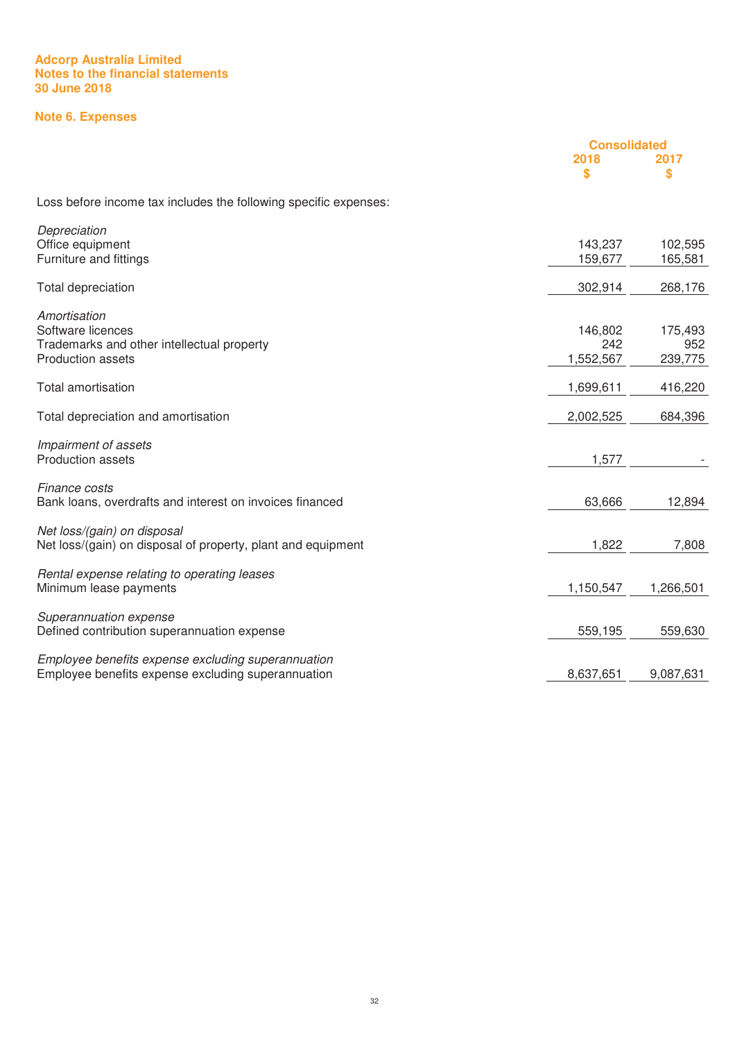Adcorp Australia Limited
Notes to the financial statements
30 June 2018

## Note 6. Expenses

| | Consolidated 2018 $ | 2017 $ |
|---|---|---|
| Loss before income tax includes the following specific expenses: | | |
| *Depreciation* | | |
| Office equipment | 143,237 | 102,595 |
| Furniture and fittings | 159,677 | 165,581 |
| Total depreciation | 302,914 | 268,176 |
| *Amortisation* | | |
| Software licences | 146,802 | 175,493 |
| Trademarks and other intellectual property | 242 | 952 |
| Production assets | 1,552,567 | 239,775 |
| Total amortisation | 1,699,611 | 416,220 |
| Total depreciation and amortisation | 2,002,525 | 684,396 |
| *Impairment of assets* | | |
| Production assets | 1,577 | - |
| *Finance costs* | | |
| Bank loans, overdrafts and interest on invoices financed | 63,666 | 12,894 |
| *Net loss/(gain) on disposal* | | |
| Net loss/(gain) on disposal of property, plant and equipment | 1,822 | 7,808 |
| *Rental expense relating to operating leases* | | |
| Minimum lease payments | 1,150,547 | 1,266,501 |
| *Superannuation expense* | | |
| Defined contribution superannuation expense | 559,195 | 559,630 |
| *Employee benefits expense excluding superannuation* | | |
| Employee benefits expense excluding superannuation | 8,637,651 | 9,087,631 |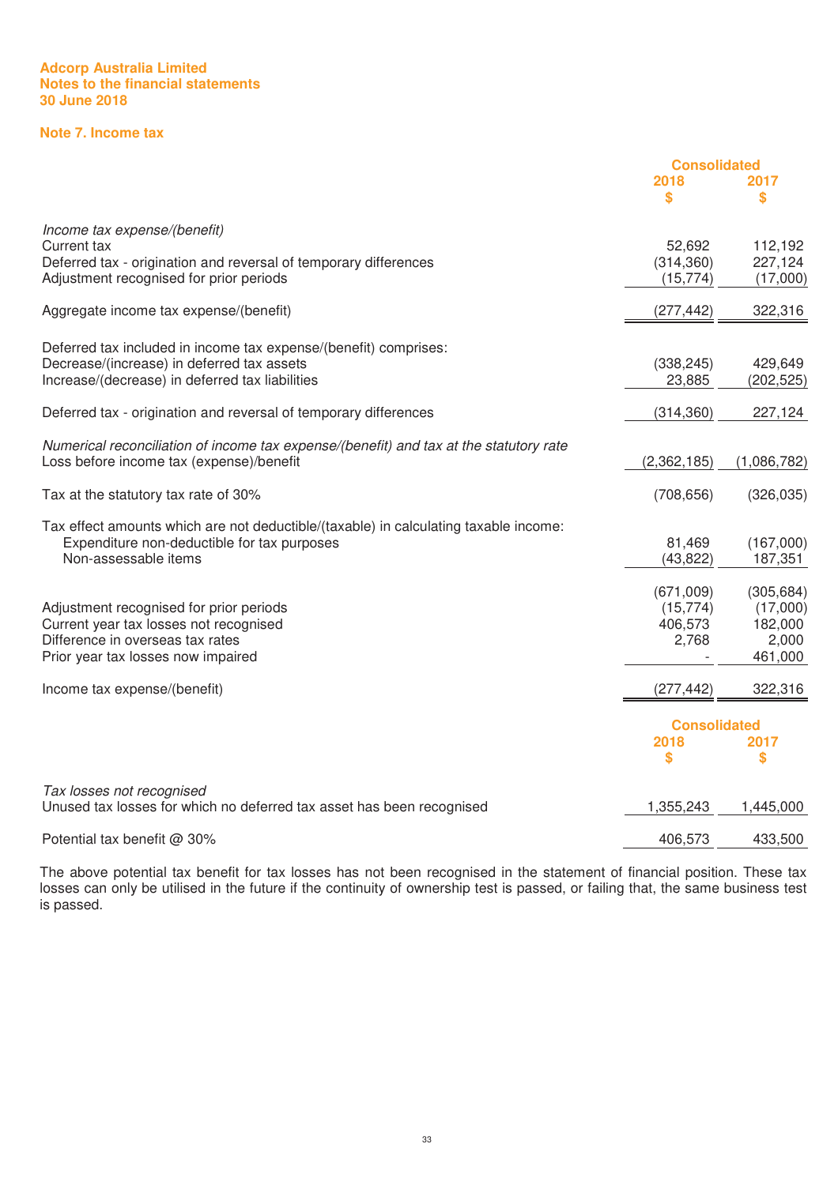**Adcorp Australia Limited**
**Notes to the financial statements**
**30 June 2018**

## Note 7. Income tax

| | Consolidated | |
|---|---|---|
| | 2018 | 2017 |
| | $ | $ |
| *Income tax expense/(benefit)* | | |
| Current tax | 52,692 | 112,192 |
| Deferred tax - origination and reversal of temporary differences | (314,360) | 227,124 |
| Adjustment recognised for prior periods | (15,774) | (17,000) |
| Aggregate income tax expense/(benefit) | (277,442) | 322,316 |
| Deferred tax included in income tax expense/(benefit) comprises: | | |
| Decrease/(increase) in deferred tax assets | (338,245) | 429,649 |
| Increase/(decrease) in deferred tax liabilities | 23,885 | (202,525) |
| Deferred tax - origination and reversal of temporary differences | (314,360) | 227,124 |
| *Numerical reconciliation of income tax expense/(benefit) and tax at the statutory rate* | | |
| Loss before income tax (expense)/benefit | (2,362,185) | (1,086,782) |
| Tax at the statutory tax rate of 30% | (708,656) | (326,035) |
| Tax effect amounts which are not deductible/(taxable) in calculating taxable income: | | |
| Expenditure non-deductible for tax purposes | 81,469 | (167,000) |
| Non-assessable items | (43,822) | 187,351 |
| | (671,009) | (305,684) |
| Adjustment recognised for prior periods | (15,774) | (17,000) |
| Current year tax losses not recognised | 406,573 | 182,000 |
| Difference in overseas tax rates | 2,768 | 2,000 |
| Prior year tax losses now impaired | - | 461,000 |
| Income tax expense/(benefit) | (277,442) | 322,316 |

| | Consolidated | |
|---|---|---|
| | 2018 | 2017 |
| | $ | $ |
| *Tax losses not recognised* | | |
| Unused tax losses for which no deferred tax asset has been recognised | 1,355,243 | 1,445,000 |
| Potential tax benefit @ 30% | 406,573 | 433,500 |

The above potential tax benefit for tax losses has not been recognised in the statement of financial position. These tax losses can only be utilised in the future if the continuity of ownership test is passed, or failing that, the same business test is passed.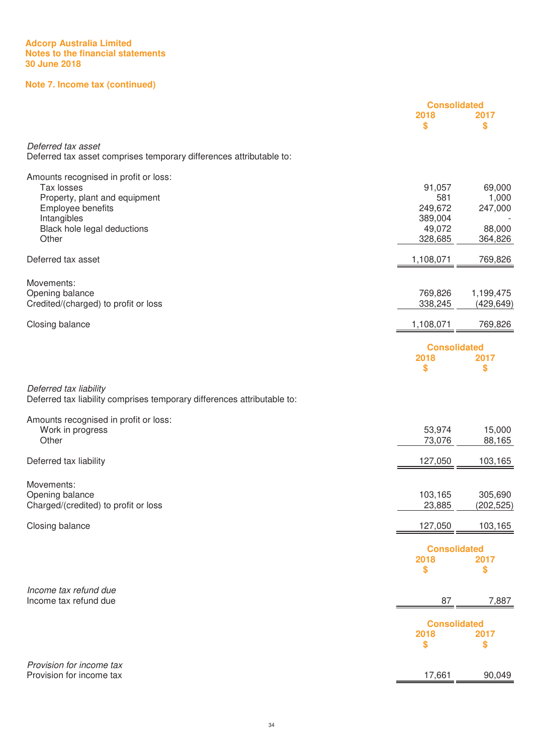# Adcorp Australia Limited
# Notes to the financial statements
# 30 June 2018

## Note 7. Income tax (continued)

| | Consolidated 2018 $ | Consolidated 2017 $ |
|---|---|---|
| *Deferred tax asset* | | |
| Deferred tax asset comprises temporary differences attributable to: | | |
| | | |
| Amounts recognised in profit or loss: | | |
| Tax losses | 91,057 | 69,000 |
| Property, plant and equipment | 581 | 1,000 |
| Employee benefits | 249,672 | 247,000 |
| Intangibles | 389,004 | - |
| Black hole legal deductions | 49,072 | 88,000 |
| Other | 328,685 | 364,826 |
| | | |
| Deferred tax asset | 1,108,071 | 769,826 |
| | | |
| Movements: | | |
| Opening balance | 769,826 | 1,199,475 |
| Credited/(charged) to profit or loss | 338,245 | (429,649) |
| | | |
| Closing balance | 1,108,071 | 769,826 |

| | Consolidated 2018 $ | Consolidated 2017 $ |
|---|---|---|
| *Deferred tax liability* | | |
| Deferred tax liability comprises temporary differences attributable to: | | |
| | | |
| Amounts recognised in profit or loss: | | |
| Work in progress | 53,974 | 15,000 |
| Other | 73,076 | 88,165 |
| | | |
| Deferred tax liability | 127,050 | 103,165 |
| | | |
| Movements: | | |
| Opening balance | 103,165 | 305,690 |
| Charged/(credited) to profit or loss | 23,885 | (202,525) |
| | | |
| Closing balance | 127,050 | 103,165 |

| | Consolidated 2018 $ | Consolidated 2017 $ |
|---|---|---|
| *Income tax refund due* | | |
| Income tax refund due | 87 | 7,887 |

| | Consolidated 2018 $ | Consolidated 2017 $ |
|---|---|---|
| *Provision for income tax* | | |
| Provision for income tax | 17,661 | 90,049 |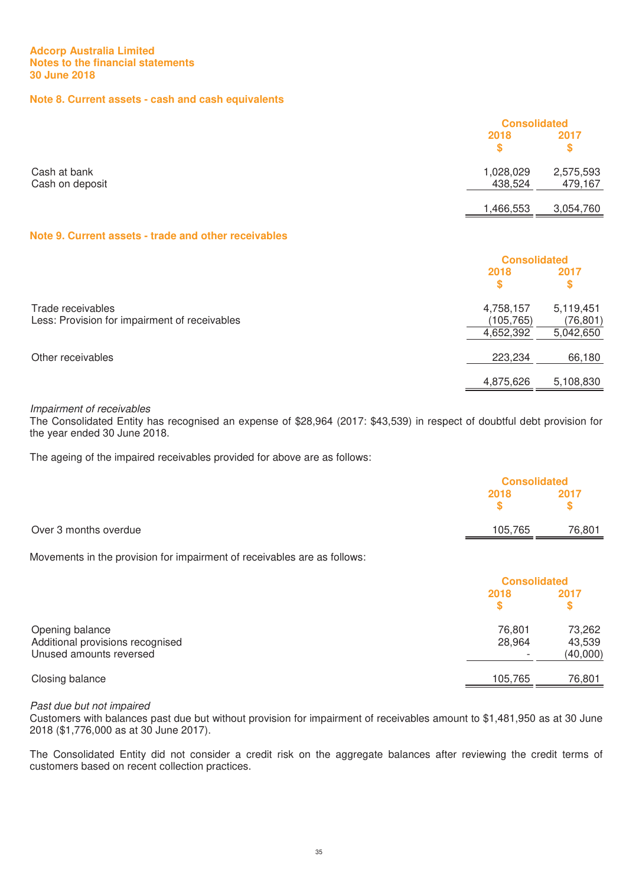**Adcorp Australia Limited**
**Notes to the financial statements**
**30 June 2018**

## Note 8. Current assets - cash and cash equivalents

| | Consolidated | |
|---|---|---|
| | 2018 | 2017 |
| | $ | $ |
| Cash at bank | 1,028,029 | 2,575,593 |
| Cash on deposit | 438,524 | 479,167 |
| | 1,466,553 | 3,054,760 |

## Note 9. Current assets - trade and other receivables

| | Consolidated | |
|---|---|---|
| | 2018 | 2017 |
| | $ | $ |
| Trade receivables | 4,758,157 | 5,119,451 |
| Less: Provision for impairment of receivables | (105,765) | (76,801) |
| | 4,652,392 | 5,042,650 |
| Other receivables | 223,234 | 66,180 |
| | 4,875,626 | 5,108,830 |

*Impairment of receivables*

The Consolidated Entity has recognised an expense of $28,964 (2017: $43,539) in respect of doubtful debt provision for the year ended 30 June 2018.

The ageing of the impaired receivables provided for above are as follows:

| | Consolidated | |
|---|---|---|
| | 2018 | 2017 |
| | $ | $ |
| Over 3 months overdue | 105,765 | 76,801 |

Movements in the provision for impairment of receivables are as follows:

| | Consolidated | |
|---|---|---|
| | 2018 | 2017 |
| | $ | $ |
| Opening balance | 76,801 | 73,262 |
| Additional provisions recognised | 28,964 | 43,539 |
| Unused amounts reversed | - | (40,000) |
| Closing balance | 105,765 | 76,801 |

*Past due but not impaired*

Customers with balances past due but without provision for impairment of receivables amount to $1,481,950 as at 30 June 2018 ($1,776,000 as at 30 June 2017).

The Consolidated Entity did not consider a credit risk on the aggregate balances after reviewing the credit terms of customers based on recent collection practices.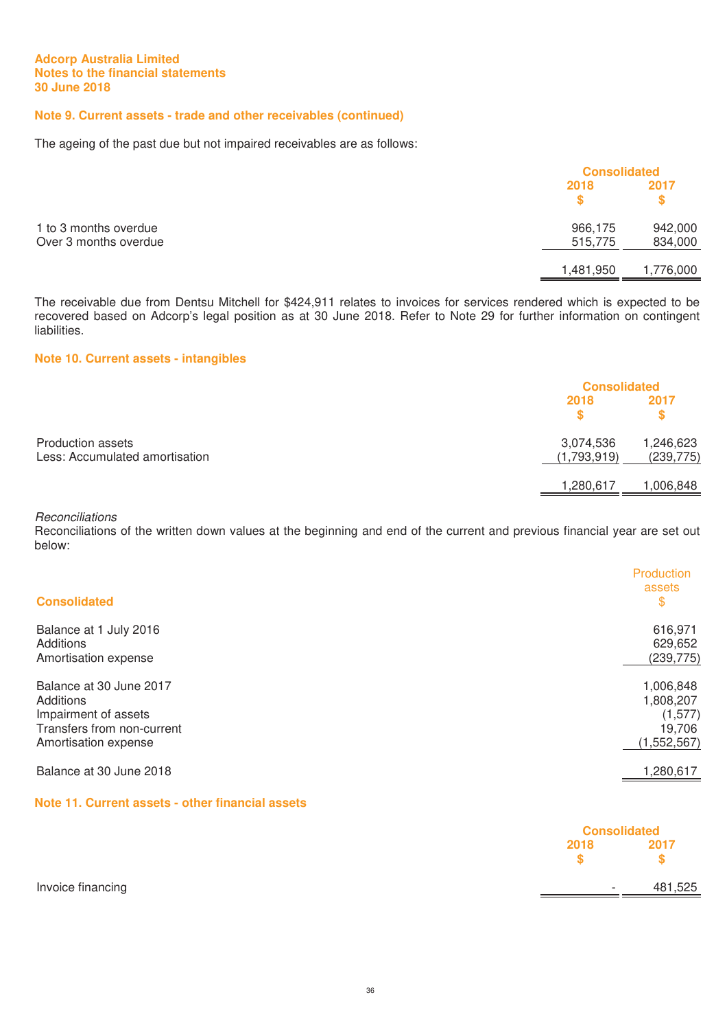Adcorp Australia Limited
Notes to the financial statements
30 June 2018

## Note 9. Current assets - trade and other receivables (continued)

The ageing of the past due but not impaired receivables are as follows:

| | Consolidated | |
|---|---|---|
| | 2018 $ | 2017 $ |
| 1 to 3 months overdue | 966,175 | 942,000 |
| Over 3 months overdue | 515,775 | 834,000 |
| | 1,481,950 | 1,776,000 |

The receivable due from Dentsu Mitchell for $424,911 relates to invoices for services rendered which is expected to be recovered based on Adcorp's legal position as at 30 June 2018. Refer to Note 29 for further information on contingent liabilities.

## Note 10. Current assets - intangibles

| | Consolidated | |
|---|---|---|
| | 2018 $ | 2017 $ |
| Production assets | 3,074,536 | 1,246,623 |
| Less: Accumulated amortisation | (1,793,919) | (239,775) |
| | 1,280,617 | 1,006,848 |

*Reconciliations*
Reconciliations of the written down values at the beginning and end of the current and previous financial year are set out below:

| Consolidated | Production assets $ |
|---|---|
| Balance at 1 July 2016 | 616,971 |
| Additions | 629,652 |
| Amortisation expense | (239,775) |
| | |
| Balance at 30 June 2017 | 1,006,848 |
| Additions | 1,808,207 |
| Impairment of assets | (1,577) |
| Transfers from non-current | 19,706 |
| Amortisation expense | (1,552,567) |
| | |
| Balance at 30 June 2018 | 1,280,617 |

## Note 11. Current assets - other financial assets

| | Consolidated | |
|---|---|---|
| | 2018 $ | 2017 $ |
| Invoice financing | - | 481,525 |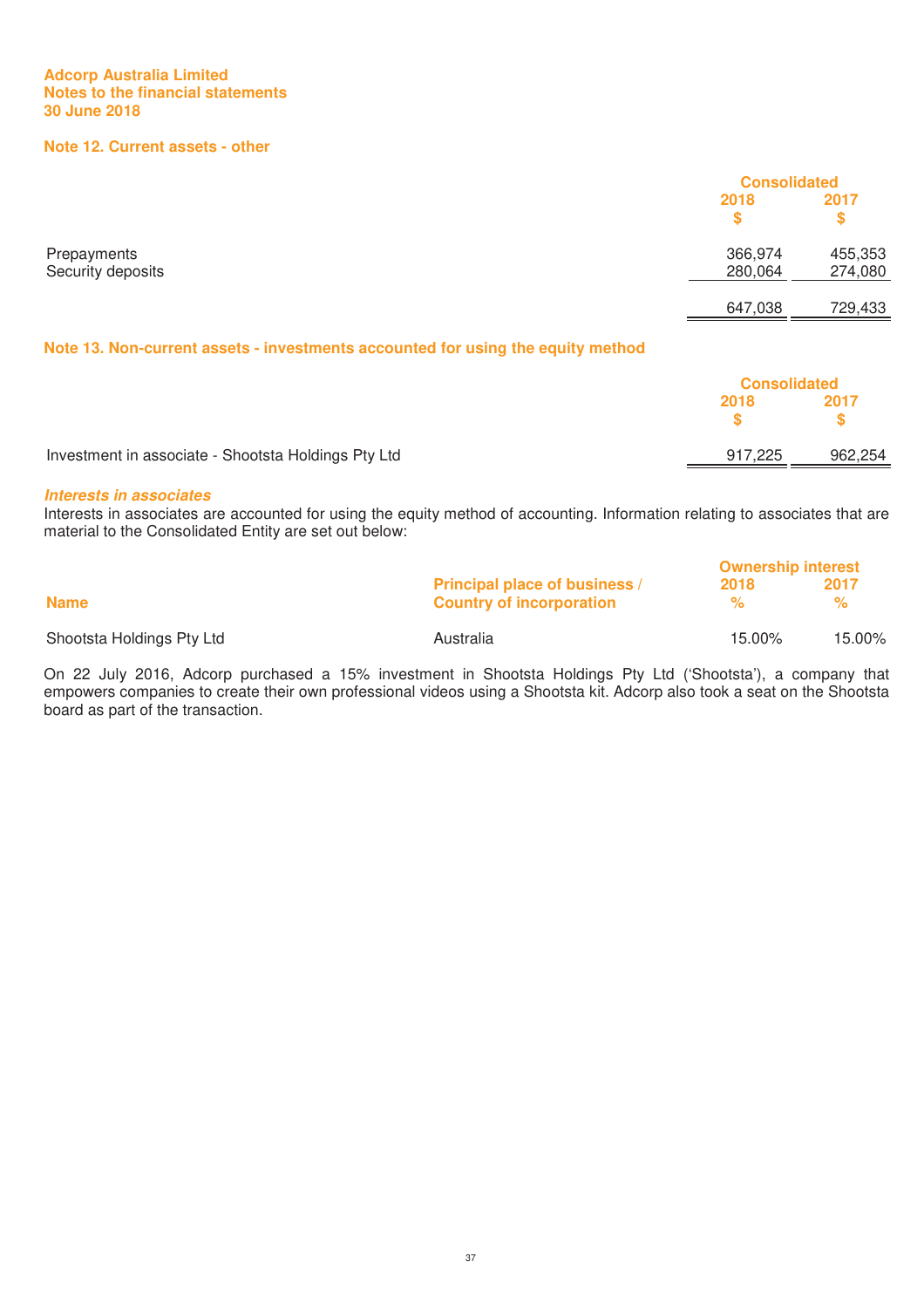Adcorp Australia Limited
Notes to the financial statements
30 June 2018

## Note 12. Current assets - other

| | Consolidated 2018 $ | 2017 $ |
|---|---|---|
| Prepayments | 366,974 | 455,353 |
| Security deposits | 280,064 | 274,080 |
| | 647,038 | 729,433 |

## Note 13. Non-current assets - investments accounted for using the equity method

| | Consolidated 2018 $ | 2017 $ |
|---|---|---|
| Investment in associate - Shootsta Holdings Pty Ltd | 917,225 | 962,254 |

***Interests in associates***

Interests in associates are accounted for using the equity method of accounting. Information relating to associates that are material to the Consolidated Entity are set out below:

| Name | Principal place of business / Country of incorporation | Ownership interest 2018 % | 2017 % |
|---|---|---|---|
| Shootsta Holdings Pty Ltd | Australia | 15.00% | 15.00% |

On 22 July 2016, Adcorp purchased a 15% investment in Shootsta Holdings Pty Ltd ('Shootsta'), a company that empowers companies to create their own professional videos using a Shootsta kit. Adcorp also took a seat on the Shootsta board as part of the transaction.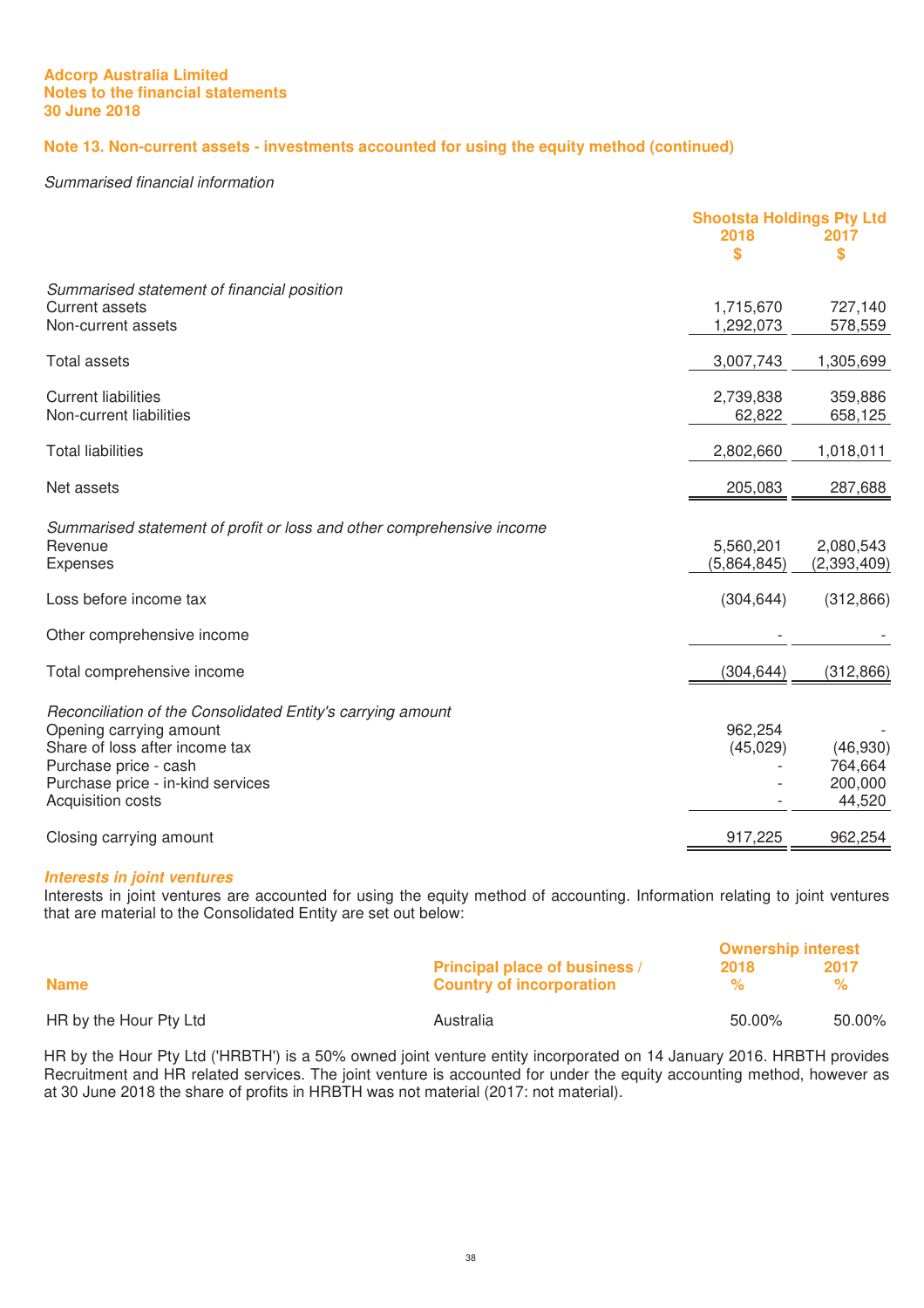## Note 13. Non-current assets - investments accounted for using the equity method (continued)

*Summarised financial information*

| | Shootsta Holdings Pty Ltd | |
|---|---|---|
| | 2018 | 2017 |
| | $ | $ |
| *Summarised statement of financial position* | | |
| Current assets | 1,715,670 | 727,140 |
| Non-current assets | 1,292,073 | 578,559 |
| Total assets | 3,007,743 | 1,305,699 |
| Current liabilities | 2,739,838 | 359,886 |
| Non-current liabilities | 62,822 | 658,125 |
| Total liabilities | 2,802,660 | 1,018,011 |
| Net assets | 205,083 | 287,688 |
| *Summarised statement of profit or loss and other comprehensive income* | | |
| Revenue | 5,560,201 | 2,080,543 |
| Expenses | (5,864,845) | (2,393,409) |
| Loss before income tax | (304,644) | (312,866) |
| Other comprehensive income | - | - |
| Total comprehensive income | (304,644) | (312,866) |
| *Reconciliation of the Consolidated Entity's carrying amount* | | |
| Opening carrying amount | 962,254 | - |
| Share of loss after income tax | (45,029) | (46,930) |
| Purchase price - cash | - | 764,664 |
| Purchase price - in-kind services | - | 200,000 |
| Acquisition costs | - | 44,520 |
| Closing carrying amount | 917,225 | 962,254 |

***Interests in joint ventures***

Interests in joint ventures are accounted for using the equity method of accounting. Information relating to joint ventures that are material to the Consolidated Entity are set out below:

| Name | Principal place of business / Country of incorporation | Ownership interest 2018 % | Ownership interest 2017 % |
|---|---|---|---|
| HR by the Hour Pty Ltd | Australia | 50.00% | 50.00% |

HR by the Hour Pty Ltd ('HRBTH') is a 50% owned joint venture entity incorporated on 14 January 2016. HRBTH provides Recruitment and HR related services. The joint venture is accounted for under the equity accounting method, however as at 30 June 2018 the share of profits in HRBTH was not material (2017: not material).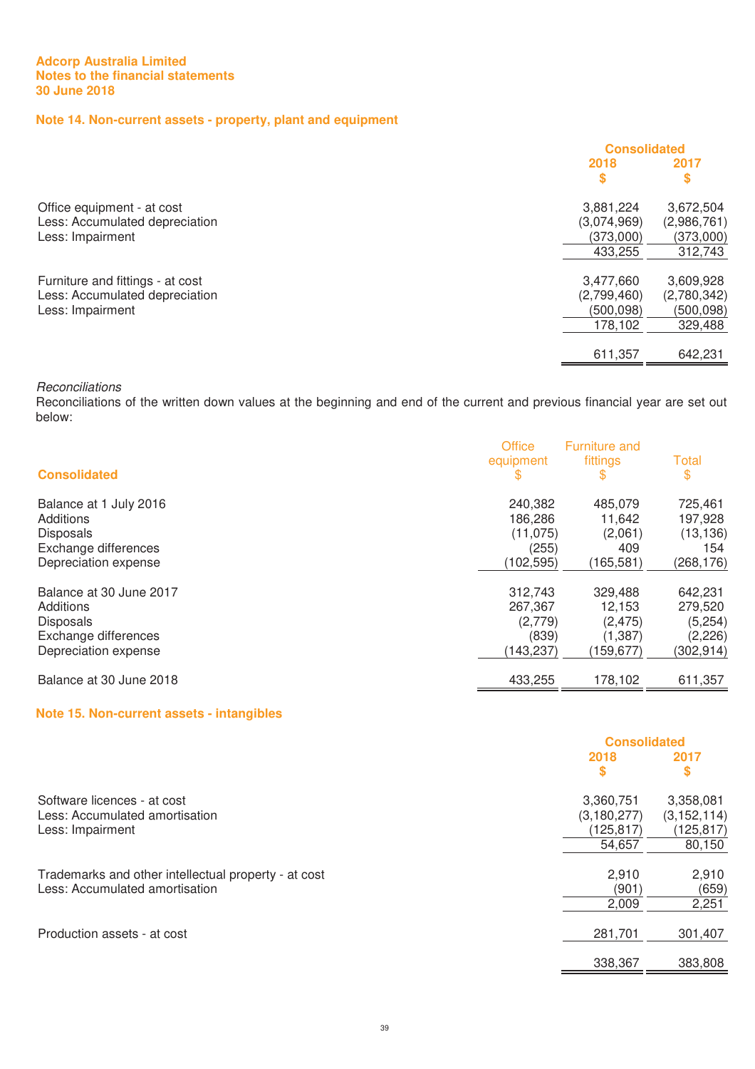**Adcorp Australia Limited**
**Notes to the financial statements**
**30 June 2018**

## Note 14. Non-current assets - property, plant and equipment

| | Consolidated 2018 $ | Consolidated 2017 $ |
|---|---|---|
| Office equipment - at cost | 3,881,224 | 3,672,504 |
| Less: Accumulated depreciation | (3,074,969) | (2,986,761) |
| Less: Impairment | (373,000) | (373,000) |
| | 433,255 | 312,743 |
| | | |
| Furniture and fittings - at cost | 3,477,660 | 3,609,928 |
| Less: Accumulated depreciation | (2,799,460) | (2,780,342) |
| Less: Impairment | (500,098) | (500,098) |
| | 178,102 | 329,488 |
| | | |
| | 611,357 | 642,231 |

*Reconciliations*

Reconciliations of the written down values at the beginning and end of the current and previous financial year are set out below:

| Consolidated | Office equipment $ | Furniture and fittings $ | Total $ |
|---|---|---|---|
| Balance at 1 July 2016 | 240,382 | 485,079 | 725,461 |
| Additions | 186,286 | 11,642 | 197,928 |
| Disposals | (11,075) | (2,061) | (13,136) |
| Exchange differences | (255) | 409 | 154 |
| Depreciation expense | (102,595) | (165,581) | (268,176) |
| | | | |
| Balance at 30 June 2017 | 312,743 | 329,488 | 642,231 |
| Additions | 267,367 | 12,153 | 279,520 |
| Disposals | (2,779) | (2,475) | (5,254) |
| Exchange differences | (839) | (1,387) | (2,226) |
| Depreciation expense | (143,237) | (159,677) | (302,914) |
| | | | |
| Balance at 30 June 2018 | 433,255 | 178,102 | 611,357 |

## Note 15. Non-current assets - intangibles

| | Consolidated 2018 $ | Consolidated 2017 $ |
|---|---|---|
| Software licences - at cost | 3,360,751 | 3,358,081 |
| Less: Accumulated amortisation | (3,180,277) | (3,152,114) |
| Less: Impairment | (125,817) | (125,817) |
| | 54,657 | 80,150 |
| | | |
| Trademarks and other intellectual property - at cost | 2,910 | 2,910 |
| Less: Accumulated amortisation | (901) | (659) |
| | 2,009 | 2,251 |
| | | |
| Production assets - at cost | 281,701 | 301,407 |
| | | |
| | 338,367 | 383,808 |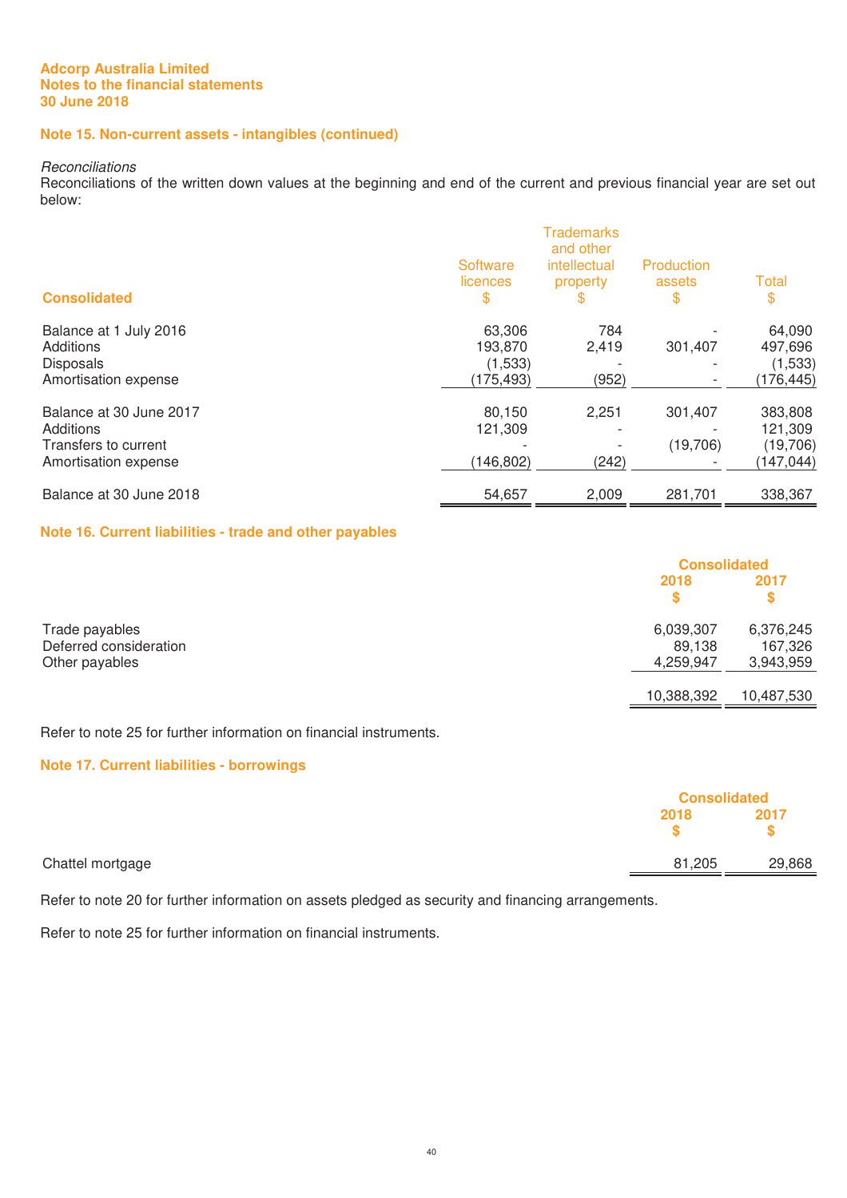## Note 15. Non-current assets - intangibles (continued)

*Reconciliations*

Reconciliations of the written down values at the beginning and end of the current and previous financial year are set out below:

| Consolidated | Software licences $ | Trademarks and other intellectual property $ | Production assets $ | Total $ |
|---|---|---|---|---|
| Balance at 1 July 2016 | 63,306 | 784 | - | 64,090 |
| Additions | 193,870 | 2,419 | 301,407 | 497,696 |
| Disposals | (1,533) | - | - | (1,533) |
| Amortisation expense | (175,493) | (952) | - | (176,445) |
| Balance at 30 June 2017 | 80,150 | 2,251 | 301,407 | 383,808 |
| Additions | 121,309 | - | - | 121,309 |
| Transfers to current | - | - | (19,706) | (19,706) |
| Amortisation expense | (146,802) | (242) | - | (147,044) |
| Balance at 30 June 2018 | 54,657 | 2,009 | 281,701 | 338,367 |

## Note 16. Current liabilities - trade and other payables

| | Consolidated | |
|---|---|---|
| | 2018 $ | 2017 $ |
| Trade payables | 6,039,307 | 6,376,245 |
| Deferred consideration | 89,138 | 167,326 |
| Other payables | 4,259,947 | 3,943,959 |
| | 10,388,392 | 10,487,530 |

Refer to note 25 for further information on financial instruments.

## Note 17. Current liabilities - borrowings

| | Consolidated | |
|---|---|---|
| | 2018 $ | 2017 $ |
| Chattel mortgage | 81,205 | 29,868 |

Refer to note 20 for further information on assets pledged as security and financing arrangements.

Refer to note 25 for further information on financial instruments.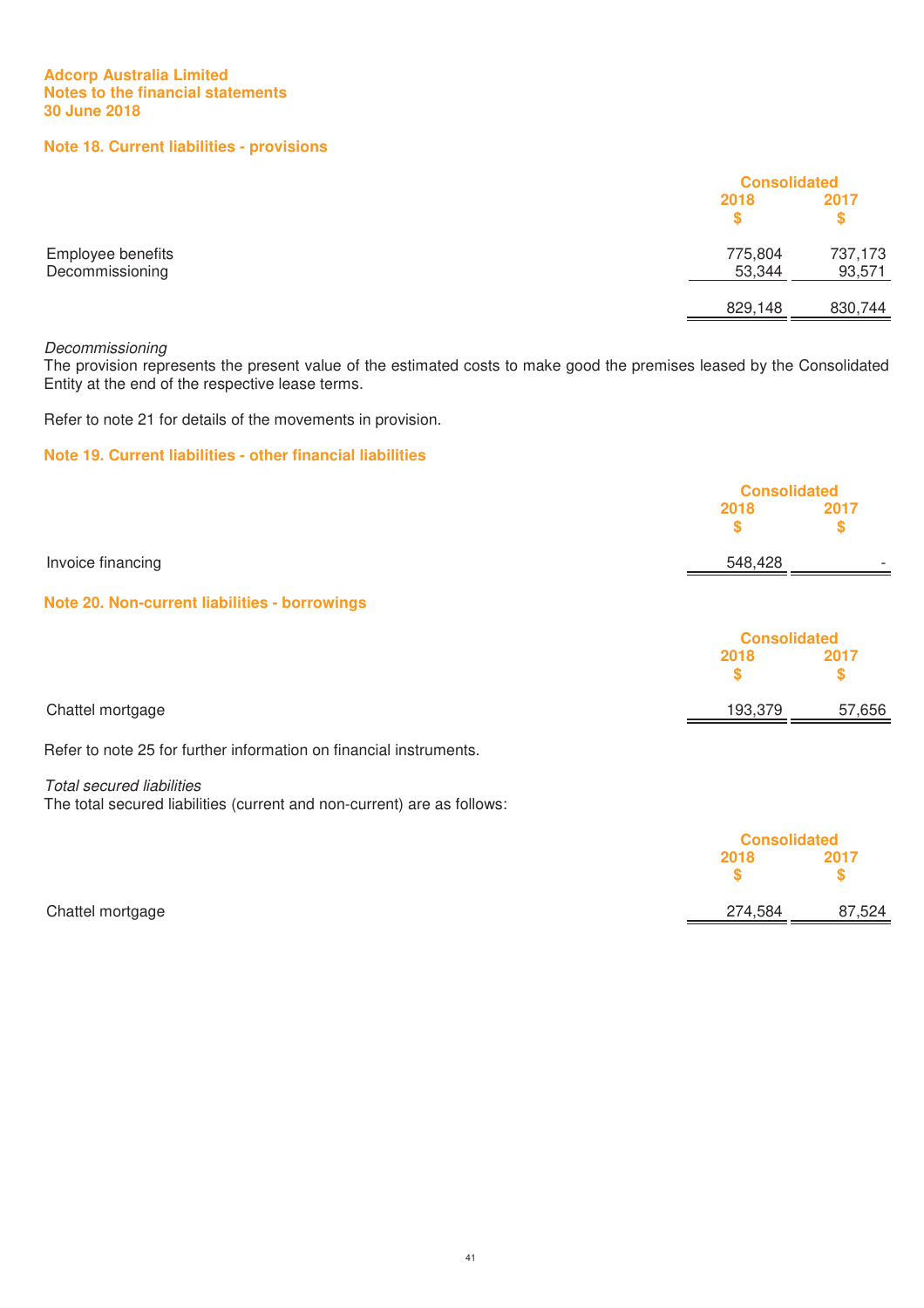**Adcorp Australia Limited**
**Notes to the financial statements**
**30 June 2018**

## Note 18. Current liabilities - provisions

| | Consolidated | |
|---|---|---|
| | 2018 | 2017 |
| | $ | $ |
| Employee benefits | 775,804 | 737,173 |
| Decommissioning | 53,344 | 93,571 |
| | 829,148 | 830,744 |

*Decommissioning*
The provision represents the present value of the estimated costs to make good the premises leased by the Consolidated Entity at the end of the respective lease terms.

Refer to note 21 for details of the movements in provision.

## Note 19. Current liabilities - other financial liabilities

| | Consolidated | |
|---|---|---|
| | 2018 | 2017 |
| | $ | $ |
| Invoice financing | 548,428 | - |

## Note 20. Non-current liabilities - borrowings

| | Consolidated | |
|---|---|---|
| | 2018 | 2017 |
| | $ | $ |
| Chattel mortgage | 193,379 | 57,656 |

Refer to note 25 for further information on financial instruments.

*Total secured liabilities*
The total secured liabilities (current and non-current) are as follows:

| | Consolidated | |
|---|---|---|
| | 2018 | 2017 |
| | $ | $ |
| Chattel mortgage | 274,584 | 87,524 |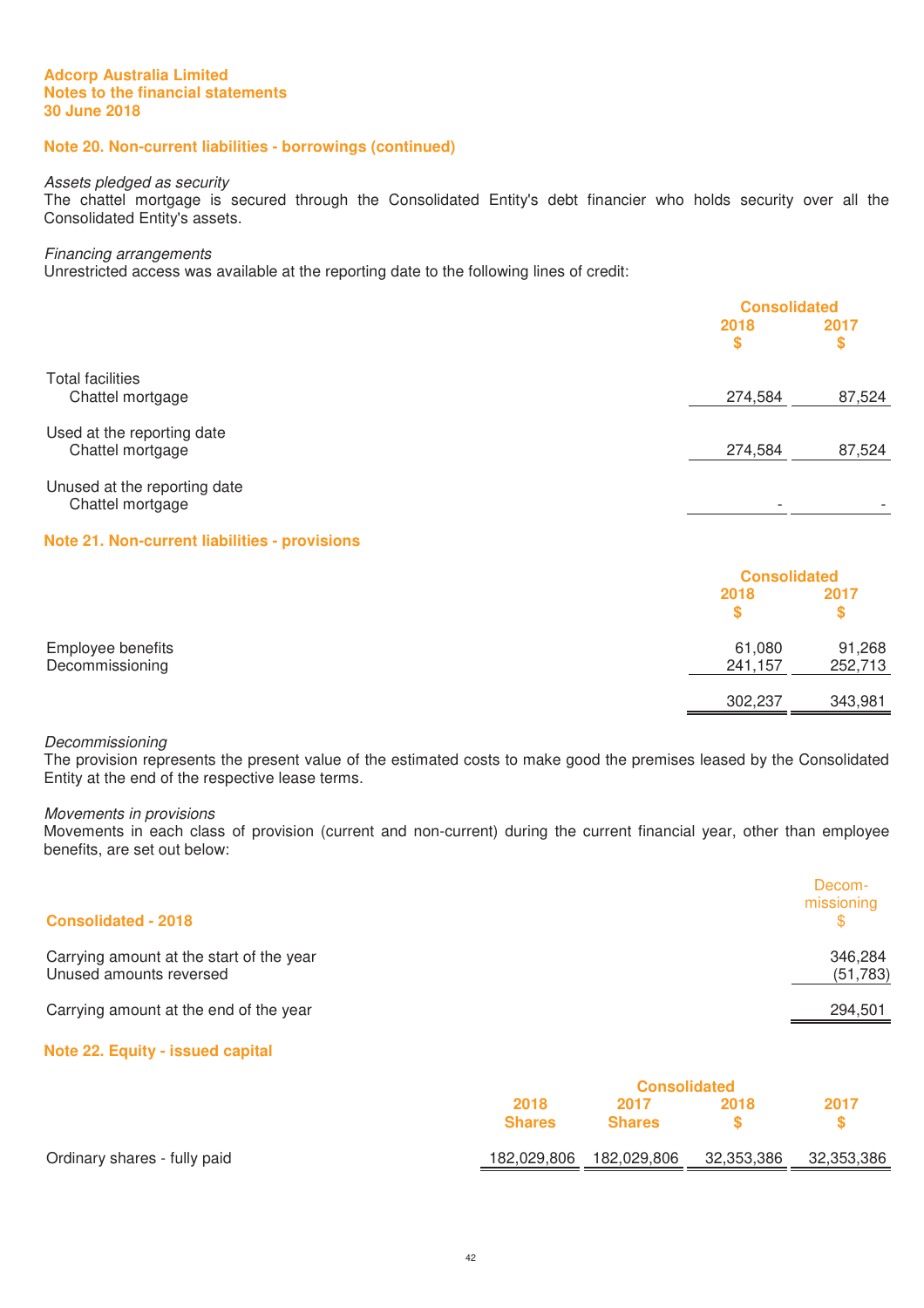Adcorp Australia Limited
Notes to the financial statements
30 June 2018

## Note 20. Non-current liabilities - borrowings (continued)

*Assets pledged as security*
The chattel mortgage is secured through the Consolidated Entity's debt financier who holds security over all the Consolidated Entity's assets.

*Financing arrangements*
Unrestricted access was available at the reporting date to the following lines of credit:

| | Consolidated | |
|---|---|---|
| | 2018 $ | 2017 $ |
| Total facilities | | |
| Chattel mortgage | 274,584 | 87,524 |
| Used at the reporting date | | |
| Chattel mortgage | 274,584 | 87,524 |
| Unused at the reporting date | | |
| Chattel mortgage | - | - |

## Note 21. Non-current liabilities - provisions

| | Consolidated | |
|---|---|---|
| | 2018 $ | 2017 $ |
| Employee benefits | 61,080 | 91,268 |
| Decommissioning | 241,157 | 252,713 |
| | 302,237 | 343,981 |

*Decommissioning*
The provision represents the present value of the estimated costs to make good the premises leased by the Consolidated Entity at the end of the respective lease terms.

*Movements in provisions*
Movements in each class of provision (current and non-current) during the current financial year, other than employee benefits, are set out below:

| Consolidated - 2018 | Decom-missioning $ |
|---|---|
| Carrying amount at the start of the year | 346,284 |
| Unused amounts reversed | (51,783) |
| Carrying amount at the end of the year | 294,501 |

## Note 22. Equity - issued capital

| | Consolidated | | | |
|---|---|---|---|---|
| | 2018 Shares | 2017 Shares | 2018 $ | 2017 $ |
| Ordinary shares - fully paid | 182,029,806 | 182,029,806 | 32,353,386 | 32,353,386 |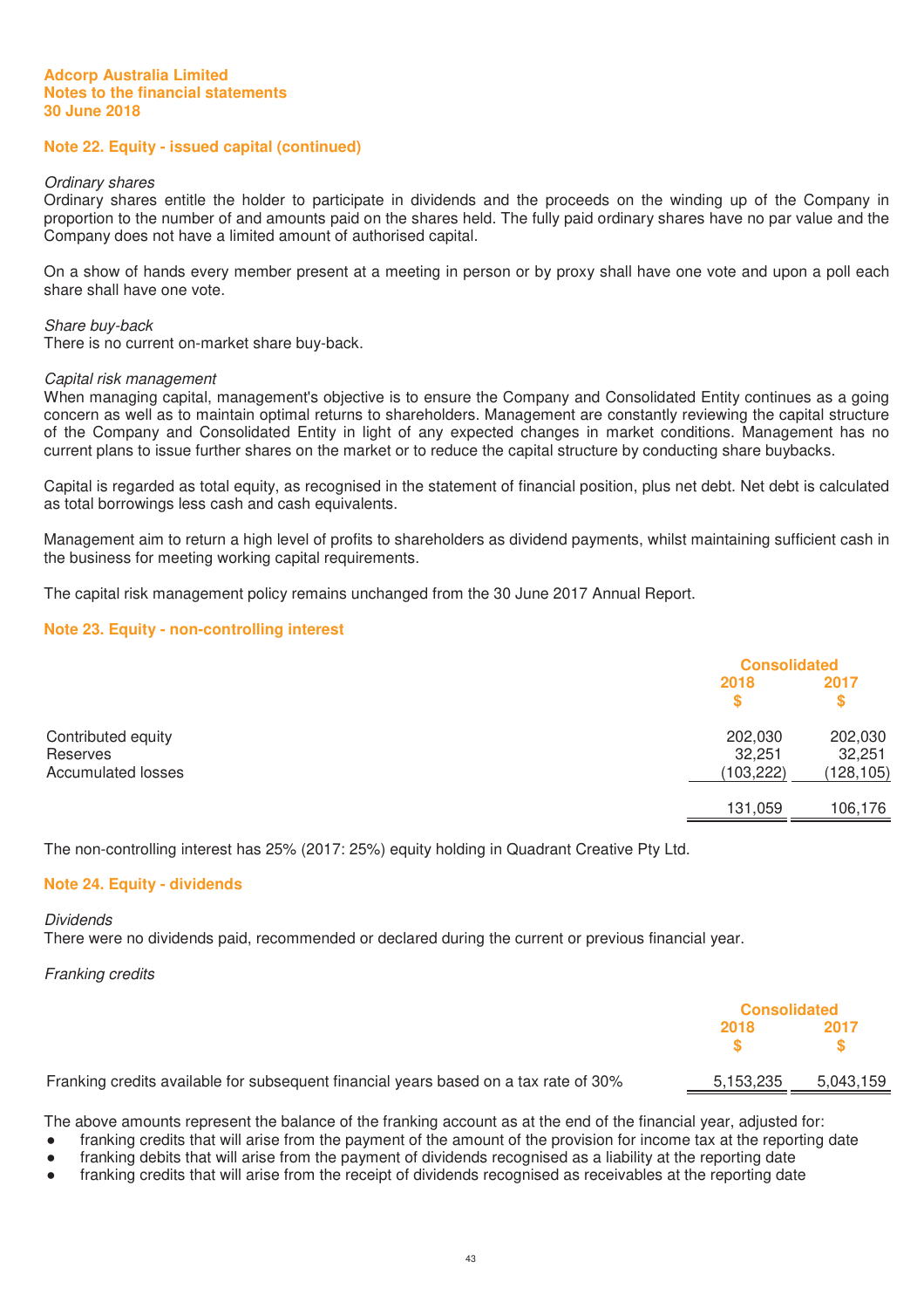## Note 22. Equity - issued capital (continued)

*Ordinary shares*
Ordinary shares entitle the holder to participate in dividends and the proceeds on the winding up of the Company in proportion to the number of and amounts paid on the shares held. The fully paid ordinary shares have no par value and the Company does not have a limited amount of authorised capital.

On a show of hands every member present at a meeting in person or by proxy shall have one vote and upon a poll each share shall have one vote.

*Share buy-back*
There is no current on-market share buy-back.

*Capital risk management*
When managing capital, management's objective is to ensure the Company and Consolidated Entity continues as a going concern as well as to maintain optimal returns to shareholders. Management are constantly reviewing the capital structure of the Company and Consolidated Entity in light of any expected changes in market conditions. Management has no current plans to issue further shares on the market or to reduce the capital structure by conducting share buybacks.

Capital is regarded as total equity, as recognised in the statement of financial position, plus net debt. Net debt is calculated as total borrowings less cash and cash equivalents.

Management aim to return a high level of profits to shareholders as dividend payments, whilst maintaining sufficient cash in the business for meeting working capital requirements.

The capital risk management policy remains unchanged from the 30 June 2017 Annual Report.

## Note 23. Equity - non-controlling interest

| | Consolidated | |
|---|---|---|
| | 2018 $ | 2017 $ |
| Contributed equity | 202,030 | 202,030 |
| Reserves | 32,251 | 32,251 |
| Accumulated losses | (103,222) | (128,105) |
| | 131,059 | 106,176 |

The non-controlling interest has 25% (2017: 25%) equity holding in Quadrant Creative Pty Ltd.

## Note 24. Equity - dividends

*Dividends*
There were no dividends paid, recommended or declared during the current or previous financial year.

*Franking credits*

| | Consolidated | |
|---|---|---|
| | 2018 $ | 2017 $ |
| Franking credits available for subsequent financial years based on a tax rate of 30% | 5,153,235 | 5,043,159 |

The above amounts represent the balance of the franking account as at the end of the financial year, adjusted for:

- franking credits that will arise from the payment of the amount of the provision for income tax at the reporting date
- franking debits that will arise from the payment of dividends recognised as a liability at the reporting date
- franking credits that will arise from the receipt of dividends recognised as receivables at the reporting date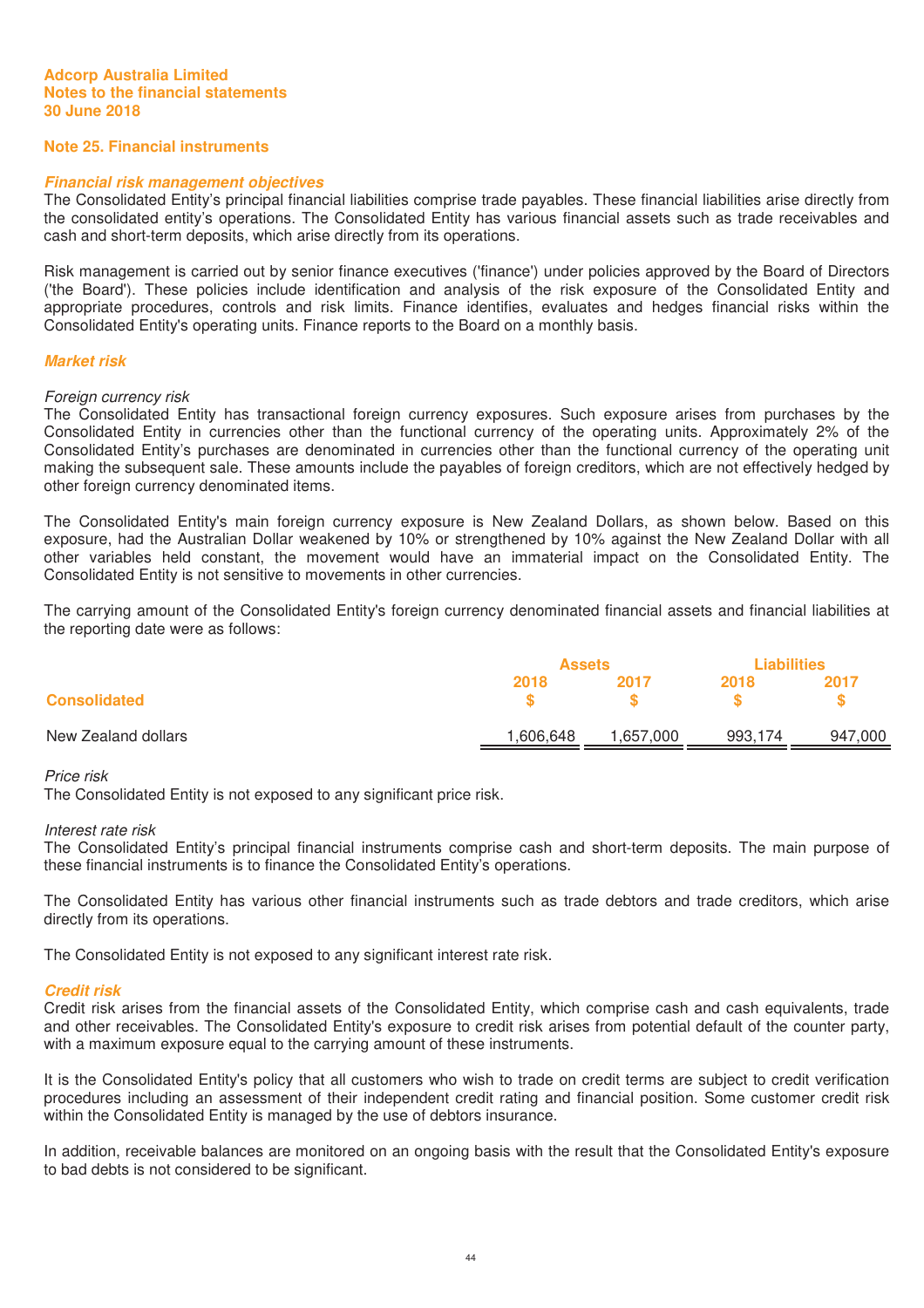**Adcorp Australia Limited**
**Notes to the financial statements**
**30 June 2018**

## Note 25. Financial instruments

### *Financial risk management objectives*

The Consolidated Entity's principal financial liabilities comprise trade payables. These financial liabilities arise directly from the consolidated entity's operations. The Consolidated Entity has various financial assets such as trade receivables and cash and short-term deposits, which arise directly from its operations.

Risk management is carried out by senior finance executives ('finance') under policies approved by the Board of Directors ('the Board'). These policies include identification and analysis of the risk exposure of the Consolidated Entity and appropriate procedures, controls and risk limits. Finance identifies, evaluates and hedges financial risks within the Consolidated Entity's operating units. Finance reports to the Board on a monthly basis.

### *Market risk*

*Foreign currency risk*

The Consolidated Entity has transactional foreign currency exposures. Such exposure arises from purchases by the Consolidated Entity in currencies other than the functional currency of the operating units. Approximately 2% of the Consolidated Entity's purchases are denominated in currencies other than the functional currency of the operating unit making the subsequent sale. These amounts include the payables of foreign creditors, which are not effectively hedged by other foreign currency denominated items.

The Consolidated Entity's main foreign currency exposure is New Zealand Dollars, as shown below. Based on this exposure, had the Australian Dollar weakened by 10% or strengthened by 10% against the New Zealand Dollar with all other variables held constant, the movement would have an immaterial impact on the Consolidated Entity. The Consolidated Entity is not sensitive to movements in other currencies.

The carrying amount of the Consolidated Entity's foreign currency denominated financial assets and financial liabilities at the reporting date were as follows:

| | Assets | | Liabilities | |
|---|---|---|---|---|
| **Consolidated** | **2018 $** | **2017 $** | **2018 $** | **2017 $** |
| New Zealand dollars | 1,606,648 | 1,657,000 | 993,174 | 947,000 |

*Price risk*

The Consolidated Entity is not exposed to any significant price risk.

*Interest rate risk*

The Consolidated Entity's principal financial instruments comprise cash and short-term deposits. The main purpose of these financial instruments is to finance the Consolidated Entity's operations.

The Consolidated Entity has various other financial instruments such as trade debtors and trade creditors, which arise directly from its operations.

The Consolidated Entity is not exposed to any significant interest rate risk.

### *Credit risk*

Credit risk arises from the financial assets of the Consolidated Entity, which comprise cash and cash equivalents, trade and other receivables. The Consolidated Entity's exposure to credit risk arises from potential default of the counter party, with a maximum exposure equal to the carrying amount of these instruments.

It is the Consolidated Entity's policy that all customers who wish to trade on credit terms are subject to credit verification procedures including an assessment of their independent credit rating and financial position. Some customer credit risk within the Consolidated Entity is managed by the use of debtors insurance.

In addition, receivable balances are monitored on an ongoing basis with the result that the Consolidated Entity's exposure to bad debts is not considered to be significant.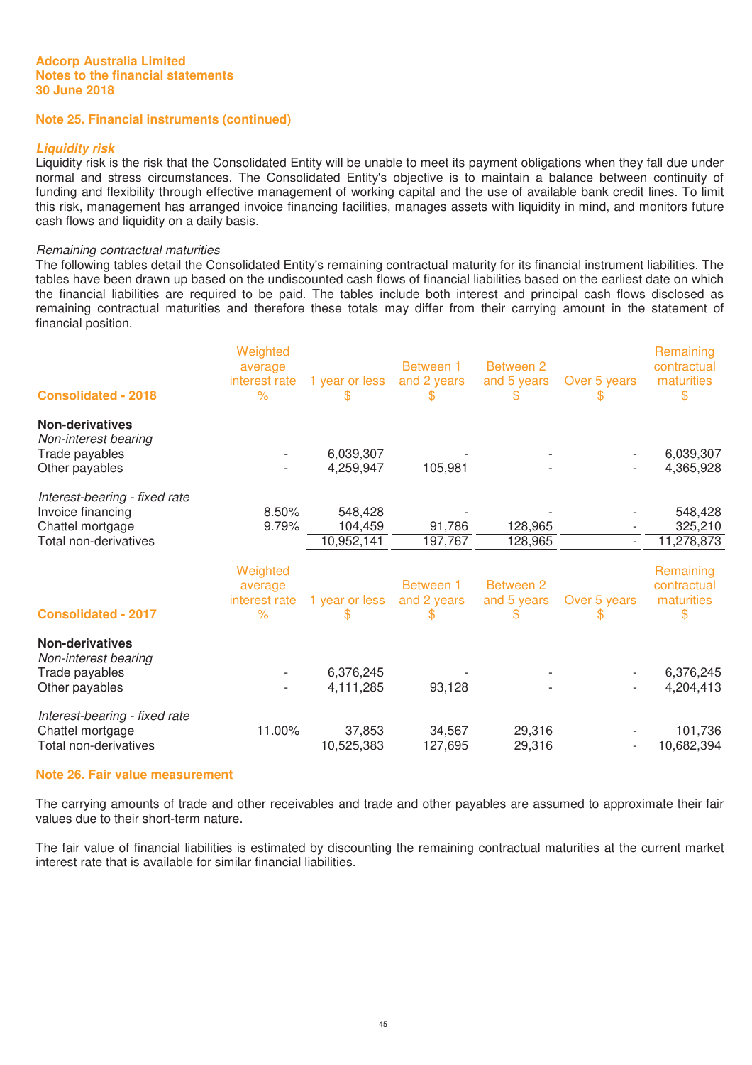**Adcorp Australia Limited**
**Notes to the financial statements**
**30 June 2018**

## Note 25. Financial instruments (continued)

### *Liquidity risk*

Liquidity risk is the risk that the Consolidated Entity will be unable to meet its payment obligations when they fall due under normal and stress circumstances. The Consolidated Entity's objective is to maintain a balance between continuity of funding and flexibility through effective management of working capital and the use of available bank credit lines. To limit this risk, management has arranged invoice financing facilities, manages assets with liquidity in mind, and monitors future cash flows and liquidity on a daily basis.

*Remaining contractual maturities*

The following tables detail the Consolidated Entity's remaining contractual maturity for its financial instrument liabilities. The tables have been drawn up based on the undiscounted cash flows of financial liabilities based on the earliest date on which the financial liabilities are required to be paid. The tables include both interest and principal cash flows disclosed as remaining contractual maturities and therefore these totals may differ from their carrying amount in the statement of financial position.

| Consolidated - 2018 | Weighted average interest rate % | 1 year or less $ | Between 1 and 2 years $ | Between 2 and 5 years $ | Over 5 years $ | Remaining contractual maturities $ |
|---|---|---|---|---|---|---|
| **Non-derivatives** | | | | | | |
| *Non-interest bearing* | | | | | | |
| Trade payables | - | 6,039,307 | - | - | - | 6,039,307 |
| Other payables | - | 4,259,947 | 105,981 | - | - | 4,365,928 |
| *Interest-bearing - fixed rate* | | | | | | |
| Invoice financing | 8.50% | 548,428 | - | - | - | 548,428 |
| Chattel mortgage | 9.79% | 104,459 | 91,786 | 128,965 | - | 325,210 |
| Total non-derivatives | | 10,952,141 | 197,767 | 128,965 | - | 11,278,873 |

| Consolidated - 2017 | Weighted average interest rate % | 1 year or less $ | Between 1 and 2 years $ | Between 2 and 5 years $ | Over 5 years $ | Remaining contractual maturities $ |
|---|---|---|---|---|---|---|
| **Non-derivatives** | | | | | | |
| *Non-interest bearing* | | | | | | |
| Trade payables | - | 6,376,245 | - | - | - | 6,376,245 |
| Other payables | - | 4,111,285 | 93,128 | - | - | 4,204,413 |
| *Interest-bearing - fixed rate* | | | | | | |
| Chattel mortgage | 11.00% | 37,853 | 34,567 | 29,316 | - | 101,736 |
| Total non-derivatives | | 10,525,383 | 127,695 | 29,316 | - | 10,682,394 |

## Note 26. Fair value measurement

The carrying amounts of trade and other receivables and trade and other payables are assumed to approximate their fair values due to their short-term nature.

The fair value of financial liabilities is estimated by discounting the remaining contractual maturities at the current market interest rate that is available for similar financial liabilities.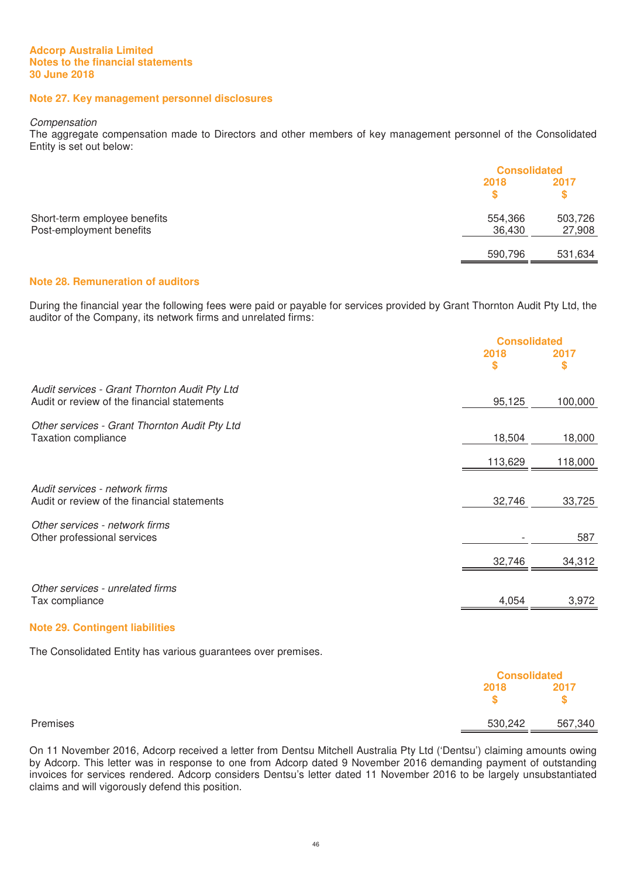Adcorp Australia Limited
Notes to the financial statements
30 June 2018

## Note 27. Key management personnel disclosures

*Compensation*
The aggregate compensation made to Directors and other members of key management personnel of the Consolidated Entity is set out below:

| | Consolidated | |
|---|---|---|
| | 2018 $ | 2017 $ |
| Short-term employee benefits | 554,366 | 503,726 |
| Post-employment benefits | 36,430 | 27,908 |
| | 590,796 | 531,634 |

## Note 28. Remuneration of auditors

During the financial year the following fees were paid or payable for services provided by Grant Thornton Audit Pty Ltd, the auditor of the Company, its network firms and unrelated firms:

| | Consolidated | |
|---|---|---|
| | 2018 $ | 2017 $ |
| *Audit services - Grant Thornton Audit Pty Ltd* | | |
| Audit or review of the financial statements | 95,125 | 100,000 |
| *Other services - Grant Thornton Audit Pty Ltd* | | |
| Taxation compliance | 18,504 | 18,000 |
| | 113,629 | 118,000 |
| *Audit services - network firms* | | |
| Audit or review of the financial statements | 32,746 | 33,725 |
| *Other services - network firms* | | |
| Other professional services | - | 587 |
| | 32,746 | 34,312 |
| *Other services - unrelated firms* | | |
| Tax compliance | 4,054 | 3,972 |

## Note 29. Contingent liabilities

The Consolidated Entity has various guarantees over premises.

| | Consolidated | |
|---|---|---|
| | 2018 $ | 2017 $ |
| Premises | 530,242 | 567,340 |

On 11 November 2016, Adcorp received a letter from Dentsu Mitchell Australia Pty Ltd ('Dentsu') claiming amounts owing by Adcorp. This letter was in response to one from Adcorp dated 9 November 2016 demanding payment of outstanding invoices for services rendered. Adcorp considers Dentsu's letter dated 11 November 2016 to be largely unsubstantiated claims and will vigorously defend this position.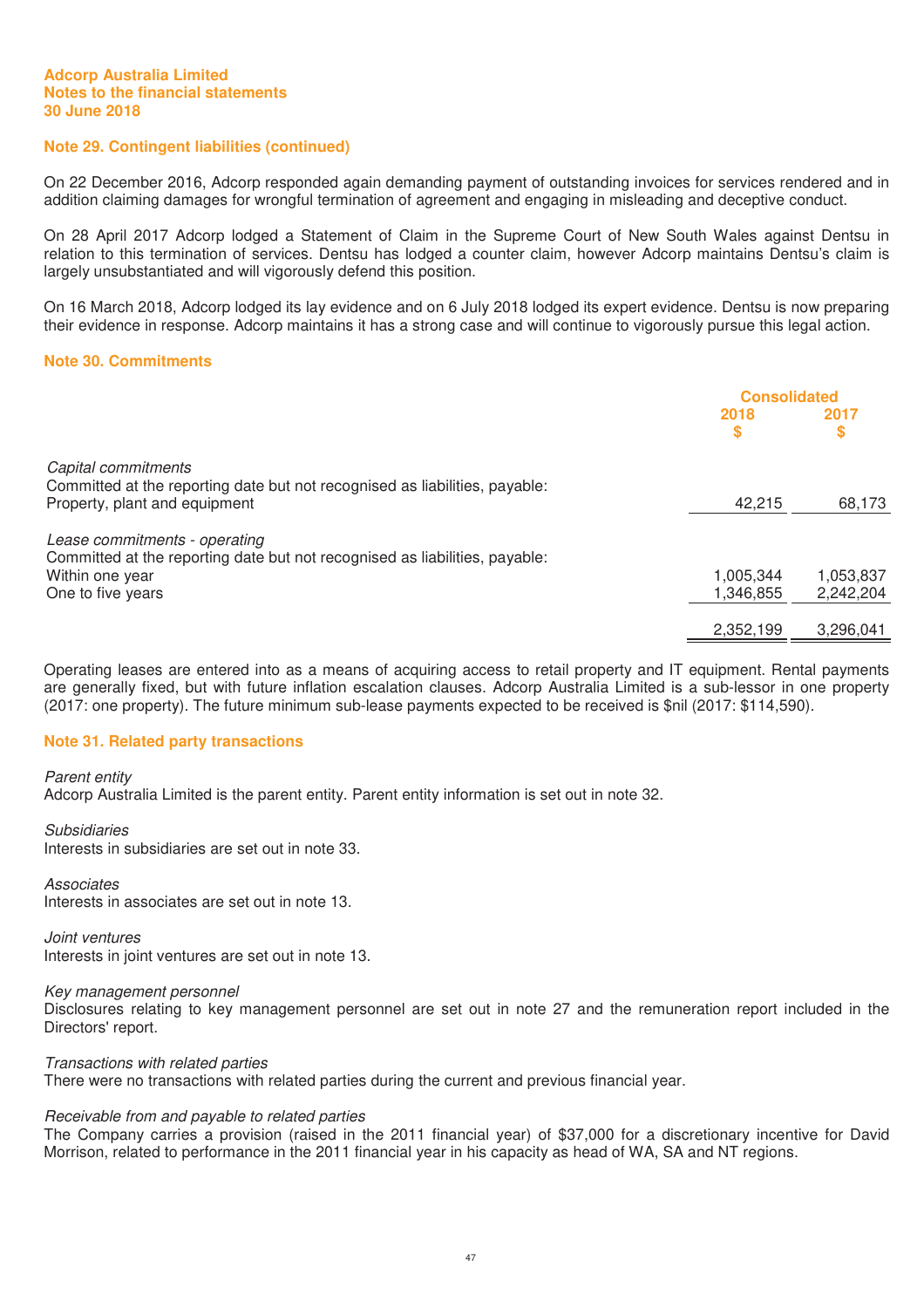### Note 29. Contingent liabilities (continued)

On 22 December 2016, Adcorp responded again demanding payment of outstanding invoices for services rendered and in addition claiming damages for wrongful termination of agreement and engaging in misleading and deceptive conduct.

On 28 April 2017 Adcorp lodged a Statement of Claim in the Supreme Court of New South Wales against Dentsu in relation to this termination of services. Dentsu has lodged a counter claim, however Adcorp maintains Dentsu's claim is largely unsubstantiated and will vigorously defend this position.

On 16 March 2018, Adcorp lodged its lay evidence and on 6 July 2018 lodged its expert evidence. Dentsu is now preparing their evidence in response. Adcorp maintains it has a strong case and will continue to vigorously pursue this legal action.

### Note 30. Commitments

| | Consolidated | |
|---|---|---|
| | 2018 $ | 2017 $ |
| *Capital commitments* | | |
| Committed at the reporting date but not recognised as liabilities, payable: | | |
| Property, plant and equipment | 42,215 | 68,173 |
| *Lease commitments - operating* | | |
| Committed at the reporting date but not recognised as liabilities, payable: | | |
| Within one year | 1,005,344 | 1,053,837 |
| One to five years | 1,346,855 | 2,242,204 |
| | 2,352,199 | 3,296,041 |

Operating leases are entered into as a means of acquiring access to retail property and IT equipment. Rental payments are generally fixed, but with future inflation escalation clauses. Adcorp Australia Limited is a sub-lessor in one property (2017: one property). The future minimum sub-lease payments expected to be received is $nil (2017: $114,590).

### Note 31. Related party transactions

*Parent entity*
Adcorp Australia Limited is the parent entity. Parent entity information is set out in note 32.

*Subsidiaries*
Interests in subsidiaries are set out in note 33.

*Associates*
Interests in associates are set out in note 13.

*Joint ventures*
Interests in joint ventures are set out in note 13.

*Key management personnel*
Disclosures relating to key management personnel are set out in note 27 and the remuneration report included in the Directors' report.

*Transactions with related parties*
There were no transactions with related parties during the current and previous financial year.

*Receivable from and payable to related parties*
The Company carries a provision (raised in the 2011 financial year) of $37,000 for a discretionary incentive for David Morrison, related to performance in the 2011 financial year in his capacity as head of WA, SA and NT regions.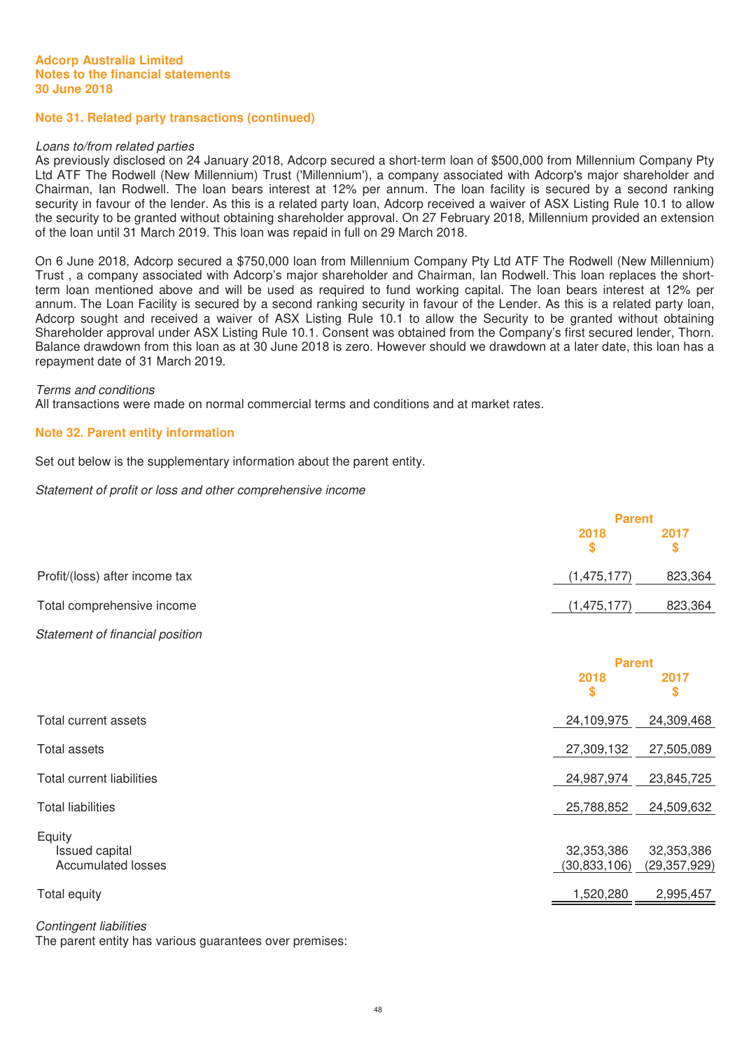**Adcorp Australia Limited**
**Notes to the financial statements**
**30 June 2018**

## Note 31. Related party transactions (continued)

*Loans to/from related parties*

As previously disclosed on 24 January 2018, Adcorp secured a short-term loan of $500,000 from Millennium Company Pty Ltd ATF The Rodwell (New Millennium) Trust ('Millennium'), a company associated with Adcorp's major shareholder and Chairman, Ian Rodwell. The loan bears interest at 12% per annum. The loan facility is secured by a second ranking security in favour of the lender. As this is a related party loan, Adcorp received a waiver of ASX Listing Rule 10.1 to allow the security to be granted without obtaining shareholder approval. On 27 February 2018, Millennium provided an extension of the loan until 31 March 2019. This loan was repaid in full on 29 March 2018.

On 6 June 2018, Adcorp secured a $750,000 loan from Millennium Company Pty Ltd ATF The Rodwell (New Millennium) Trust , a company associated with Adcorp's major shareholder and Chairman, Ian Rodwell. This loan replaces the short-term loan mentioned above and will be used as required to fund working capital. The loan bears interest at 12% per annum. The Loan Facility is secured by a second ranking security in favour of the Lender. As this is a related party loan, Adcorp sought and received a waiver of ASX Listing Rule 10.1 to allow the Security to be granted without obtaining Shareholder approval under ASX Listing Rule 10.1. Consent was obtained from the Company's first secured lender, Thorn. Balance drawdown from this loan as at 30 June 2018 is zero. However should we drawdown at a later date, this loan has a repayment date of 31 March 2019.

*Terms and conditions*

All transactions were made on normal commercial terms and conditions and at market rates.

## Note 32. Parent entity information

Set out below is the supplementary information about the parent entity.

*Statement of profit or loss and other comprehensive income*

| | Parent | |
|---|---|---|
| | 2018 $ | 2017 $ |
| Profit/(loss) after income tax | (1,475,177) | 823,364 |
| Total comprehensive income | (1,475,177) | 823,364 |

*Statement of financial position*

| | Parent | |
|---|---|---|
| | 2018 $ | 2017 $ |
| Total current assets | 24,109,975 | 24,309,468 |
| Total assets | 27,309,132 | 27,505,089 |
| Total current liabilities | 24,987,974 | 23,845,725 |
| Total liabilities | 25,788,852 | 24,509,632 |
| Equity | | |
| Issued capital | 32,353,386 | 32,353,386 |
| Accumulated losses | (30,833,106) | (29,357,929) |
| Total equity | 1,520,280 | 2,995,457 |

*Contingent liabilities*

The parent entity has various guarantees over premises: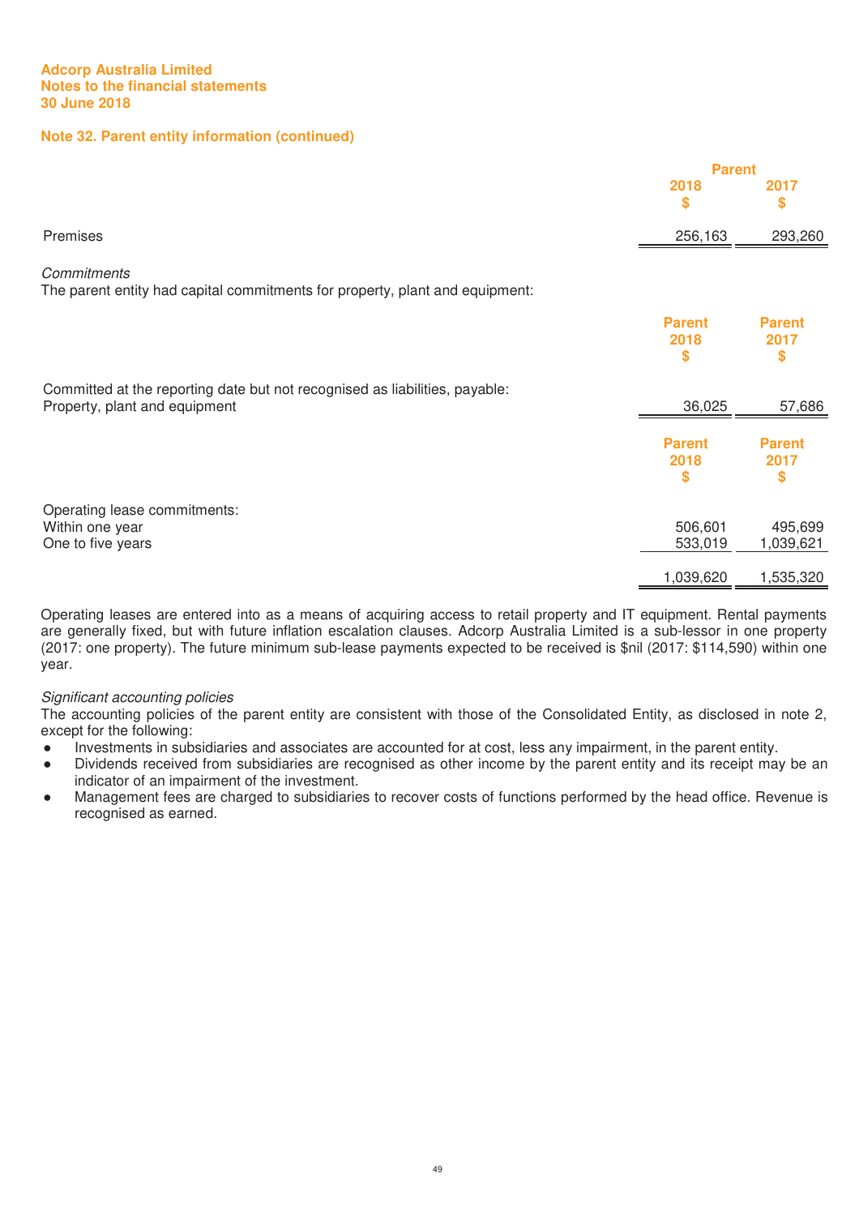Adcorp Australia Limited
Notes to the financial statements
30 June 2018

## Note 32. Parent entity information (continued)

| | Parent 2018 $ | Parent 2017 $ |
|---|---|---|
| Premises | 256,163 | 293,260 |

*Commitments*
The parent entity had capital commitments for property, plant and equipment:

| | Parent 2018 $ | Parent 2017 $ |
|---|---|---|
| Committed at the reporting date but not recognised as liabilities, payable: | | |
| Property, plant and equipment | 36,025 | 57,686 |

| | Parent 2018 $ | Parent 2017 $ |
|---|---|---|
| Operating lease commitments: | | |
| Within one year | 506,601 | 495,699 |
| One to five years | 533,019 | 1,039,621 |
| | 1,039,620 | 1,535,320 |

Operating leases are entered into as a means of acquiring access to retail property and IT equipment. Rental payments are generally fixed, but with future inflation escalation clauses. Adcorp Australia Limited is a sub-lessor in one property (2017: one property). The future minimum sub-lease payments expected to be received is $nil (2017: $114,590) within one year.

*Significant accounting policies*
The accounting policies of the parent entity are consistent with those of the Consolidated Entity, as disclosed in note 2, except for the following:

- Investments in subsidiaries and associates are accounted for at cost, less any impairment, in the parent entity.
- Dividends received from subsidiaries are recognised as other income by the parent entity and its receipt may be an indicator of an impairment of the investment.
- Management fees are charged to subsidiaries to recover costs of functions performed by the head office. Revenue is recognised as earned.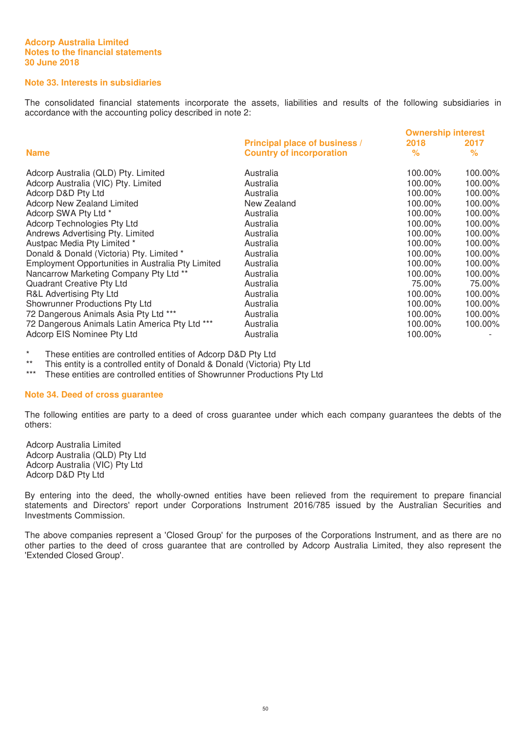Adcorp Australia Limited
Notes to the financial statements
30 June 2018

## Note 33. Interests in subsidiaries

The consolidated financial statements incorporate the assets, liabilities and results of the following subsidiaries in accordance with the accounting policy described in note 2:

| Name | Principal place of business / Country of incorporation | Ownership interest 2018 % | 2017 % |
|---|---|---|---|
| Adcorp Australia (QLD) Pty. Limited | Australia | 100.00% | 100.00% |
| Adcorp Australia (VIC) Pty. Limited | Australia | 100.00% | 100.00% |
| Adcorp D&D Pty Ltd | Australia | 100.00% | 100.00% |
| Adcorp New Zealand Limited | New Zealand | 100.00% | 100.00% |
| Adcorp SWA Pty Ltd * | Australia | 100.00% | 100.00% |
| Adcorp Technologies Pty Ltd | Australia | 100.00% | 100.00% |
| Andrews Advertising Pty. Limited | Australia | 100.00% | 100.00% |
| Austpac Media Pty Limited * | Australia | 100.00% | 100.00% |
| Donald & Donald (Victoria) Pty. Limited * | Australia | 100.00% | 100.00% |
| Employment Opportunities in Australia Pty Limited | Australia | 100.00% | 100.00% |
| Nancarrow Marketing Company Pty Ltd ** | Australia | 100.00% | 100.00% |
| Quadrant Creative Pty Ltd | Australia | 75.00% | 75.00% |
| R&L Advertising Pty Ltd | Australia | 100.00% | 100.00% |
| Showrunner Productions Pty Ltd | Australia | 100.00% | 100.00% |
| 72 Dangerous Animals Asia Pty Ltd *** | Australia | 100.00% | 100.00% |
| 72 Dangerous Animals Latin America Pty Ltd *** | Australia | 100.00% | 100.00% |
| Adcorp EIS Nominee Pty Ltd | Australia | 100.00% | - |

\* These entities are controlled entities of Adcorp D&D Pty Ltd
** This entity is a controlled entity of Donald & Donald (Victoria) Pty Ltd
*** These entities are controlled entities of Showrunner Productions Pty Ltd

## Note 34. Deed of cross guarantee

The following entities are party to a deed of cross guarantee under which each company guarantees the debts of the others:

Adcorp Australia Limited
Adcorp Australia (QLD) Pty Ltd
Adcorp Australia (VIC) Pty Ltd
Adcorp D&D Pty Ltd

By entering into the deed, the wholly-owned entities have been relieved from the requirement to prepare financial statements and Directors' report under Corporations Instrument 2016/785 issued by the Australian Securities and Investments Commission.

The above companies represent a 'Closed Group' for the purposes of the Corporations Instrument, and as there are no other parties to the deed of cross guarantee that are controlled by Adcorp Australia Limited, they also represent the 'Extended Closed Group'.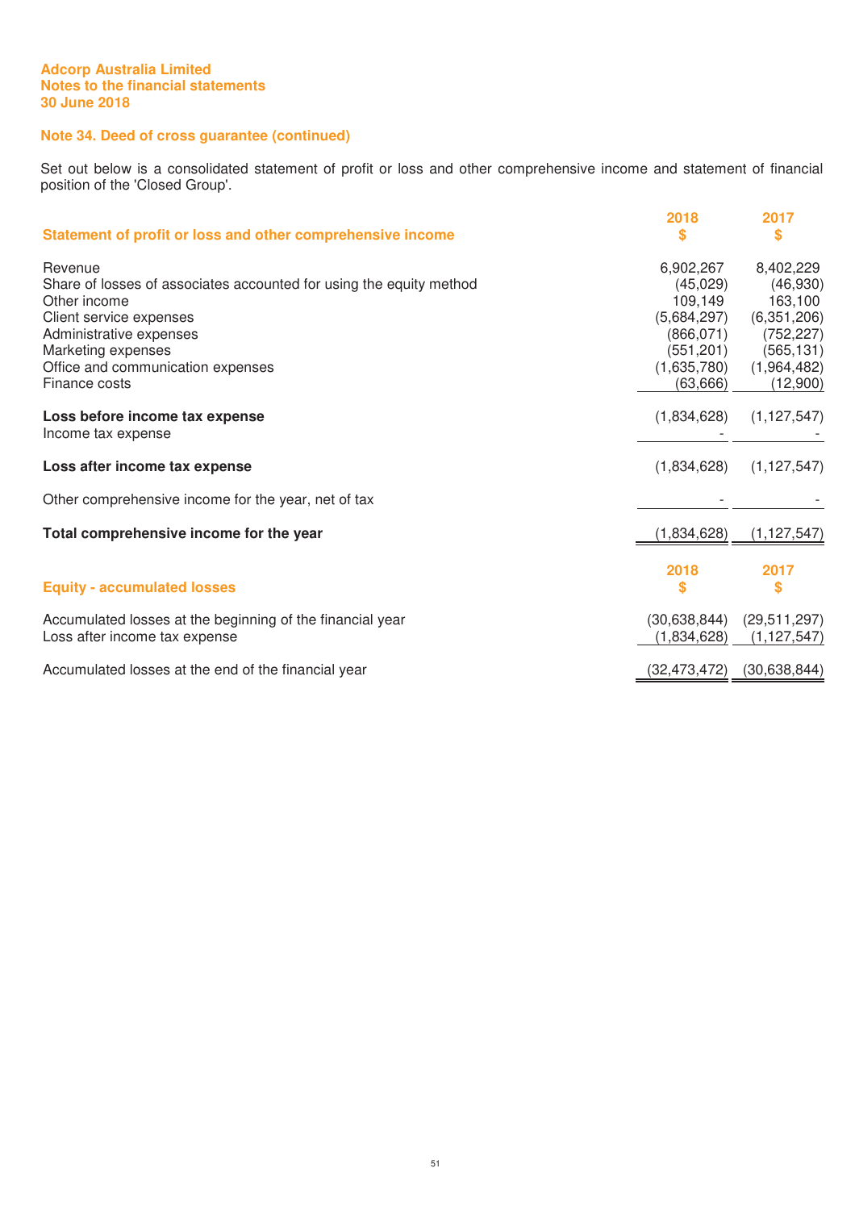**Adcorp Australia Limited**
**Notes to the financial statements**
**30 June 2018**

## Note 34. Deed of cross guarantee (continued)

Set out below is a consolidated statement of profit or loss and other comprehensive income and statement of financial position of the 'Closed Group'.

| Statement of profit or loss and other comprehensive income | 2018 $ | 2017 $ |
|---|---|---|
| Revenue | 6,902,267 | 8,402,229 |
| Share of losses of associates accounted for using the equity method | (45,029) | (46,930) |
| Other income | 109,149 | 163,100 |
| Client service expenses | (5,684,297) | (6,351,206) |
| Administrative expenses | (866,071) | (752,227) |
| Marketing expenses | (551,201) | (565,131) |
| Office and communication expenses | (1,635,780) | (1,964,482) |
| Finance costs | (63,666) | (12,900) |
| **Loss before income tax expense** | (1,834,628) | (1,127,547) |
| Income tax expense | - | - |
| **Loss after income tax expense** | (1,834,628) | (1,127,547) |
| Other comprehensive income for the year, net of tax | - | - |
| **Total comprehensive income for the year** | (1,834,628) | (1,127,547) |

| Equity - accumulated losses | 2018 $ | 2017 $ |
|---|---|---|
| Accumulated losses at the beginning of the financial year | (30,638,844) | (29,511,297) |
| Loss after income tax expense | (1,834,628) | (1,127,547) |
| Accumulated losses at the end of the financial year | (32,473,472) | (30,638,844) |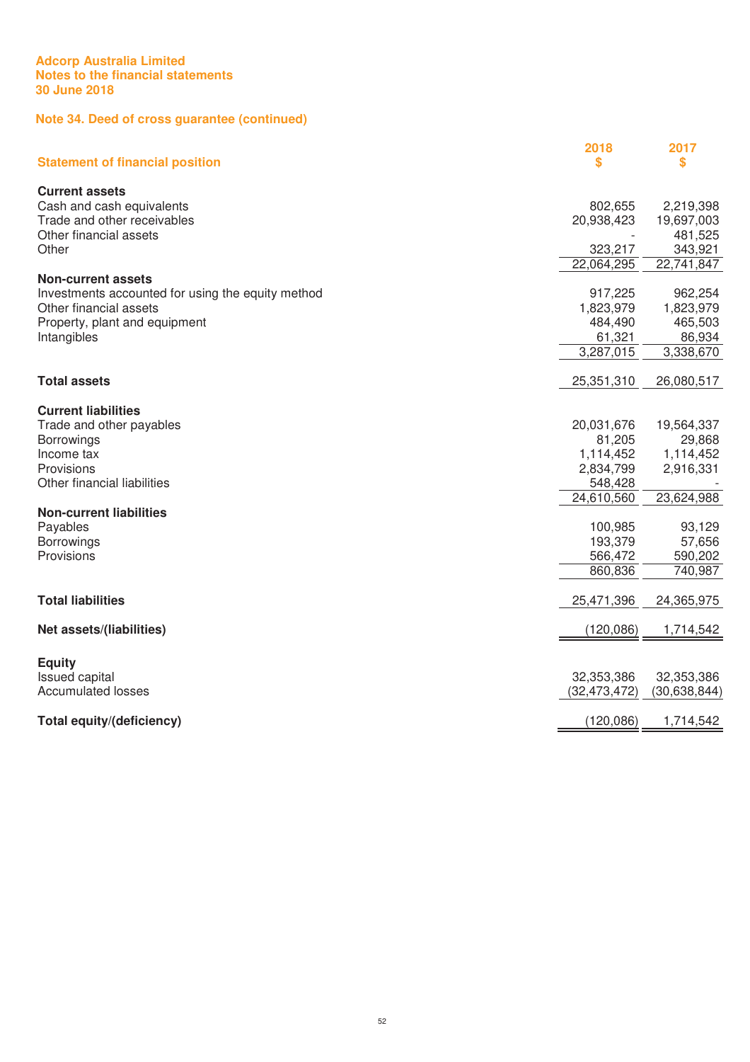Adcorp Australia Limited
Notes to the financial statements
30 June 2018

## Note 34. Deed of cross guarantee (continued)

| Statement of financial position | 2018 $ | 2017 $ |
|---|---|---|
| **Current assets** | | |
| Cash and cash equivalents | 802,655 | 2,219,398 |
| Trade and other receivables | 20,938,423 | 19,697,003 |
| Other financial assets | - | 481,525 |
| Other | 323,217 | 343,921 |
| | 22,064,295 | 22,741,847 |
| **Non-current assets** | | |
| Investments accounted for using the equity method | 917,225 | 962,254 |
| Other financial assets | 1,823,979 | 1,823,979 |
| Property, plant and equipment | 484,490 | 465,503 |
| Intangibles | 61,321 | 86,934 |
| | 3,287,015 | 3,338,670 |
| **Total assets** | 25,351,310 | 26,080,517 |
| **Current liabilities** | | |
| Trade and other payables | 20,031,676 | 19,564,337 |
| Borrowings | 81,205 | 29,868 |
| Income tax | 1,114,452 | 1,114,452 |
| Provisions | 2,834,799 | 2,916,331 |
| Other financial liabilities | 548,428 | - |
| | 24,610,560 | 23,624,988 |
| **Non-current liabilities** | | |
| Payables | 100,985 | 93,129 |
| Borrowings | 193,379 | 57,656 |
| Provisions | 566,472 | 590,202 |
| | 860,836 | 740,987 |
| **Total liabilities** | 25,471,396 | 24,365,975 |
| **Net assets/(liabilities)** | (120,086) | 1,714,542 |
| **Equity** | | |
| Issued capital | 32,353,386 | 32,353,386 |
| Accumulated losses | (32,473,472) | (30,638,844) |
| **Total equity/(deficiency)** | (120,086) | 1,714,542 |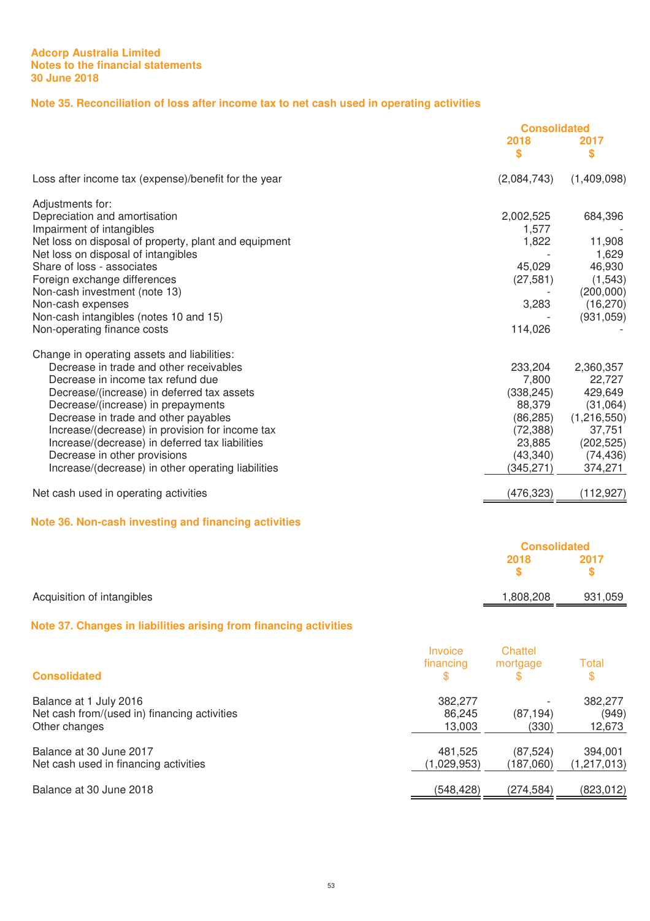**Adcorp Australia Limited**
**Notes to the financial statements**
**30 June 2018**

## Note 35. Reconciliation of loss after income tax to net cash used in operating activities

| | Consolidated 2018 $ | Consolidated 2017 $ |
|---|---|---|
| Loss after income tax (expense)/benefit for the year | (2,084,743) | (1,409,098) |
| | | |
| Adjustments for: | | |
| Depreciation and amortisation | 2,002,525 | 684,396 |
| Impairment of intangibles | 1,577 | - |
| Net loss on disposal of property, plant and equipment | 1,822 | 11,908 |
| Net loss on disposal of intangibles | - | 1,629 |
| Share of loss - associates | 45,029 | 46,930 |
| Foreign exchange differences | (27,581) | (1,543) |
| Non-cash investment (note 13) | - | (200,000) |
| Non-cash expenses | 3,283 | (16,270) |
| Non-cash intangibles (notes 10 and 15) | - | (931,059) |
| Non-operating finance costs | 114,026 | - |
| | | |
| Change in operating assets and liabilities: | | |
| Decrease in trade and other receivables | 233,204 | 2,360,357 |
| Decrease in income tax refund due | 7,800 | 22,727 |
| Decrease/(increase) in deferred tax assets | (338,245) | 429,649 |
| Decrease/(increase) in prepayments | 88,379 | (31,064) |
| Decrease in trade and other payables | (86,285) | (1,216,550) |
| Increase/(decrease) in provision for income tax | (72,388) | 37,751 |
| Increase/(decrease) in deferred tax liabilities | 23,885 | (202,525) |
| Decrease in other provisions | (43,340) | (74,436) |
| Increase/(decrease) in other operating liabilities | (345,271) | 374,271 |
| | | |
| Net cash used in operating activities | (476,323) | (112,927) |

## Note 36. Non-cash investing and financing activities

| | Consolidated 2018 $ | Consolidated 2017 $ |
|---|---|---|
| Acquisition of intangibles | 1,808,208 | 931,059 |

## Note 37. Changes in liabilities arising from financing activities

| Consolidated | Invoice financing $ | Chattel mortgage $ | Total $ |
|---|---|---|---|
| Balance at 1 July 2016 | 382,277 | - | 382,277 |
| Net cash from/(used in) financing activities | 86,245 | (87,194) | (949) |
| Other changes | 13,003 | (330) | 12,673 |
| | | | |
| Balance at 30 June 2017 | 481,525 | (87,524) | 394,001 |
| Net cash used in financing activities | (1,029,953) | (187,060) | (1,217,013) |
| | | | |
| Balance at 30 June 2018 | (548,428) | (274,584) | (823,012) |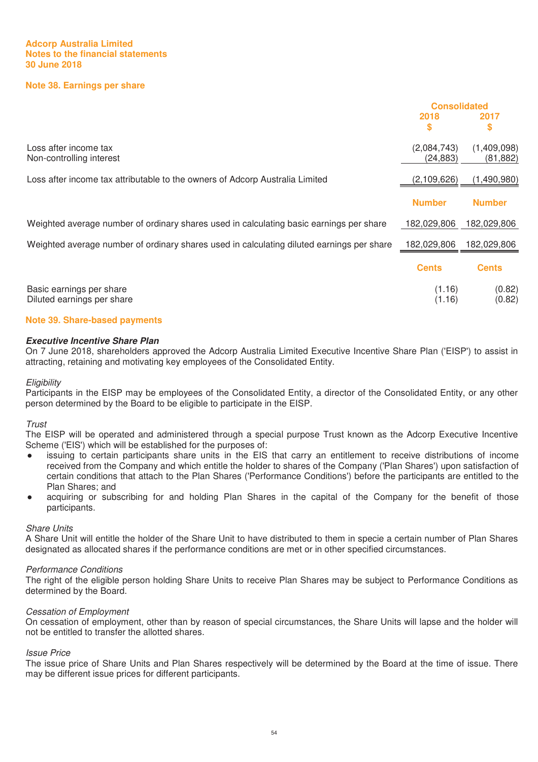## Note 38. Earnings per share

| | Consolidated | |
|---|---|---|
| | 2018 | 2017 |
| | $ | $ |
| Loss after income tax | (2,084,743) | (1,409,098) |
| Non-controlling interest | (24,883) | (81,882) |
| Loss after income tax attributable to the owners of Adcorp Australia Limited | (2,109,626) | (1,490,980) |
| | **Number** | **Number** |
| Weighted average number of ordinary shares used in calculating basic earnings per share | 182,029,806 | 182,029,806 |
| Weighted average number of ordinary shares used in calculating diluted earnings per share | 182,029,806 | 182,029,806 |
| | **Cents** | **Cents** |
| Basic earnings per share | (1.16) | (0.82) |
| Diluted earnings per share | (1.16) | (0.82) |

## Note 39. Share-based payments

***Executive Incentive Share Plan***

On 7 June 2018, shareholders approved the Adcorp Australia Limited Executive Incentive Share Plan ('EISP') to assist in attracting, retaining and motivating key employees of the Consolidated Entity.

*Eligibility*

Participants in the EISP may be employees of the Consolidated Entity, a director of the Consolidated Entity, or any other person determined by the Board to be eligible to participate in the EISP.

*Trust*

The EISP will be operated and administered through a special purpose Trust known as the Adcorp Executive Incentive Scheme ('EIS') which will be established for the purposes of:

- issuing to certain participants share units in the EIS that carry an entitlement to receive distributions of income received from the Company and which entitle the holder to shares of the Company ('Plan Shares') upon satisfaction of certain conditions that attach to the Plan Shares ('Performance Conditions') before the participants are entitled to the Plan Shares; and
- acquiring or subscribing for and holding Plan Shares in the capital of the Company for the benefit of those participants.

*Share Units*

A Share Unit will entitle the holder of the Share Unit to have distributed to them in specie a certain number of Plan Shares designated as allocated shares if the performance conditions are met or in other specified circumstances.

*Performance Conditions*

The right of the eligible person holding Share Units to receive Plan Shares may be subject to Performance Conditions as determined by the Board.

*Cessation of Employment*

On cessation of employment, other than by reason of special circumstances, the Share Units will lapse and the holder will not be entitled to transfer the allotted shares.

*Issue Price*

The issue price of Share Units and Plan Shares respectively will be determined by the Board at the time of issue. There may be different issue prices for different participants.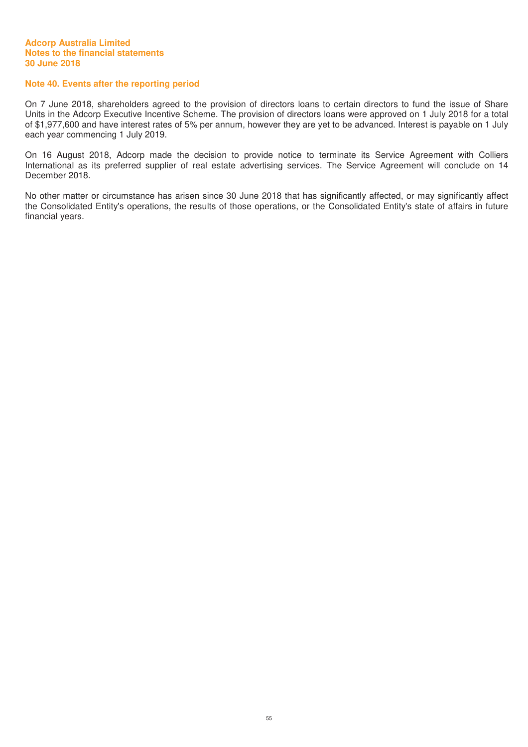# Adcorp Australia Limited
## Notes to the financial statements
## 30 June 2018

### Note 40. Events after the reporting period

On 7 June 2018, shareholders agreed to the provision of directors loans to certain directors to fund the issue of Share Units in the Adcorp Executive Incentive Scheme. The provision of directors loans were approved on 1 July 2018 for a total of $1,977,600 and have interest rates of 5% per annum, however they are yet to be advanced. Interest is payable on 1 July each year commencing 1 July 2019.

On 16 August 2018, Adcorp made the decision to provide notice to terminate its Service Agreement with Colliers International as its preferred supplier of real estate advertising services. The Service Agreement will conclude on 14 December 2018.

No other matter or circumstance has arisen since 30 June 2018 that has significantly affected, or may significantly affect the Consolidated Entity's operations, the results of those operations, or the Consolidated Entity's state of affairs in future financial years.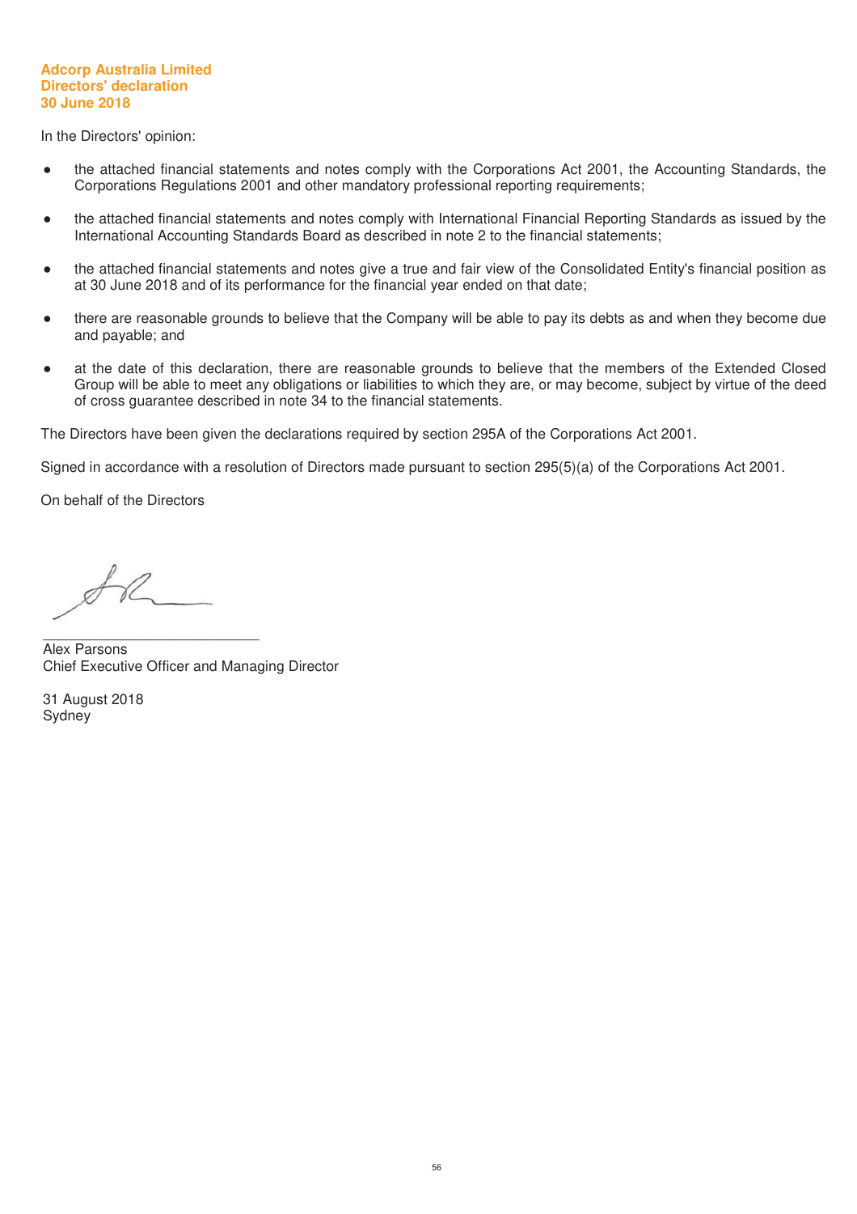**Adcorp Australia Limited**
**Directors' declaration**
**30 June 2018**

In the Directors' opinion:

- the attached financial statements and notes comply with the Corporations Act 2001, the Accounting Standards, the Corporations Regulations 2001 and other mandatory professional reporting requirements;

- the attached financial statements and notes comply with International Financial Reporting Standards as issued by the International Accounting Standards Board as described in note 2 to the financial statements;

- the attached financial statements and notes give a true and fair view of the Consolidated Entity's financial position as at 30 June 2018 and of its performance for the financial year ended on that date;

- there are reasonable grounds to believe that the Company will be able to pay its debts as and when they become due and payable; and

- at the date of this declaration, there are reasonable grounds to believe that the members of the Extended Closed Group will be able to meet any obligations or liabilities to which they are, or may become, subject by virtue of the deed of cross guarantee described in note 34 to the financial statements.

The Directors have been given the declarations required by section 295A of the Corporations Act 2001.

Signed in accordance with a resolution of Directors made pursuant to section 295(5)(a) of the Corporations Act 2001.

On behalf of the Directors

___________________________
Alex Parsons
Chief Executive Officer and Managing Director

31 August 2018
Sydney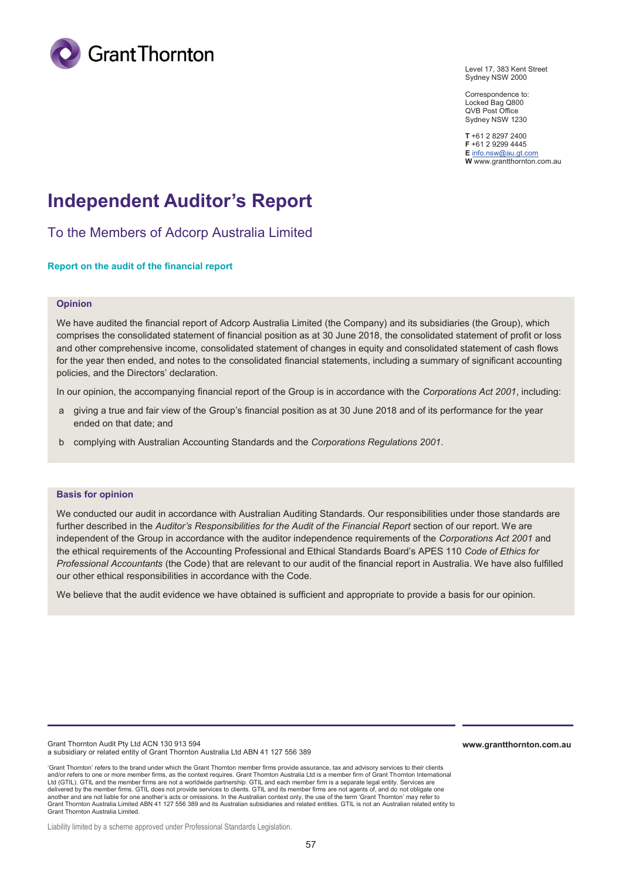Grant Thornton

Level 17, 383 Kent Street
Sydney NSW 2000

Correspondence to:
Locked Bag Q800
QVB Post Office
Sydney NSW 1230

**T** +61 2 8297 2400
**F** +61 2 9299 4445
**E** info.nsw@au.gt.com
**W** www.grantthornton.com.au

# Independent Auditor's Report

## To the Members of Adcorp Australia Limited

### Report on the audit of the financial report

#### Opinion

We have audited the financial report of Adcorp Australia Limited (the Company) and its subsidiaries (the Group), which comprises the consolidated statement of financial position as at 30 June 2018, the consolidated statement of profit or loss and other comprehensive income, consolidated statement of changes in equity and consolidated statement of cash flows for the year then ended, and notes to the consolidated financial statements, including a summary of significant accounting policies, and the Directors' declaration.

In our opinion, the accompanying financial report of the Group is in accordance with the *Corporations Act 2001*, including:

a giving a true and fair view of the Group's financial position as at 30 June 2018 and of its performance for the year ended on that date; and

b complying with Australian Accounting Standards and the *Corporations Regulations 2001*.

#### Basis for opinion

We conducted our audit in accordance with Australian Auditing Standards. Our responsibilities under those standards are further described in the *Auditor's Responsibilities for the Audit of the Financial Report* section of our report. We are independent of the Group in accordance with the auditor independence requirements of the *Corporations Act 2001* and the ethical requirements of the Accounting Professional and Ethical Standards Board's APES 110 *Code of Ethics for Professional Accountants* (the Code) that are relevant to our audit of the financial report in Australia. We have also fulfilled our other ethical responsibilities in accordance with the Code.

We believe that the audit evidence we have obtained is sufficient and appropriate to provide a basis for our opinion.

Grant Thornton Audit Pty Ltd ACN 130 913 594
a subsidiary or related entity of Grant Thornton Australia Ltd ABN 41 127 556 389

**www.grantthornton.com.au**

'Grant Thornton' refers to the brand under which the Grant Thornton member firms provide assurance, tax and advisory services to their clients and/or refers to one or more member firms, as the context requires. Grant Thornton Australia Ltd is a member firm of Grant Thornton International Ltd (GTIL). GTIL and the member firms are not a worldwide partnership. GTIL and each member firm is a separate legal entity. Services are delivered by the member firms. GTIL does not provide services to clients. GTIL and its member firms are not agents of, and do not obligate one another and are not liable for one another's acts or omissions. In the Australian context only, the use of the term 'Grant Thornton' may refer to Grant Thornton Australia Limited ABN 41 127 556 389 and its Australian subsidiaries and related entities. GTIL is not an Australian related entity to Grant Thornton Australia Limited.

Liability limited by a scheme approved under Professional Standards Legislation.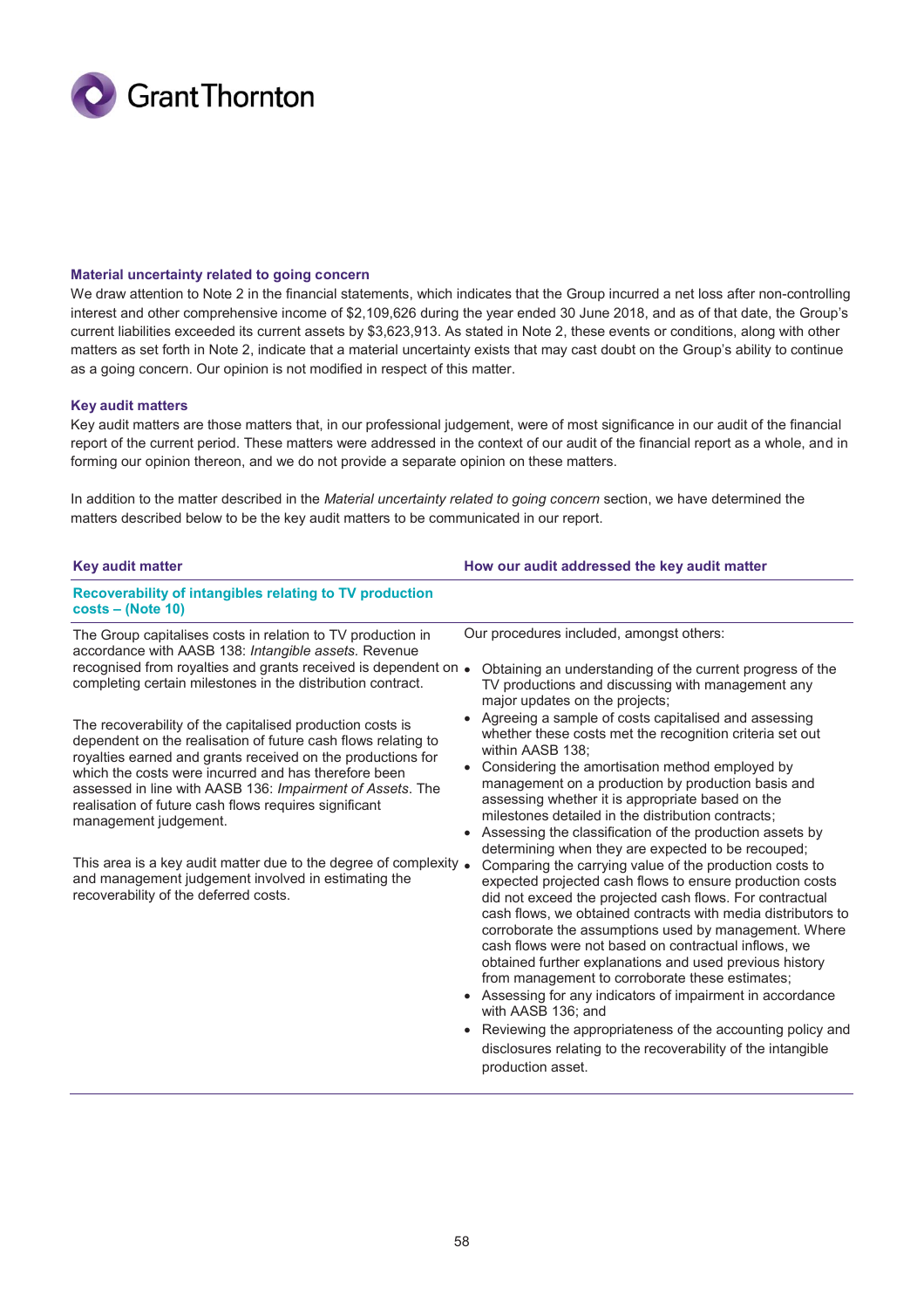### Material uncertainty related to going concern

We draw attention to Note 2 in the financial statements, which indicates that the Group incurred a net loss after non-controlling interest and other comprehensive income of $2,109,626 during the year ended 30 June 2018, and as of that date, the Group's current liabilities exceeded its current assets by $3,623,913. As stated in Note 2, these events or conditions, along with other matters as set forth in Note 2, indicate that a material uncertainty exists that may cast doubt on the Group's ability to continue as a going concern. Our opinion is not modified in respect of this matter.

### Key audit matters

Key audit matters are those matters that, in our professional judgement, were of most significance in our audit of the financial report of the current period. These matters were addressed in the context of our audit of the financial report as a whole, and in forming our opinion thereon, and we do not provide a separate opinion on these matters.

In addition to the matter described in the *Material uncertainty related to going concern* section, we have determined the matters described below to be the key audit matters to be communicated in our report.

| Key audit matter | How our audit addressed the key audit matter |
|---|---|
| **Recoverability of intangibles relating to TV production costs – (Note 10)** | |
| The Group capitalises costs in relation to TV production in accordance with AASB 138: *Intangible assets*. Revenue recognised from royalties and grants received is dependent on completing certain milestones in the distribution contract.<br><br>The recoverability of the capitalised production costs is dependent on the realisation of future cash flows relating to royalties earned and grants received on the productions for which the costs were incurred and has therefore been assessed in line with AASB 136: *Impairment of Assets*. The realisation of future cash flows requires significant management judgement.<br><br>This area is a key audit matter due to the degree of complexity and management judgement involved in estimating the recoverability of the deferred costs. | Our procedures included, amongst others:<br><br>• Obtaining an understanding of the current progress of the TV productions and discussing with management any major updates on the projects;<br>• Agreeing a sample of costs capitalised and assessing whether these costs met the recognition criteria set out within AASB 138;<br>• Considering the amortisation method employed by management on a production by production basis and assessing whether it is appropriate based on the milestones detailed in the distribution contracts;<br>• Assessing the classification of the production assets by determining when they are expected to be recouped;<br>• Comparing the carrying value of the production costs to expected projected cash flows to ensure production costs did not exceed the projected cash flows. For contractual cash flows, we obtained contracts with media distributors to corroborate the assumptions used by management. Where cash flows were not based on contractual inflows, we obtained further explanations and used previous history from management to corroborate these estimates;<br>• Assessing for any indicators of impairment in accordance with AASB 136; and<br>• Reviewing the appropriateness of the accounting policy and disclosures relating to the recoverability of the intangible production asset. |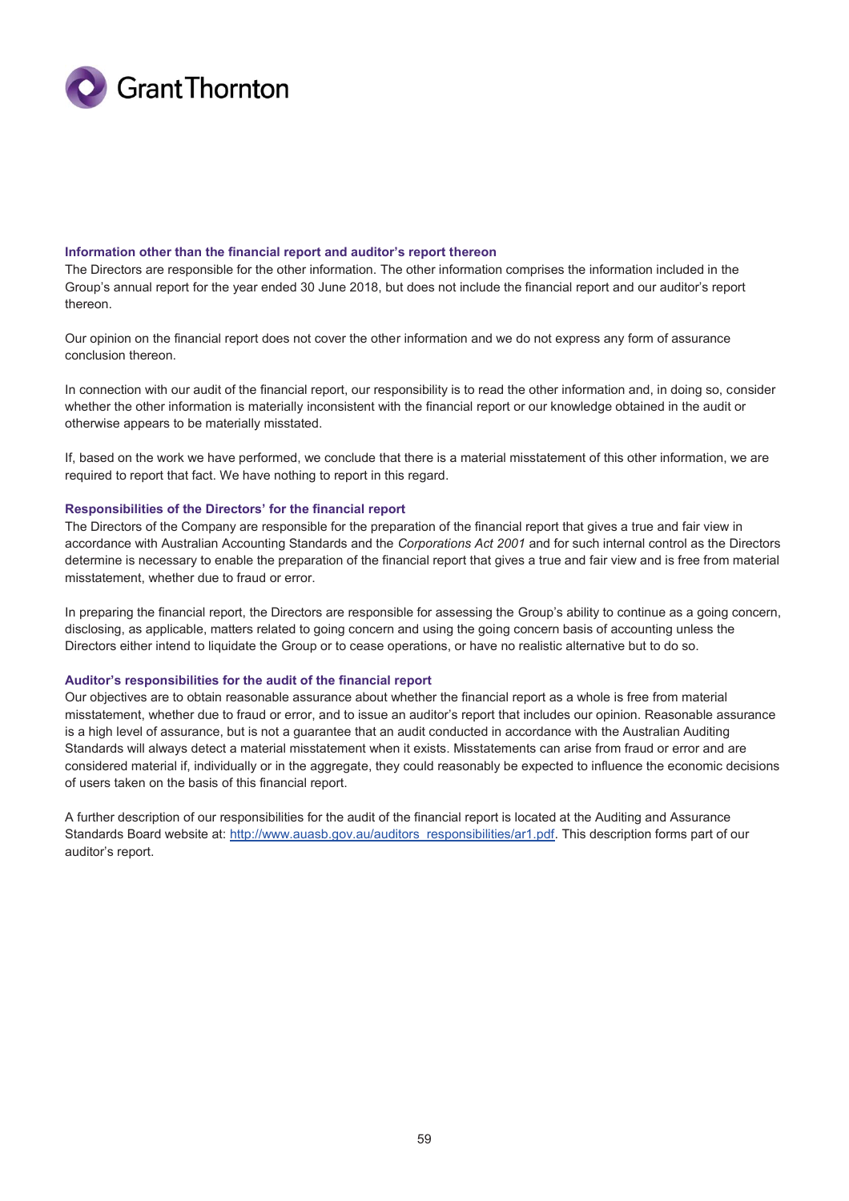### Information other than the financial report and auditor's report thereon

The Directors are responsible for the other information. The other information comprises the information included in the Group's annual report for the year ended 30 June 2018, but does not include the financial report and our auditor's report thereon.

Our opinion on the financial report does not cover the other information and we do not express any form of assurance conclusion thereon.

In connection with our audit of the financial report, our responsibility is to read the other information and, in doing so, consider whether the other information is materially inconsistent with the financial report or our knowledge obtained in the audit or otherwise appears to be materially misstated.

If, based on the work we have performed, we conclude that there is a material misstatement of this other information, we are required to report that fact. We have nothing to report in this regard.

### Responsibilities of the Directors' for the financial report

The Directors of the Company are responsible for the preparation of the financial report that gives a true and fair view in accordance with Australian Accounting Standards and the *Corporations Act 2001* and for such internal control as the Directors determine is necessary to enable the preparation of the financial report that gives a true and fair view and is free from material misstatement, whether due to fraud or error.

In preparing the financial report, the Directors are responsible for assessing the Group's ability to continue as a going concern, disclosing, as applicable, matters related to going concern and using the going concern basis of accounting unless the Directors either intend to liquidate the Group or to cease operations, or have no realistic alternative but to do so.

### Auditor's responsibilities for the audit of the financial report

Our objectives are to obtain reasonable assurance about whether the financial report as a whole is free from material misstatement, whether due to fraud or error, and to issue an auditor's report that includes our opinion. Reasonable assurance is a high level of assurance, but is not a guarantee that an audit conducted in accordance with the Australian Auditing Standards will always detect a material misstatement when it exists. Misstatements can arise from fraud or error and are considered material if, individually or in the aggregate, they could reasonably be expected to influence the economic decisions of users taken on the basis of this financial report.

A further description of our responsibilities for the audit of the financial report is located at the Auditing and Assurance Standards Board website at: http://www.auasb.gov.au/auditors_responsibilities/ar1.pdf. This description forms part of our auditor's report.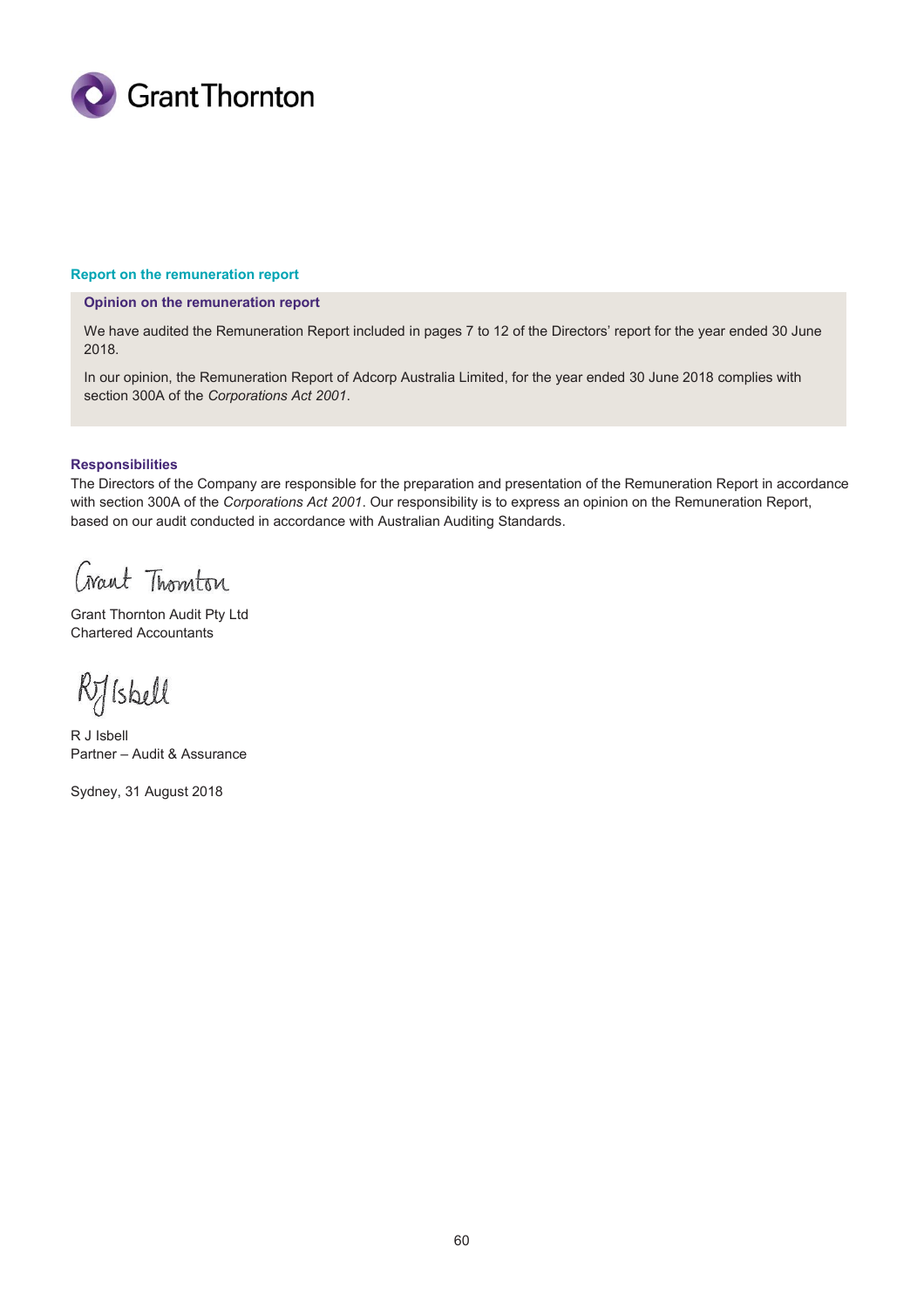## Report on the remuneration report

### Opinion on the remuneration report

We have audited the Remuneration Report included in pages 7 to 12 of the Directors' report for the year ended 30 June 2018.

In our opinion, the Remuneration Report of Adcorp Australia Limited, for the year ended 30 June 2018 complies with section 300A of the *Corporations Act 2001*.

### Responsibilities

The Directors of the Company are responsible for the preparation and presentation of the Remuneration Report in accordance with section 300A of the *Corporations Act 2001*. Our responsibility is to express an opinion on the Remuneration Report, based on our audit conducted in accordance with Australian Auditing Standards.

Grant Thornton

Grant Thornton Audit Pty Ltd
Chartered Accountants

RJ Isbell

R J Isbell
Partner – Audit & Assurance

Sydney, 31 August 2018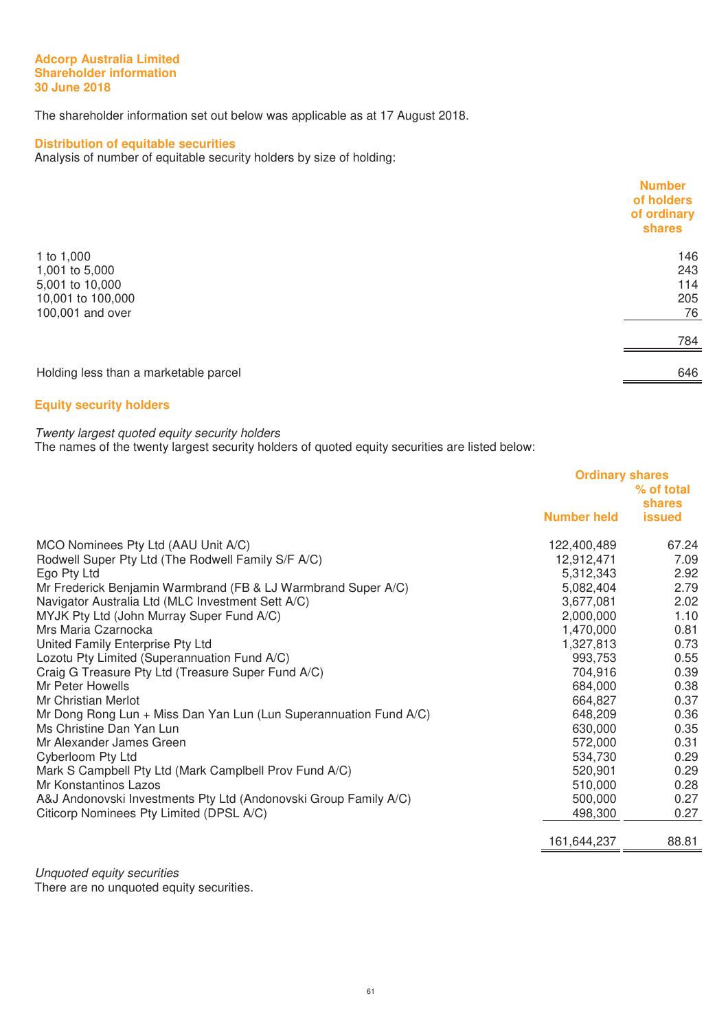**Adcorp Australia Limited**
**Shareholder information**
**30 June 2018**

The shareholder information set out below was applicable as at 17 August 2018.

## Distribution of equitable securities

Analysis of number of equitable security holders by size of holding:

| | Number of holders of ordinary shares |
|---|---|
| 1 to 1,000 | 146 |
| 1,001 to 5,000 | 243 |
| 5,001 to 10,000 | 114 |
| 10,001 to 100,000 | 205 |
| 100,001 and over | 76 |
| | 784 |
| Holding less than a marketable parcel | 646 |

## Equity security holders

*Twenty largest quoted equity security holders*
The names of the twenty largest security holders of quoted equity securities are listed below:

| | Ordinary shares | |
|---|---|---|
| | Number held | % of total shares issued |
| MCO Nominees Pty Ltd (AAU Unit A/C) | 122,400,489 | 67.24 |
| Rodwell Super Pty Ltd (The Rodwell Family S/F A/C) | 12,912,471 | 7.09 |
| Ego Pty Ltd | 5,312,343 | 2.92 |
| Mr Frederick Benjamin Warmbrand (FB & LJ Warmbrand Super A/C) | 5,082,404 | 2.79 |
| Navigator Australia Ltd (MLC Investment Sett A/C) | 3,677,081 | 2.02 |
| MYJK Pty Ltd (John Murray Super Fund A/C) | 2,000,000 | 1.10 |
| Mrs Maria Czarnocka | 1,470,000 | 0.81 |
| United Family Enterprise Pty Ltd | 1,327,813 | 0.73 |
| Lozotu Pty Limited (Superannuation Fund A/C) | 993,753 | 0.55 |
| Craig G Treasure Pty Ltd (Treasure Super Fund A/C) | 704,916 | 0.39 |
| Mr Peter Howells | 684,000 | 0.38 |
| Mr Christian Merlot | 664,827 | 0.37 |
| Mr Dong Rong Lun + Miss Dan Yan Lun (Lun Superannuation Fund A/C) | 648,209 | 0.36 |
| Ms Christine Dan Yan Lun | 630,000 | 0.35 |
| Mr Alexander James Green | 572,000 | 0.31 |
| Cyberloom Pty Ltd | 534,730 | 0.29 |
| Mark S Campbell Pty Ltd (Mark Camplbell Prov Fund A/C) | 520,901 | 0.29 |
| Mr Konstantinos Lazos | 510,000 | 0.28 |
| A&J Andonovski Investments Pty Ltd (Andonovski Group Family A/C) | 500,000 | 0.27 |
| Citicorp Nominees Pty Limited (DPSL A/C) | 498,300 | 0.27 |
| | 161,644,237 | 88.81 |

*Unquoted equity securities*
There are no unquoted equity securities.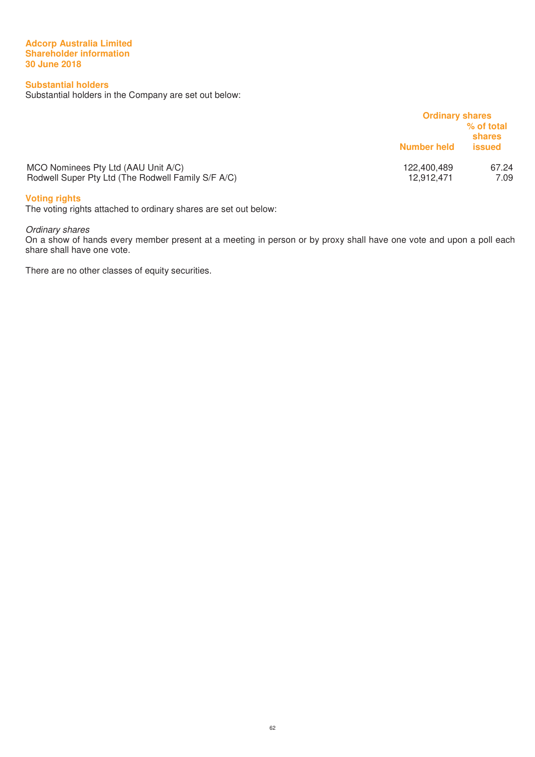**Adcorp Australia Limited**
**Shareholder information**
**30 June 2018**

### Substantial holders

Substantial holders in the Company are set out below:

| | Ordinary shares | |
|---|---|---|
| | Number held | % of total shares issued |
| MCO Nominees Pty Ltd (AAU Unit A/C) | 122,400,489 | 67.24 |
| Rodwell Super Pty Ltd (The Rodwell Family S/F A/C) | 12,912,471 | 7.09 |

### Voting rights

The voting rights attached to ordinary shares are set out below:

*Ordinary shares*
On a show of hands every member present at a meeting in person or by proxy shall have one vote and upon a poll each share shall have one vote.

There are no other classes of equity securities.